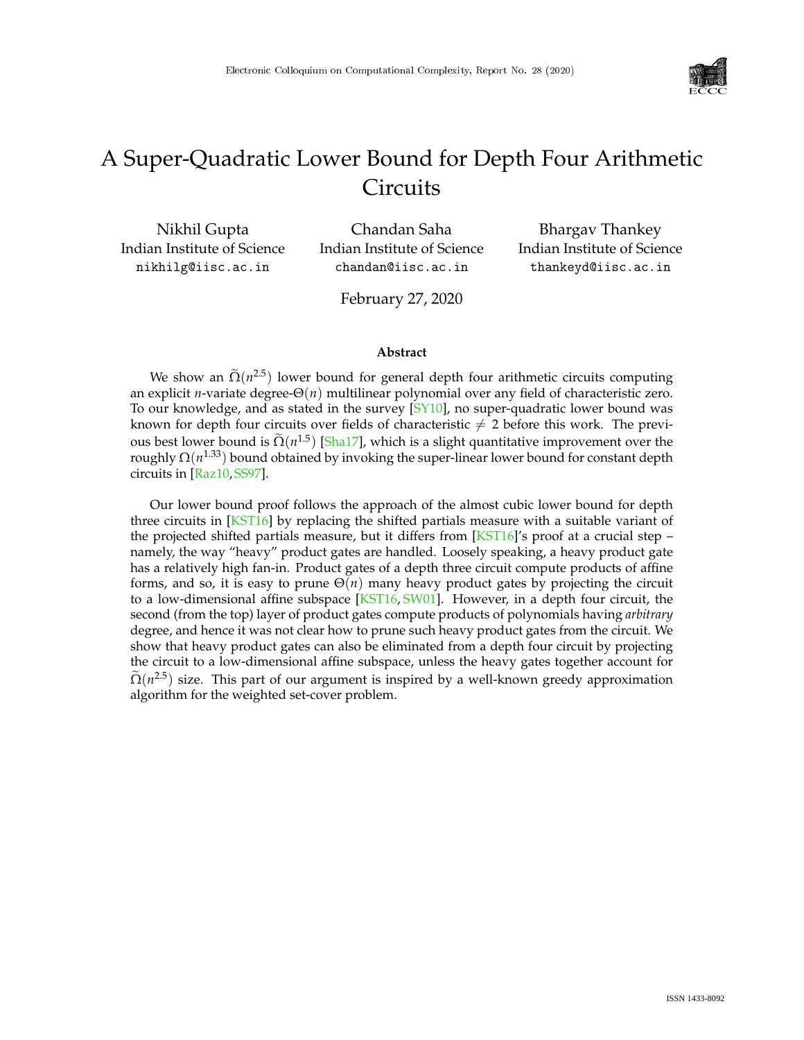# A Super-Quadratic Lower Bound for Depth Four Arithmetic Circuits

Nikhil Gupta
Indian Institute of Science
nikhilg@iisc.ac.in

Chandan Saha
Indian Institute of Science
chandan@iisc.ac.in

Bhargav Thankey
Indian Institute of Science
thankeyd@iisc.ac.in

February 27, 2020

### Abstract

We show an $\widetilde{\Omega}(n^{2.5})$ lower bound for general depth four arithmetic circuits computing an explicit $n$-variate degree-$\Theta(n)$ multilinear polynomial over any field of characteristic zero. To our knowledge, and as stated in the survey [SY10], no super-quadratic lower bound was known for depth four circuits over fields of characteristic $\neq 2$ before this work. The previous best lower bound is $\widetilde{\Omega}(n^{1.5})$ [Sha17], which is a slight quantitative improvement over the roughly $\Omega(n^{1.33})$ bound obtained by invoking the super-linear lower bound for constant depth circuits in [Raz10, SS97].

Our lower bound proof follows the approach of the almost cubic lower bound for depth three circuits in [KST16] by replacing the shifted partials measure with a suitable variant of the projected shifted partials measure, but it differs from [KST16]'s proof at a crucial step – namely, the way "heavy" product gates are handled. Loosely speaking, a heavy product gate has a relatively high fan-in. Product gates of a depth three circuit compute products of affine forms, and so, it is easy to prune $\Theta(n)$ many heavy product gates by projecting the circuit to a low-dimensional affine subspace [KST16, SW01]. However, in a depth four circuit, the second (from the top) layer of product gates compute products of polynomials having *arbitrary* degree, and hence it was not clear how to prune such heavy product gates from the circuit. We show that heavy product gates can also be eliminated from a depth four circuit by projecting the circuit to a low-dimensional affine subspace, unless the heavy gates together account for $\widetilde{\Omega}(n^{2.5})$ size. This part of our argument is inspired by a well-known greedy approximation algorithm for the weighted set-cover problem.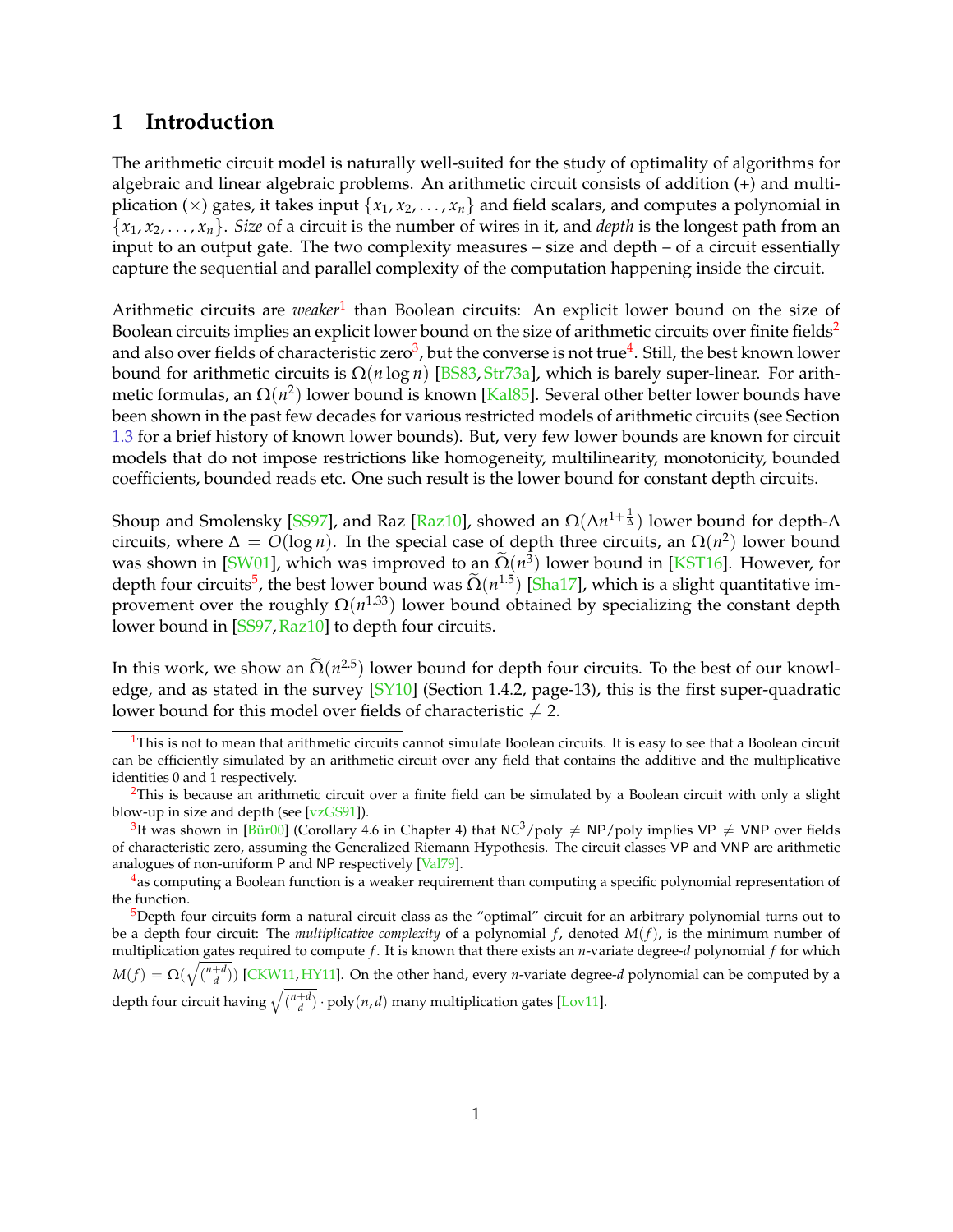## 1 Introduction

The arithmetic circuit model is naturally well-suited for the study of optimality of algorithms for algebraic and linear algebraic problems. An arithmetic circuit consists of addition (+) and multiplication ($\times$) gates, it takes input $\{x_1, x_2, \ldots, x_n\}$ and field scalars, and computes a polynomial in $\{x_1, x_2, \ldots, x_n\}$. *Size* of a circuit is the number of wires in it, and *depth* is the longest path from an input to an output gate. The two complexity measures – size and depth – of a circuit essentially capture the sequential and parallel complexity of the computation happening inside the circuit.

Arithmetic circuits are *weaker*[1] than Boolean circuits: An explicit lower bound on the size of Boolean circuits implies an explicit lower bound on the size of arithmetic circuits over finite fields[2] and also over fields of characteristic zero[3], but the converse is not true[4]. Still, the best known lower bound for arithmetic circuits is $\Omega(n \log n)$ [BS83, Str73a], which is barely super-linear. For arithmetic formulas, an $\Omega(n^2)$ lower bound is known [Kal85]. Several other better lower bounds have been shown in the past few decades for various restricted models of arithmetic circuits (see Section 1.3 for a brief history of known lower bounds). But, very few lower bounds are known for circuit models that do not impose restrictions like homogeneity, multilinearity, monotonicity, bounded coefficients, bounded reads etc. One such result is the lower bound for constant depth circuits.

Shoup and Smolensky [SS97], and Raz [Raz10], showed an $\Omega(\Delta n^{1+\frac{1}{\Delta}})$ lower bound for depth-$\Delta$ circuits, where $\Delta = O(\log n)$. In the special case of depth three circuits, an $\Omega(n^2)$ lower bound was shown in [SW01], which was improved to an $\widetilde{\Omega}(n^3)$ lower bound in [KST16]. However, for depth four circuits[5], the best lower bound was $\widetilde{\Omega}(n^{1.5})$ [Sha17], which is a slight quantitative improvement over the roughly $\Omega(n^{1.33})$ lower bound obtained by specializing the constant depth lower bound in [SS97, Raz10] to depth four circuits.

In this work, we show an $\widetilde{\Omega}(n^{2.5})$ lower bound for depth four circuits. To the best of our knowledge, and as stated in the survey [SY10] (Section 1.4.2, page-13), this is the first super-quadratic lower bound for this model over fields of characteristic $\neq 2$.

---

[1] This is not to mean that arithmetic circuits cannot simulate Boolean circuits. It is easy to see that a Boolean circuit can be efficiently simulated by an arithmetic circuit over any field that contains the additive and the multiplicative identities 0 and 1 respectively.

[2] This is because an arithmetic circuit over a finite field can be simulated by a Boolean circuit with only a slight blow-up in size and depth (see [vzGS91]).

[3] It was shown in [Bür00] (Corollary 4.6 in Chapter 4) that $\mathsf{NC}^3/\mathsf{poly} \neq \mathsf{NP}/\mathsf{poly}$ implies $\mathsf{VP} \neq \mathsf{VNP}$ over fields of characteristic zero, assuming the Generalized Riemann Hypothesis. The circuit classes VP and VNP are arithmetic analogues of non-uniform P and NP respectively [Val79].

[4] as computing a Boolean function is a weaker requirement than computing a specific polynomial representation of the function.

[5] Depth four circuits form a natural circuit class as the "optimal" circuit for an arbitrary polynomial turns out to be a depth four circuit: The *multiplicative complexity* of a polynomial $f$, denoted $M(f)$, is the minimum number of multiplication gates required to compute $f$. It is known that there exists an $n$-variate degree-$d$ polynomial $f$ for which $M(f) = \Omega(\sqrt{\binom{n+d}{d}})$ [CKW11, HY11]. On the other hand, every $n$-variate degree-$d$ polynomial can be computed by a depth four circuit having $\sqrt{\binom{n+d}{d}} \cdot \mathrm{poly}(n, d)$ many multiplication gates [Lov11].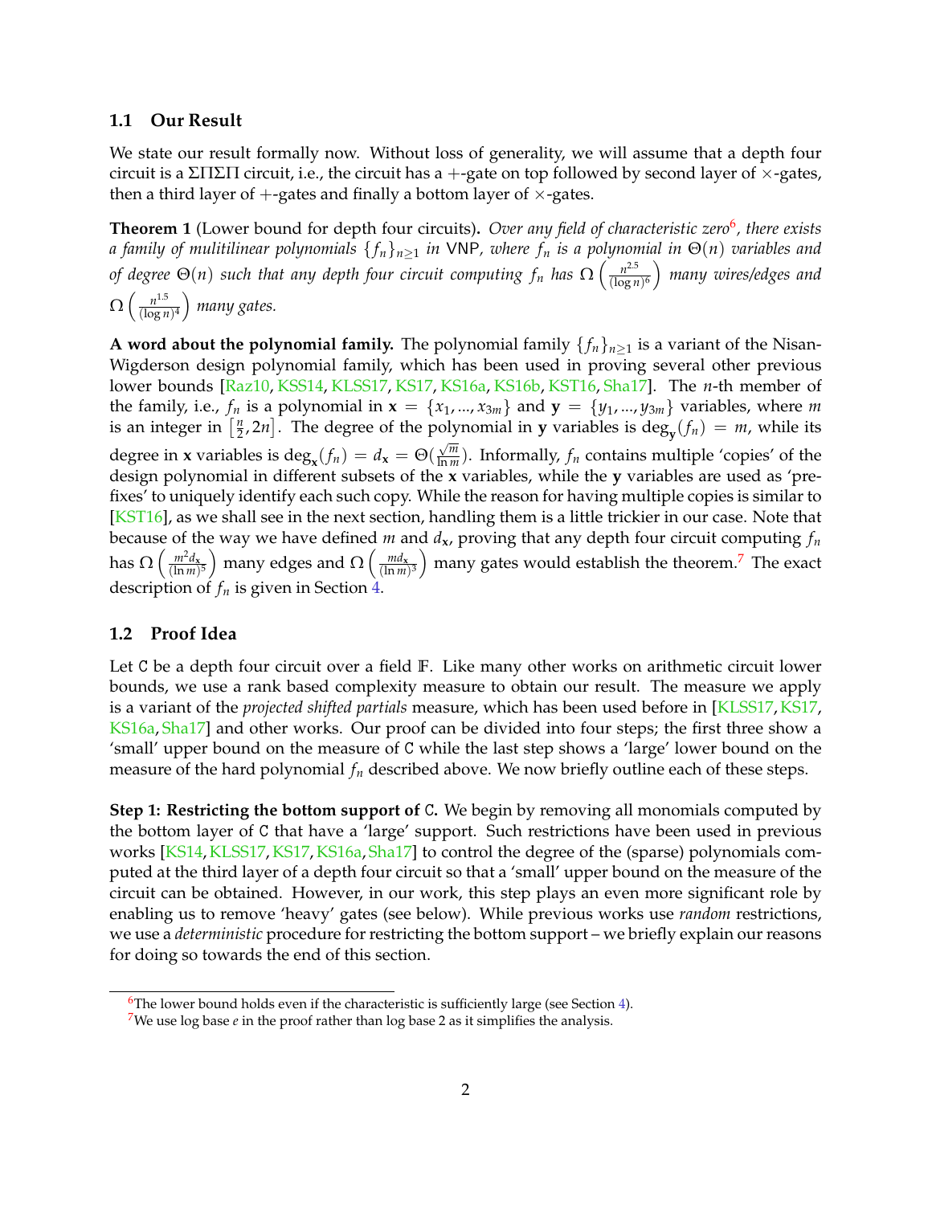### 1.1 Our Result

We state our result formally now. Without loss of generality, we will assume that a depth four circuit is a $\Sigma\Pi\Sigma\Pi$ circuit, i.e., the circuit has a $+$-gate on top followed by second layer of $\times$-gates, then a third layer of $+$-gates and finally a bottom layer of $\times$-gates.

**Theorem 1** (Lower bound for depth four circuits)**.** *Over any field of characteristic zero*[6]*, there exists a family of mulitilinear polynomials $\{f_n\}_{n\geq 1}$ in* VNP*, where $f_n$ is a polynomial in $\Theta(n)$ variables and of degree $\Theta(n)$ such that any depth four circuit computing $f_n$ has $\Omega\left(\frac{n^{2.5}}{(\log n)^6}\right)$ many wires/edges and $\Omega\left(\frac{n^{1.5}}{(\log n)^4}\right)$ many gates.*

**A word about the polynomial family.** The polynomial family $\{f_n\}_{n\geq 1}$ is a variant of the Nisan-Wigderson design polynomial family, which has been used in proving several other previous lower bounds [Raz10, KSS14, KLSS17, KS17, KS16a, KS16b, KST16, Sha17]. The $n$-th member of the family, i.e., $f_n$ is a polynomial in $\mathbf{x} = \{x_1, ..., x_{3m}\}$ and $\mathbf{y} = \{y_1, ..., y_{3m}\}$ variables, where $m$ is an integer in $\left[\frac{n}{2}, 2n\right]$. The degree of the polynomial in $\mathbf{y}$ variables is $\deg_{\mathbf{y}}(f_n) = m$, while its degree in $\mathbf{x}$ variables is $\deg_{\mathbf{x}}(f_n) = d_{\mathbf{x}} = \Theta(\frac{\sqrt{m}}{\ln m})$. Informally, $f_n$ contains multiple 'copies' of the design polynomial in different subsets of the $\mathbf{x}$ variables, while the $\mathbf{y}$ variables are used as 'prefixes' to uniquely identify each such copy. While the reason for having multiple copies is similar to [KST16], as we shall see in the next section, handling them is a little trickier in our case. Note that because of the way we have defined $m$ and $d_{\mathbf{x}}$, proving that any depth four circuit computing $f_n$ has $\Omega\left(\frac{m^2 d_{\mathbf{x}}}{(\ln m)^5}\right)$ many edges and $\Omega\left(\frac{m d_{\mathbf{x}}}{(\ln m)^3}\right)$ many gates would establish the theorem.[7] The exact description of $f_n$ is given in Section 4.

### 1.2 Proof Idea

Let C be a depth four circuit over a field $\mathbb{F}$. Like many other works on arithmetic circuit lower bounds, we use a rank based complexity measure to obtain our result. The measure we apply is a variant of the *projected shifted partials* measure, which has been used before in [KLSS17, KS17, KS16a, Sha17] and other works. Our proof can be divided into four steps; the first three show a 'small' upper bound on the measure of C while the last step shows a 'large' lower bound on the measure of the hard polynomial $f_n$ described above. We now briefly outline each of these steps.

**Step 1: Restricting the bottom support of C.** We begin by removing all monomials computed by the bottom layer of C that have a 'large' support. Such restrictions have been used in previous works [KS14, KLSS17, KS17, KS16a, Sha17] to control the degree of the (sparse) polynomials computed at the third layer of a depth four circuit so that a 'small' upper bound on the measure of the circuit can be obtained. However, in our work, this step plays an even more significant role by enabling us to remove 'heavy' gates (see below). While previous works use *random* restrictions, we use a *deterministic* procedure for restricting the bottom support – we briefly explain our reasons for doing so towards the end of this section.

[6] The lower bound holds even if the characteristic is sufficiently large (see Section 4).

[7] We use log base $e$ in the proof rather than log base 2 as it simplifies the analysis.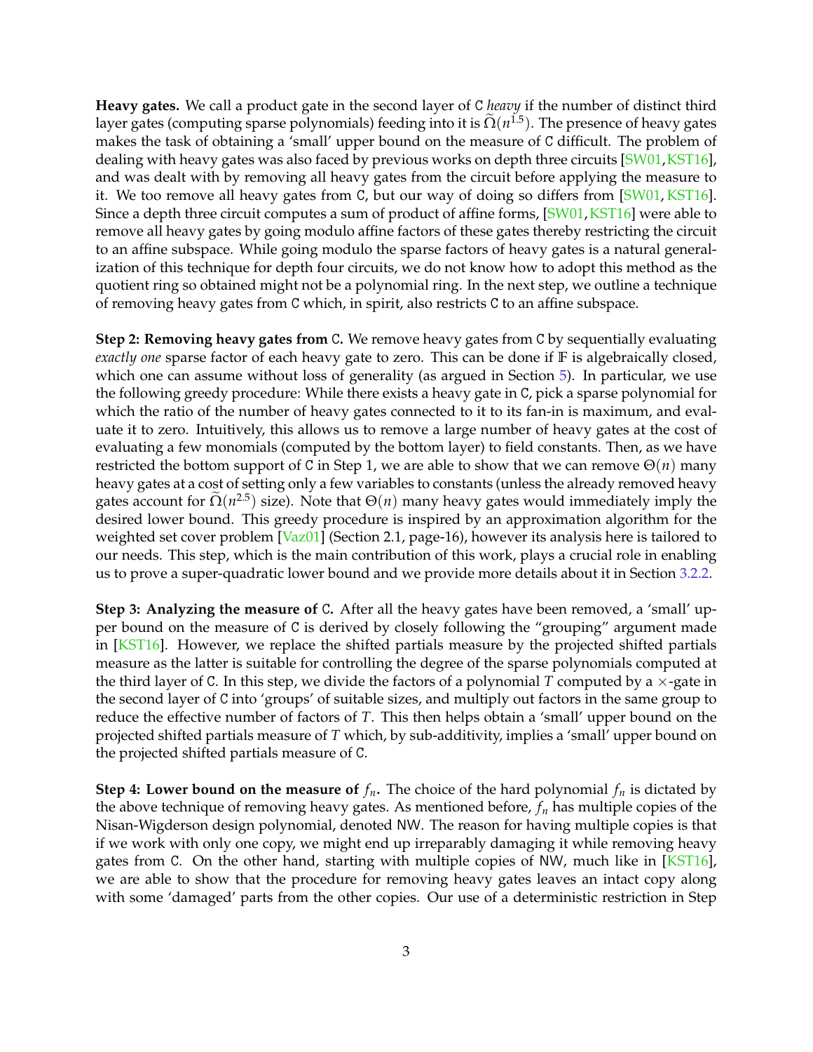**Heavy gates.** We call a product gate in the second layer of C *heavy* if the number of distinct third layer gates (computing sparse polynomials) feeding into it is $\widetilde{\Omega}(n^{1.5})$. The presence of heavy gates makes the task of obtaining a 'small' upper bound on the measure of C difficult. The problem of dealing with heavy gates was also faced by previous works on depth three circuits [SW01, KST16], and was dealt with by removing all heavy gates from the circuit before applying the measure to it. We too remove all heavy gates from C, but our way of doing so differs from [SW01, KST16]. Since a depth three circuit computes a sum of product of affine forms, [SW01, KST16] were able to remove all heavy gates by going modulo affine factors of these gates thereby restricting the circuit to an affine subspace. While going modulo the sparse factors of heavy gates is a natural generalization of this technique for depth four circuits, we do not know how to adopt this method as the quotient ring so obtained might not be a polynomial ring. In the next step, we outline a technique of removing heavy gates from C which, in spirit, also restricts C to an affine subspace.

**Step 2: Removing heavy gates from C.** We remove heavy gates from C by sequentially evaluating *exactly one* sparse factor of each heavy gate to zero. This can be done if $\mathbb{F}$ is algebraically closed, which one can assume without loss of generality (as argued in Section 5). In particular, we use the following greedy procedure: While there exists a heavy gate in C, pick a sparse polynomial for which the ratio of the number of heavy gates connected to it to its fan-in is maximum, and evaluate it to zero. Intuitively, this allows us to remove a large number of heavy gates at the cost of evaluating a few monomials (computed by the bottom layer) to field constants. Then, as we have restricted the bottom support of C in Step 1, we are able to show that we can remove $\Theta(n)$ many heavy gates at a cost of setting only a few variables to constants (unless the already removed heavy gates account for $\widetilde{\Omega}(n^{2.5})$ size). Note that $\Theta(n)$ many heavy gates would immediately imply the desired lower bound. This greedy procedure is inspired by an approximation algorithm for the weighted set cover problem [Vaz01] (Section 2.1, page-16), however its analysis here is tailored to our needs. This step, which is the main contribution of this work, plays a crucial role in enabling us to prove a super-quadratic lower bound and we provide more details about it in Section 3.2.2.

**Step 3: Analyzing the measure of C.** After all the heavy gates have been removed, a 'small' upper bound on the measure of C is derived by closely following the "grouping" argument made in [KST16]. However, we replace the shifted partials measure by the projected shifted partials measure as the latter is suitable for controlling the degree of the sparse polynomials computed at the third layer of C. In this step, we divide the factors of a polynomial $T$ computed by a $\times$-gate in the second layer of C into 'groups' of suitable sizes, and multiply out factors in the same group to reduce the effective number of factors of $T$. This then helps obtain a 'small' upper bound on the projected shifted partials measure of $T$ which, by sub-additivity, implies a 'small' upper bound on the projected shifted partials measure of C.

**Step 4: Lower bound on the measure of $f_n$.** The choice of the hard polynomial $f_n$ is dictated by the above technique of removing heavy gates. As mentioned before, $f_n$ has multiple copies of the Nisan-Wigderson design polynomial, denoted NW. The reason for having multiple copies is that if we work with only one copy, we might end up irreparably damaging it while removing heavy gates from C. On the other hand, starting with multiple copies of NW, much like in [KST16], we are able to show that the procedure for removing heavy gates leaves an intact copy along with some 'damaged' parts from the other copies. Our use of a deterministic restriction in Step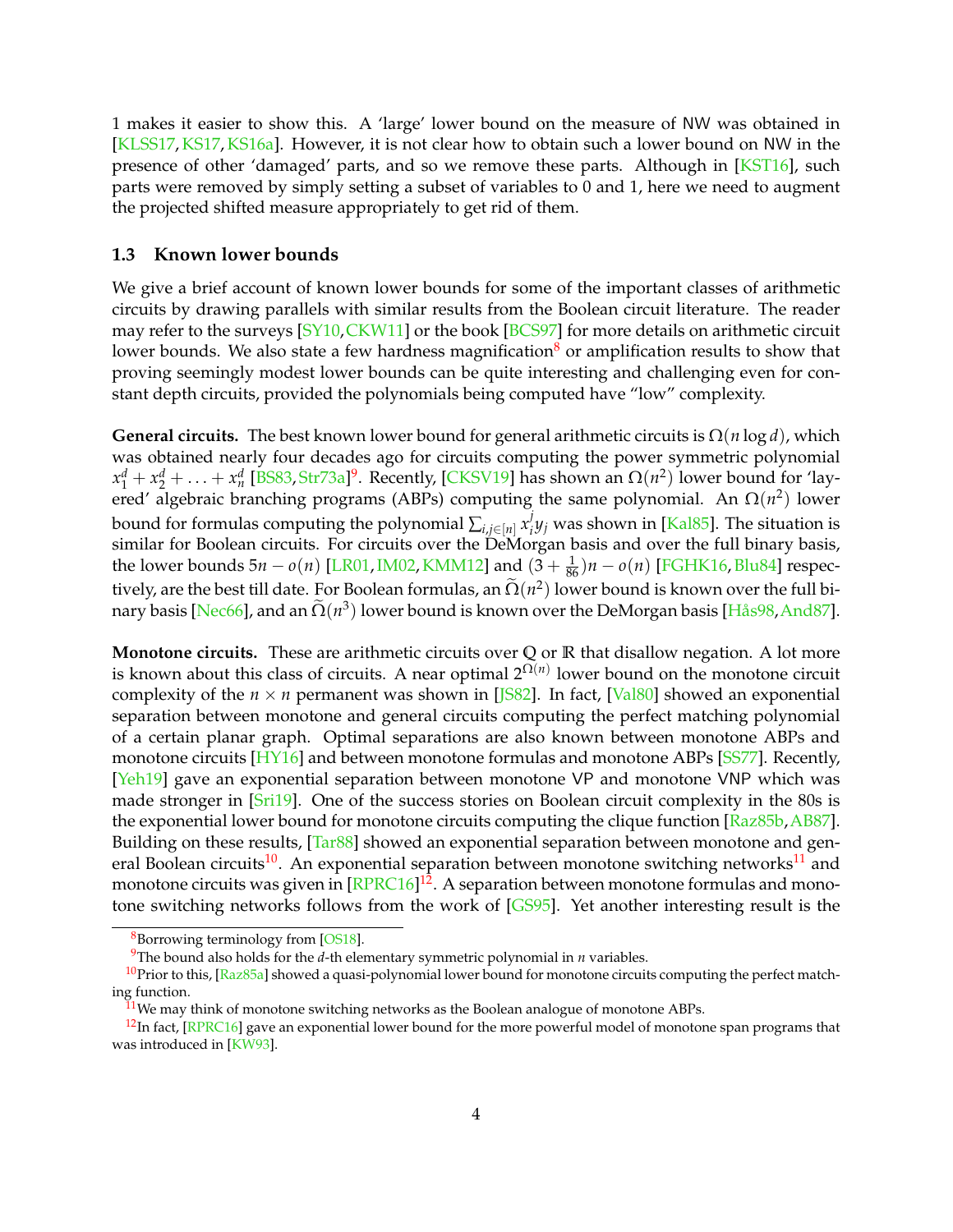1 makes it easier to show this. A 'large' lower bound on the measure of NW was obtained in [KLSS17, KS17, KS16a]. However, it is not clear how to obtain such a lower bound on NW in the presence of other 'damaged' parts, and so we remove these parts. Although in [KST16], such parts were removed by simply setting a subset of variables to 0 and 1, here we need to augment the projected shifted measure appropriately to get rid of them.

### 1.3 Known lower bounds

We give a brief account of known lower bounds for some of the important classes of arithmetic circuits by drawing parallels with similar results from the Boolean circuit literature. The reader may refer to the surveys [SY10, CKW11] or the book [BCS97] for more details on arithmetic circuit lower bounds. We also state a few hardness magnification[8] or amplification results to show that proving seemingly modest lower bounds can be quite interesting and challenging even for constant depth circuits, provided the polynomials being computed have "low" complexity.

**General circuits.** The best known lower bound for general arithmetic circuits is $\Omega(n \log d)$, which was obtained nearly four decades ago for circuits computing the power symmetric polynomial $x_1^d + x_2^d + \ldots + x_n^d$ [BS83, Str73a][9]. Recently, [CKSV19] has shown an $\Omega(n^2)$ lower bound for 'layered' algebraic branching programs (ABPs) computing the same polynomial. An $\Omega(n^2)$ lower bound for formulas computing the polynomial $\sum_{i,j \in [n]} x_i^j y_j$ was shown in [Kal85]. The situation is similar for Boolean circuits. For circuits over the DeMorgan basis and over the full binary basis, the lower bounds $5n - o(n)$ [LR01, IM02, KMM12] and $(3 + \frac{1}{86})n - o(n)$ [FGHK16, Blu84] respectively, are the best till date. For Boolean formulas, an $\widetilde{\Omega}(n^2)$ lower bound is known over the full binary basis [Nec66], and an $\widetilde{\Omega}(n^3)$ lower bound is known over the DeMorgan basis [Hås98, And87].

**Monotone circuits.** These are arithmetic circuits over $\mathbb{Q}$ or $\mathbb{R}$ that disallow negation. A lot more is known about this class of circuits. A near optimal $2^{\Omega(n)}$ lower bound on the monotone circuit complexity of the $n \times n$ permanent was shown in [JS82]. In fact, [Val80] showed an exponential separation between monotone and general circuits computing the perfect matching polynomial of a certain planar graph. Optimal separations are also known between monotone ABPs and monotone circuits [HY16] and between monotone formulas and monotone ABPs [SS77]. Recently, [Yeh19] gave an exponential separation between monotone VP and monotone VNP which was made stronger in [Sri19]. One of the success stories on Boolean circuit complexity in the 80s is the exponential lower bound for monotone circuits computing the clique function [Raz85b, AB87]. Building on these results, [Tar88] showed an exponential separation between monotone and general Boolean circuits[10]. An exponential separation between monotone switching networks[11] and monotone circuits was given in [RPRC16][12]. A separation between monotone formulas and monotone switching networks follows from the work of [GS95]. Yet another interesting result is the

---

[8] Borrowing terminology from [OS18].

[9] The bound also holds for the $d$-th elementary symmetric polynomial in $n$ variables.

[10] Prior to this, [Raz85a] showed a quasi-polynomial lower bound for monotone circuits computing the perfect matching function.

[11] We may think of monotone switching networks as the Boolean analogue of monotone ABPs.

[12] In fact, [RPRC16] gave an exponential lower bound for the more powerful model of monotone span programs that was introduced in [KW93].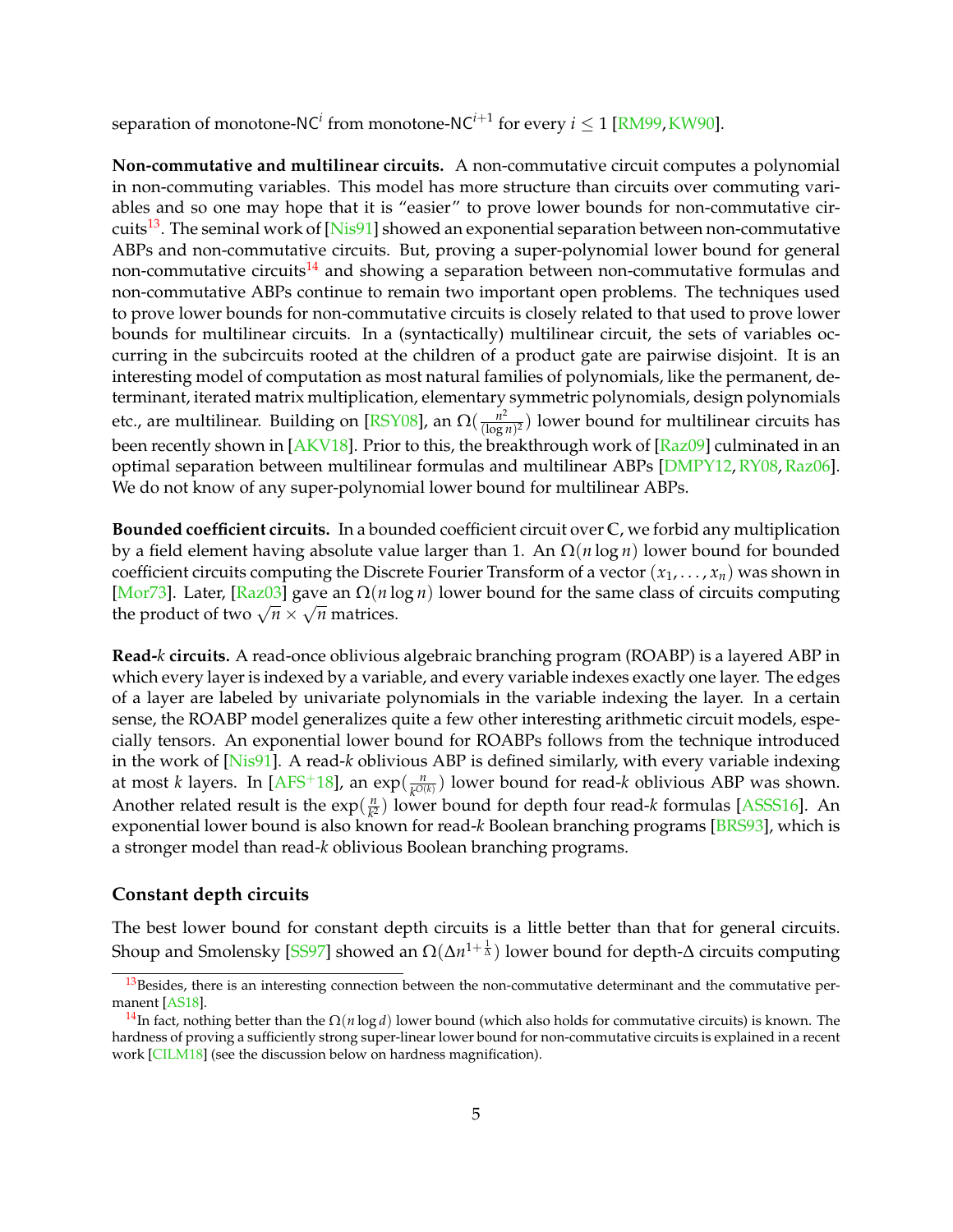separation of monotone-$\mathsf{NC}^i$ from monotone-$\mathsf{NC}^{i+1}$ for every $i \leq 1$ [RM99, KW90].

**Non-commutative and multilinear circuits.** A non-commutative circuit computes a polynomial in non-commuting variables. This model has more structure than circuits over commuting variables and so one may hope that it is "easier" to prove lower bounds for non-commutative circuits[13]. The seminal work of [Nis91] showed an exponential separation between non-commutative ABPs and non-commutative circuits. But, proving a super-polynomial lower bound for general non-commutative circuits[14] and showing a separation between non-commutative formulas and non-commutative ABPs continue to remain two important open problems. The techniques used to prove lower bounds for non-commutative circuits is closely related to that used to prove lower bounds for multilinear circuits. In a (syntactically) multilinear circuit, the sets of variables occurring in the subcircuits rooted at the children of a product gate are pairwise disjoint. It is an interesting model of computation as most natural families of polynomials, like the permanent, determinant, iterated matrix multiplication, elementary symmetric polynomials, design polynomials etc., are multilinear. Building on [RSY08], an $\Omega(\frac{n^2}{(\log n)^2})$ lower bound for multilinear circuits has been recently shown in [AKV18]. Prior to this, the breakthrough work of [Raz09] culminated in an optimal separation between multilinear formulas and multilinear ABPs [DMPY12, RY08, Raz06]. We do not know of any super-polynomial lower bound for multilinear ABPs.

**Bounded coefficient circuits.** In a bounded coefficient circuit over $\mathbb{C}$, we forbid any multiplication by a field element having absolute value larger than 1. An $\Omega(n \log n)$ lower bound for bounded coefficient circuits computing the Discrete Fourier Transform of a vector $(x_1, \ldots, x_n)$ was shown in [Mor73]. Later, [Raz03] gave an $\Omega(n \log n)$ lower bound for the same class of circuits computing the product of two $\sqrt{n} \times \sqrt{n}$ matrices.

**Read-$k$ circuits.** A read-once oblivious algebraic branching program (ROABP) is a layered ABP in which every layer is indexed by a variable, and every variable indexes exactly one layer. The edges of a layer are labeled by univariate polynomials in the variable indexing the layer. In a certain sense, the ROABP model generalizes quite a few other interesting arithmetic circuit models, especially tensors. An exponential lower bound for ROABPs follows from the technique introduced in the work of [Nis91]. A read-$k$ oblivious ABP is defined similarly, with every variable indexing at most $k$ layers. In [AFS+18], an $\exp(\frac{n}{k^{O(k)}})$ lower bound for read-$k$ oblivious ABP was shown. Another related result is the $\exp(\frac{n}{k^2})$ lower bound for depth four read-$k$ formulas [ASSS16]. An exponential lower bound is also known for read-$k$ Boolean branching programs [BRS93], which is a stronger model than read-$k$ oblivious Boolean branching programs.

### Constant depth circuits

The best lower bound for constant depth circuits is a little better than that for general circuits. Shoup and Smolensky [SS97] showed an $\Omega(\Delta n^{1+\frac{1}{\Delta}})$ lower bound for depth-$\Delta$ circuits computing

[13] Besides, there is an interesting connection between the non-commutative determinant and the commutative permanent [AS18].

[14] In fact, nothing better than the $\Omega(n \log d)$ lower bound (which also holds for commutative circuits) is known. The hardness of proving a sufficiently strong super-linear lower bound for non-commutative circuits is explained in a recent work [CILM18] (see the discussion below on hardness magnification).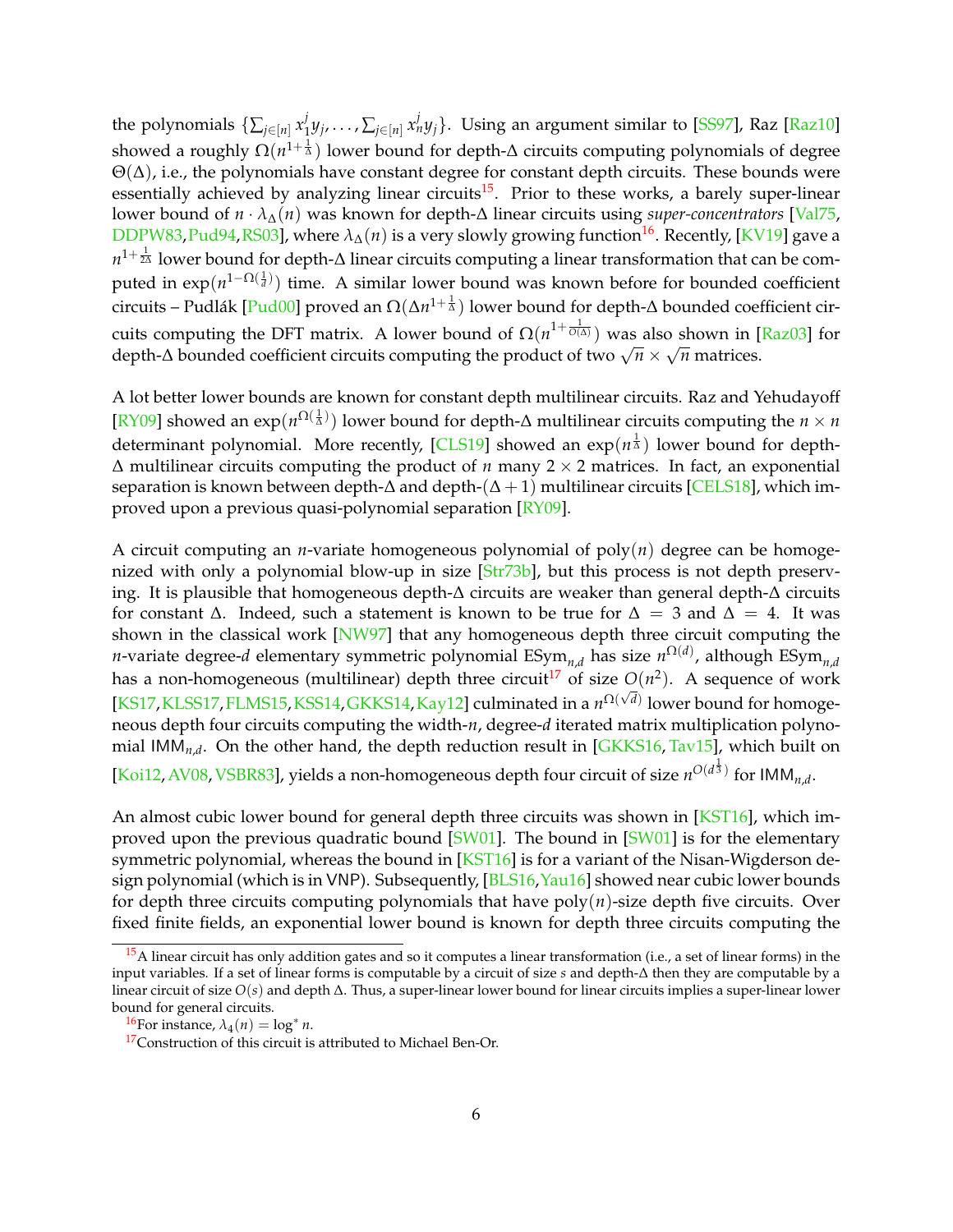the polynomials $\{\sum_{j\in[n]} x_1^j y_j, \ldots, \sum_{j\in[n]} x_n^j y_j\}$. Using an argument similar to [SS97], Raz [Raz10] showed a roughly $\Omega(n^{1+\frac{1}{\Delta}})$ lower bound for depth-$\Delta$ circuits computing polynomials of degree $\Theta(\Delta)$, i.e., the polynomials have constant degree for constant depth circuits. These bounds were essentially achieved by analyzing linear circuits[15]. Prior to these works, a barely super-linear lower bound of $n \cdot \lambda_\Delta(n)$ was known for depth-$\Delta$ linear circuits using *super-concentrators* [Val75, DDPW83, Pud94, RS03], where $\lambda_\Delta(n)$ is a very slowly growing function[16]. Recently, [KV19] gave a $n^{1+\frac{1}{2\Delta}}$ lower bound for depth-$\Delta$ linear circuits computing a linear transformation that can be computed in $\exp(n^{1-\Omega(\frac{1}{d})})$ time. A similar lower bound was known before for bounded coefficient circuits – Pudlák [Pud00] proved an $\Omega(\Delta n^{1+\frac{1}{\Delta}})$ lower bound for depth-$\Delta$ bounded coefficient circuits computing the DFT matrix. A lower bound of $\Omega(n^{1+\frac{1}{O(\Delta)}})$ was also shown in [Raz03] for depth-$\Delta$ bounded coefficient circuits computing the product of two $\sqrt{n} \times \sqrt{n}$ matrices.

A lot better lower bounds are known for constant depth multilinear circuits. Raz and Yehudayoff [RY09] showed an $\exp(n^{\Omega(\frac{1}{\Delta})})$ lower bound for depth-$\Delta$ multilinear circuits computing the $n \times n$ determinant polynomial. More recently, [CLS19] showed an $\exp(n^{\frac{1}{\Delta}})$ lower bound for depth-$\Delta$ multilinear circuits computing the product of $n$ many $2 \times 2$ matrices. In fact, an exponential separation is known between depth-$\Delta$ and depth-$(\Delta+1)$ multilinear circuits [CELS18], which improved upon a previous quasi-polynomial separation [RY09].

A circuit computing an $n$-variate homogeneous polynomial of $\text{poly}(n)$ degree can be homogenized with only a polynomial blow-up in size [Str73b], but this process is not depth preserving. It is plausible that homogeneous depth-$\Delta$ circuits are weaker than general depth-$\Delta$ circuits for constant $\Delta$. Indeed, such a statement is known to be true for $\Delta = 3$ and $\Delta = 4$. It was shown in the classical work [NW97] that any homogeneous depth three circuit computing the $n$-variate degree-$d$ elementary symmetric polynomial $\text{ESym}_{n,d}$ has size $n^{\Omega(d)}$, although $\text{ESym}_{n,d}$ has a non-homogeneous (multilinear) depth three circuit[17] of size $O(n^2)$. A sequence of work [KS17, KLSS17, FLMS15, KSS14, GKKS14, Kay12] culminated in a $n^{\Omega(\sqrt{d})}$ lower bound for homogeneous depth four circuits computing the width-$n$, degree-$d$ iterated matrix multiplication polynomial $\text{IMM}_{n,d}$. On the other hand, the depth reduction result in [GKKS16, Tav15], which built on [Koi12, AV08, VSBR83], yields a non-homogeneous depth four circuit of size $n^{O(d^{\frac{1}{3}})}$ for $\text{IMM}_{n,d}$.

An almost cubic lower bound for general depth three circuits was shown in [KST16], which improved upon the previous quadratic bound [SW01]. The bound in [SW01] is for the elementary symmetric polynomial, whereas the bound in [KST16] is for a variant of the Nisan-Wigderson design polynomial (which is in VNP). Subsequently, [BLS16, Yau16] showed near cubic lower bounds for depth three circuits computing polynomials that have $\text{poly}(n)$-size depth five circuits. Over fixed finite fields, an exponential lower bound is known for depth three circuits computing the

[15] A linear circuit has only addition gates and so it computes a linear transformation (i.e., a set of linear forms) in the input variables. If a set of linear forms is computable by a circuit of size $s$ and depth-$\Delta$ then they are computable by a linear circuit of size $O(s)$ and depth $\Delta$. Thus, a super-linear lower bound for linear circuits implies a super-linear lower bound for general circuits.

[16] For instance, $\lambda_4(n) = \log^* n$.

[17] Construction of this circuit is attributed to Michael Ben-Or.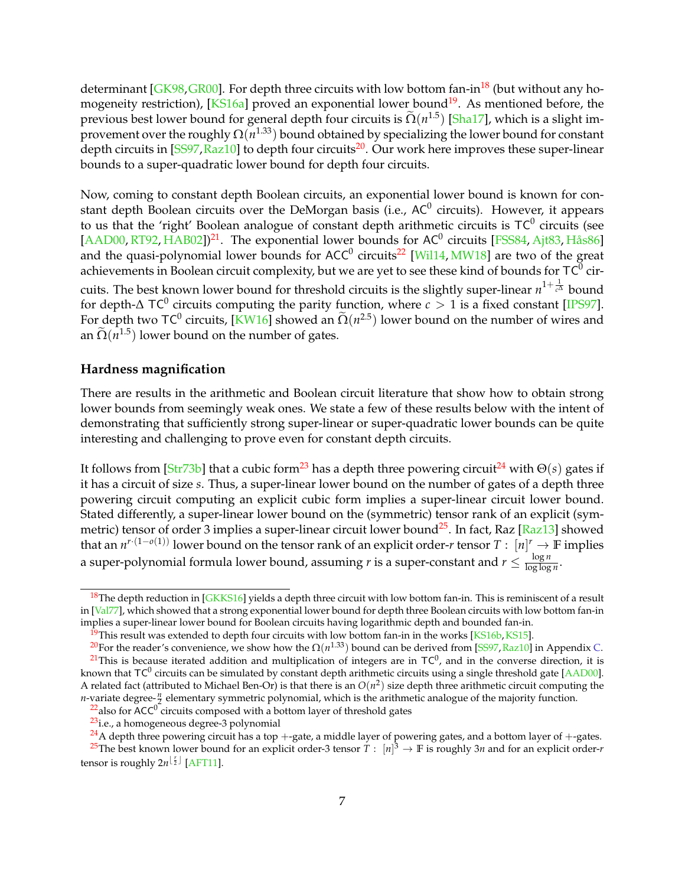determinant [GK98, GR00]. For depth three circuits with low bottom fan-in[18] (but without any homogeneity restriction), [KS16a] proved an exponential lower bound[19]. As mentioned before, the previous best lower bound for general depth four circuits is $\widetilde{\Omega}(n^{1.5})$ [Sha17], which is a slight improvement over the roughly $\Omega(n^{1.33})$ bound obtained by specializing the lower bound for constant depth circuits in [SS97, Raz10] to depth four circuits[20]. Our work here improves these super-linear bounds to a super-quadratic lower bound for depth four circuits.

Now, coming to constant depth Boolean circuits, an exponential lower bound is known for constant depth Boolean circuits over the DeMorgan basis (i.e., $\mathsf{AC}^0$ circuits). However, it appears to us that the 'right' Boolean analogue of constant depth arithmetic circuits is $\mathsf{TC}^0$ circuits (see [AAD00, RT92, HAB02])[21]. The exponential lower bounds for $\mathsf{AC}^0$ circuits [FSS84, Ajt83, Hås86] and the quasi-polynomial lower bounds for $\mathsf{ACC}^0$ circuits[22] [Wil14, MW18] are two of the great achievements in Boolean circuit complexity, but we are yet to see these kind of bounds for $\mathsf{TC}^0$ circuits. The best known lower bound for threshold circuits is the slightly super-linear $n^{1+\frac{1}{c^\Delta}}$ bound for depth-$\Delta$ $\mathsf{TC}^0$ circuits computing the parity function, where $c > 1$ is a fixed constant [IPS97]. For depth two $\mathsf{TC}^0$ circuits, [KW16] showed an $\widetilde{\Omega}(n^{2.5})$ lower bound on the number of wires and an $\widetilde{\Omega}(n^{1.5})$ lower bound on the number of gates.

**Hardness magnification**

There are results in the arithmetic and Boolean circuit literature that show how to obtain strong lower bounds from seemingly weak ones. We state a few of these results below with the intent of demonstrating that sufficiently strong super-linear or super-quadratic lower bounds can be quite interesting and challenging to prove even for constant depth circuits.

It follows from [Str73b] that a cubic form[23] has a depth three powering circuit[24] with $\Theta(s)$ gates if it has a circuit of size $s$. Thus, a super-linear lower bound on the number of gates of a depth three powering circuit computing an explicit cubic form implies a super-linear circuit lower bound. Stated differently, a super-linear lower bound on the (symmetric) tensor rank of an explicit (symmetric) tensor of order 3 implies a super-linear circuit lower bound[25]. In fact, Raz [Raz13] showed that an $n^{r\cdot(1-o(1))}$ lower bound on the tensor rank of an explicit order-$r$ tensor $T : [n]^r \to \mathbb{F}$ implies a super-polynomial formula lower bound, assuming $r$ is a super-constant and $r \leq \frac{\log n}{\log\log n}$.

---

[18] The depth reduction in [GKKS16] yields a depth three circuit with low bottom fan-in. This is reminiscent of a result in [Val77], which showed that a strong exponential lower bound for depth three Boolean circuits with low bottom fan-in implies a super-linear lower bound for Boolean circuits having logarithmic depth and bounded fan-in.

[19] This result was extended to depth four circuits with low bottom fan-in in the works [KS16b, KS15].

[20] For the reader's convenience, we show how the $\Omega(n^{1.33})$ bound can be derived from [SS97, Raz10] in Appendix C.

[21] This is because iterated addition and multiplication of integers are in $\mathsf{TC}^0$, and in the converse direction, it is known that $\mathsf{TC}^0$ circuits can be simulated by constant depth arithmetic circuits using a single threshold gate [AAD00]. A related fact (attributed to Michael Ben-Or) is that there is an $O(n^2)$ size depth three arithmetic circuit computing the $n$-variate degree-$\frac{n}{2}$ elementary symmetric polynomial, which is the arithmetic analogue of the majority function.

[22] also for $\mathsf{ACC}^0$ circuits composed with a bottom layer of threshold gates

[23] i.e., a homogeneous degree-3 polynomial

[24] A depth three powering circuit has a top $+$-gate, a middle layer of powering gates, and a bottom layer of $+$-gates.

[25] The best known lower bound for an explicit order-3 tensor $T : [n]^3 \to \mathbb{F}$ is roughly $3n$ and for an explicit order-$r$ tensor is roughly $2n^{\lfloor \frac{r}{2} \rfloor}$ [AFT11].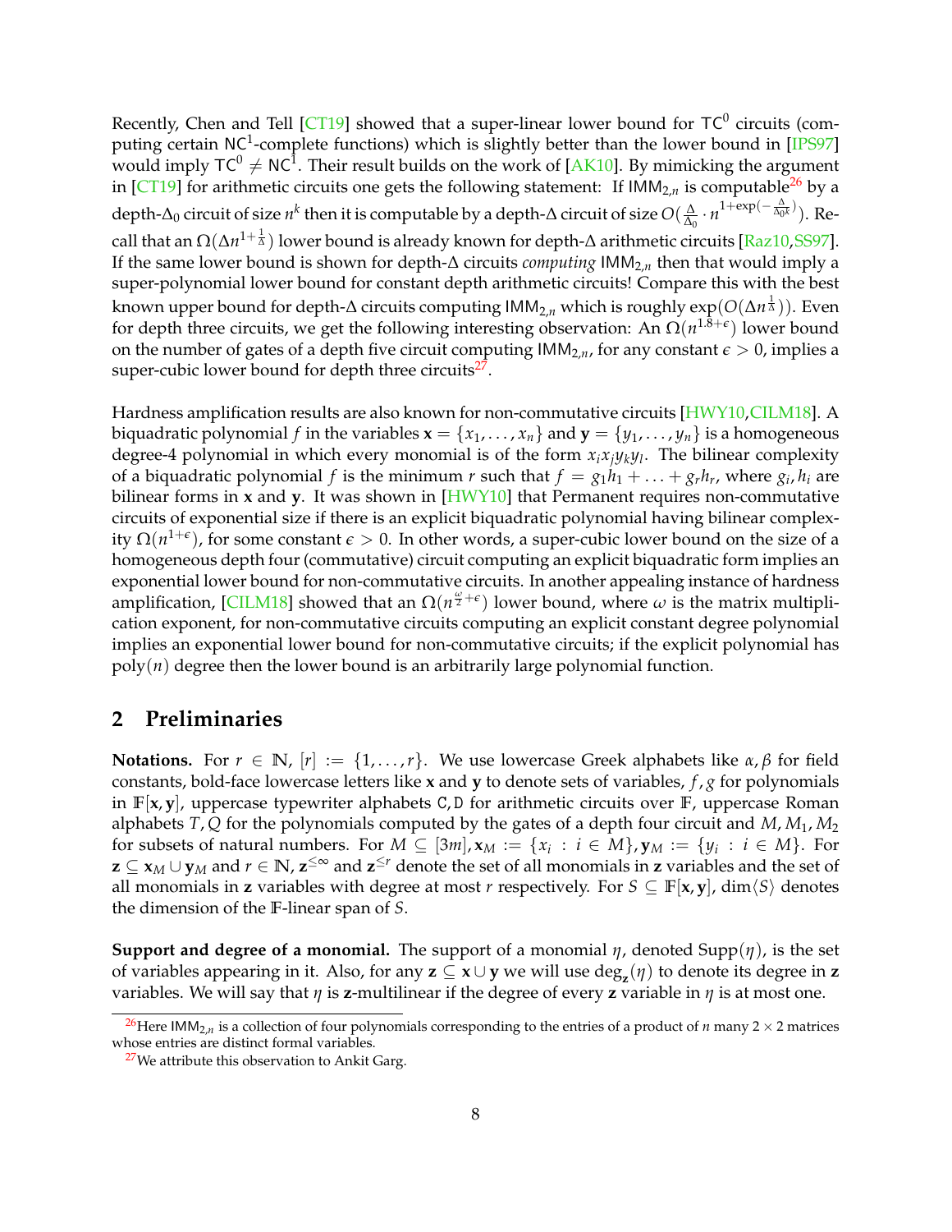Recently, Chen and Tell [CT19] showed that a super-linear lower bound for $\mathsf{TC}^0$ circuits (computing certain $\mathsf{NC}^1$-complete functions) which is slightly better than the lower bound in [IPS97] would imply $\mathsf{TC}^0 \neq \mathsf{NC}^1$. Their result builds on the work of [AK10]. By mimicking the argument in [CT19] for arithmetic circuits one gets the following statement: If $\mathsf{IMM}_{2,n}$ is computable[26] by a depth-$\Delta_0$ circuit of size $n^k$ then it is computable by a depth-$\Delta$ circuit of size $O(\frac{\Delta}{\Delta_0} \cdot n^{1+\exp(-\frac{\Delta}{\Delta_0 k})})$. Recall that an $\Omega(\Delta n^{1+\frac{1}{\Delta}})$ lower bound is already known for depth-$\Delta$ arithmetic circuits [Raz10,SS97]. If the same lower bound is shown for depth-$\Delta$ circuits *computing* $\mathsf{IMM}_{2,n}$ then that would imply a super-polynomial lower bound for constant depth arithmetic circuits! Compare this with the best known upper bound for depth-$\Delta$ circuits computing $\mathsf{IMM}_{2,n}$ which is roughly $\exp(O(\Delta n^{\frac{1}{\Delta}}))$. Even for depth three circuits, we get the following interesting observation: An $\Omega(n^{1.8+\epsilon})$ lower bound on the number of gates of a depth five circuit computing $\mathsf{IMM}_{2,n}$, for any constant $\epsilon > 0$, implies a super-cubic lower bound for depth three circuits[27].

Hardness amplification results are also known for non-commutative circuits [HWY10,CILM18]. A biquadratic polynomial $f$ in the variables $\mathbf{x} = \{x_1, \ldots, x_n\}$ and $\mathbf{y} = \{y_1, \ldots, y_n\}$ is a homogeneous degree-4 polynomial in which every monomial is of the form $x_i x_j y_k y_l$. The bilinear complexity of a biquadratic polynomial $f$ is the minimum $r$ such that $f = g_1 h_1 + \ldots + g_r h_r$, where $g_i, h_i$ are bilinear forms in $\mathbf{x}$ and $\mathbf{y}$. It was shown in [HWY10] that Permanent requires non-commutative circuits of exponential size if there is an explicit biquadratic polynomial having bilinear complexity $\Omega(n^{1+\epsilon})$, for some constant $\epsilon > 0$. In other words, a super-cubic lower bound on the size of a homogeneous depth four (commutative) circuit computing an explicit biquadratic form implies an exponential lower bound for non-commutative circuits. In another appealing instance of hardness amplification, [CILM18] showed that an $\Omega(n^{\frac{\omega}{2}+\epsilon})$ lower bound, where $\omega$ is the matrix multiplication exponent, for non-commutative circuits computing an explicit constant degree polynomial implies an exponential lower bound for non-commutative circuits; if the explicit polynomial has $\text{poly}(n)$ degree then the lower bound is an arbitrarily large polynomial function.

## 2 Preliminaries

**Notations.** For $r \in \mathbb{N}$, $[r] := \{1, \ldots, r\}$. We use lowercase Greek alphabets like $\alpha, \beta$ for field constants, bold-face lowercase letters like $\mathbf{x}$ and $\mathbf{y}$ to denote sets of variables, $f, g$ for polynomials in $\mathbb{F}[\mathbf{x}, \mathbf{y}]$, uppercase typewriter alphabets $\mathtt{C}, \mathtt{D}$ for arithmetic circuits over $\mathbb{F}$, uppercase Roman alphabets $T, Q$ for the polynomials computed by the gates of a depth four circuit and $M, M_1, M_2$ for subsets of natural numbers. For $M \subseteq [3m], \mathbf{x}_M := \{x_i : i \in M\}, \mathbf{y}_M := \{y_i : i \in M\}$. For $\mathbf{z} \subseteq \mathbf{x}_M \cup \mathbf{y}_M$ and $r \in \mathbb{N}$, $\mathbf{z}^{\leq \infty}$ and $\mathbf{z}^{\leq r}$ denote the set of all monomials in $\mathbf{z}$ variables and the set of all monomials in $\mathbf{z}$ variables with degree at most $r$ respectively. For $S \subseteq \mathbb{F}[\mathbf{x}, \mathbf{y}]$, $\dim\langle S \rangle$ denotes the dimension of the $\mathbb{F}$-linear span of $S$.

**Support and degree of a monomial.** The support of a monomial $\eta$, denoted $\text{Supp}(\eta)$, is the set of variables appearing in it. Also, for any $\mathbf{z} \subseteq \mathbf{x} \cup \mathbf{y}$ we will use $\deg_{\mathbf{z}}(\eta)$ to denote its degree in $\mathbf{z}$ variables. We will say that $\eta$ is $\mathbf{z}$-multilinear if the degree of every $\mathbf{z}$ variable in $\eta$ is at most one.

[26] Here $\mathsf{IMM}_{2,n}$ is a collection of four polynomials corresponding to the entries of a product of $n$ many $2 \times 2$ matrices whose entries are distinct formal variables.

[27] We attribute this observation to Ankit Garg.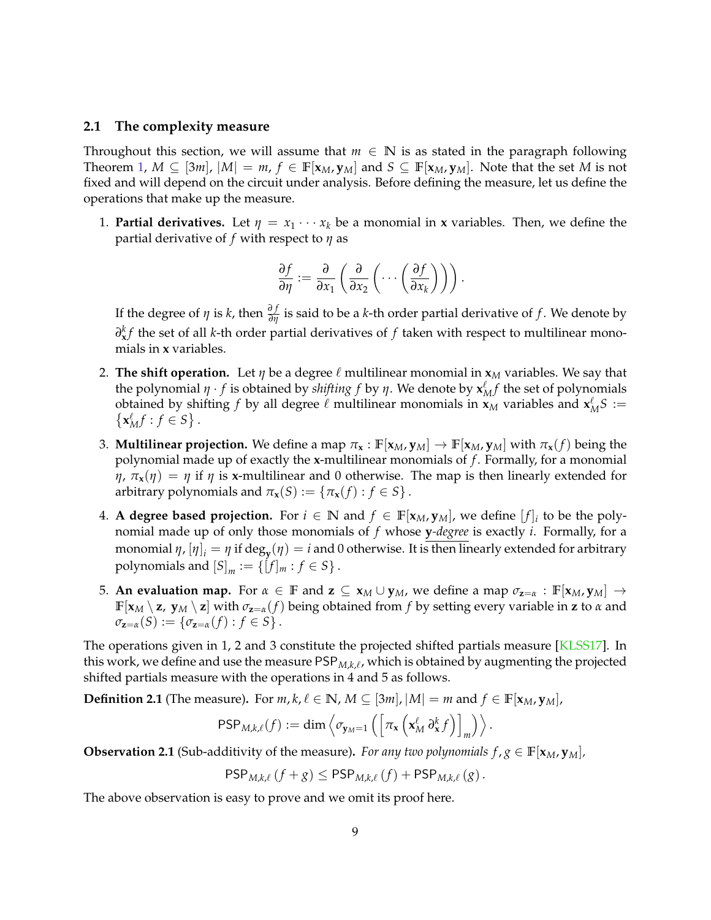### 2.1 The complexity measure

Throughout this section, we will assume that $m \in \mathbb{N}$ is as stated in the paragraph following Theorem 1, $M \subseteq [3m]$, $|M| = m$, $f \in \mathbb{F}[\mathbf{x}_M, \mathbf{y}_M]$ and $S \subseteq \mathbb{F}[\mathbf{x}_M, \mathbf{y}_M]$. Note that the set $M$ is not fixed and will depend on the circuit under analysis. Before defining the measure, let us define the operations that make up the measure.

1. **Partial derivatives.** Let $\eta = x_1 \cdots x_k$ be a monomial in $\mathbf{x}$ variables. Then, we define the partial derivative of $f$ with respect to $\eta$ as

$$\frac{\partial f}{\partial \eta} := \frac{\partial}{\partial x_1}\left(\frac{\partial}{\partial x_2}\left(\cdots\left(\frac{\partial f}{\partial x_k}\right)\right)\right).$$

   If the degree of $\eta$ is $k$, then $\frac{\partial f}{\partial \eta}$ is said to be a $k$-th order partial derivative of $f$. We denote by $\partial_{\mathbf{x}}^k f$ the set of all $k$-th order partial derivatives of $f$ taken with respect to multilinear monomials in $\mathbf{x}$ variables.

2. **The shift operation.** Let $\eta$ be a degree $\ell$ multilinear monomial in $\mathbf{x}_M$ variables. We say that the polynomial $\eta \cdot f$ is obtained by *shifting* $f$ by $\eta$. We denote by $\mathbf{x}_M^\ell f$ the set of polynomials obtained by shifting $f$ by all degree $\ell$ multilinear monomials in $\mathbf{x}_M$ variables and $\mathbf{x}_M^\ell S := \left\{\mathbf{x}_M^\ell f : f \in S\right\}$.

3. **Multilinear projection.** We define a map $\pi_{\mathbf{x}} : \mathbb{F}[\mathbf{x}_M, \mathbf{y}_M] \to \mathbb{F}[\mathbf{x}_M, \mathbf{y}_M]$ with $\pi_{\mathbf{x}}(f)$ being the polynomial made up of exactly the $\mathbf{x}$-multilinear monomials of $f$. Formally, for a monomial $\eta$, $\pi_{\mathbf{x}}(\eta) = \eta$ if $\eta$ is $\mathbf{x}$-multilinear and 0 otherwise. The map is then linearly extended for arbitrary polynomials and $\pi_{\mathbf{x}}(S) := \{\pi_{\mathbf{x}}(f) : f \in S\}$.

4. **A degree based projection.** For $i \in \mathbb{N}$ and $f \in \mathbb{F}[\mathbf{x}_M, \mathbf{y}_M]$, we define $[f]_i$ to be the polynomial made up of only those monomials of $f$ whose $\mathbf{y}$*-degree* is exactly $i$. Formally, for a monomial $\eta$, $[\eta]_i = \eta$ if $\deg_{\mathbf{y}}(\eta) = i$ and 0 otherwise. It is then linearly extended for arbitrary polynomials and $[S]_m := \{[f]_m : f \in S\}$.

5. **An evaluation map.** For $\alpha \in \mathbb{F}$ and $\mathbf{z} \subseteq \mathbf{x}_M \cup \mathbf{y}_M$, we define a map $\sigma_{\mathbf{z}=\alpha} : \mathbb{F}[\mathbf{x}_M, \mathbf{y}_M] \to \mathbb{F}[\mathbf{x}_M \setminus \mathbf{z},\ \mathbf{y}_M \setminus \mathbf{z}]$ with $\sigma_{\mathbf{z}=\alpha}(f)$ being obtained from $f$ by setting every variable in $\mathbf{z}$ to $\alpha$ and $\sigma_{\mathbf{z}=\alpha}(S) := \{\sigma_{\mathbf{z}=\alpha}(f) : f \in S\}$.

The operations given in 1, 2 and 3 constitute the projected shifted partials measure [KLSS17]. In this work, we define and use the measure $\mathsf{PSP}_{M,k,\ell}$, which is obtained by augmenting the projected shifted partials measure with the operations in 4 and 5 as follows.

**Definition 2.1** (The measure)**.** For $m, k, \ell \in \mathbb{N}$, $M \subseteq [3m]$, $|M| = m$ and $f \in \mathbb{F}[\mathbf{x}_M, \mathbf{y}_M]$,

$$\mathsf{PSP}_{M,k,\ell}(f) := \dim \left\langle \sigma_{\mathbf{y}_M=1}\left(\left[\pi_{\mathbf{x}}\left(\mathbf{x}_M^\ell\, \partial_{\mathbf{x}}^k f\right)\right]_m\right)\right\rangle.$$

**Observation 2.1** (Sub-additivity of the measure)**.** *For any two polynomials $f, g \in \mathbb{F}[\mathbf{x}_M, \mathbf{y}_M]$,*

$$\mathsf{PSP}_{M,k,\ell}(f + g) \leq \mathsf{PSP}_{M,k,\ell}(f) + \mathsf{PSP}_{M,k,\ell}(g).$$

The above observation is easy to prove and we omit its proof here.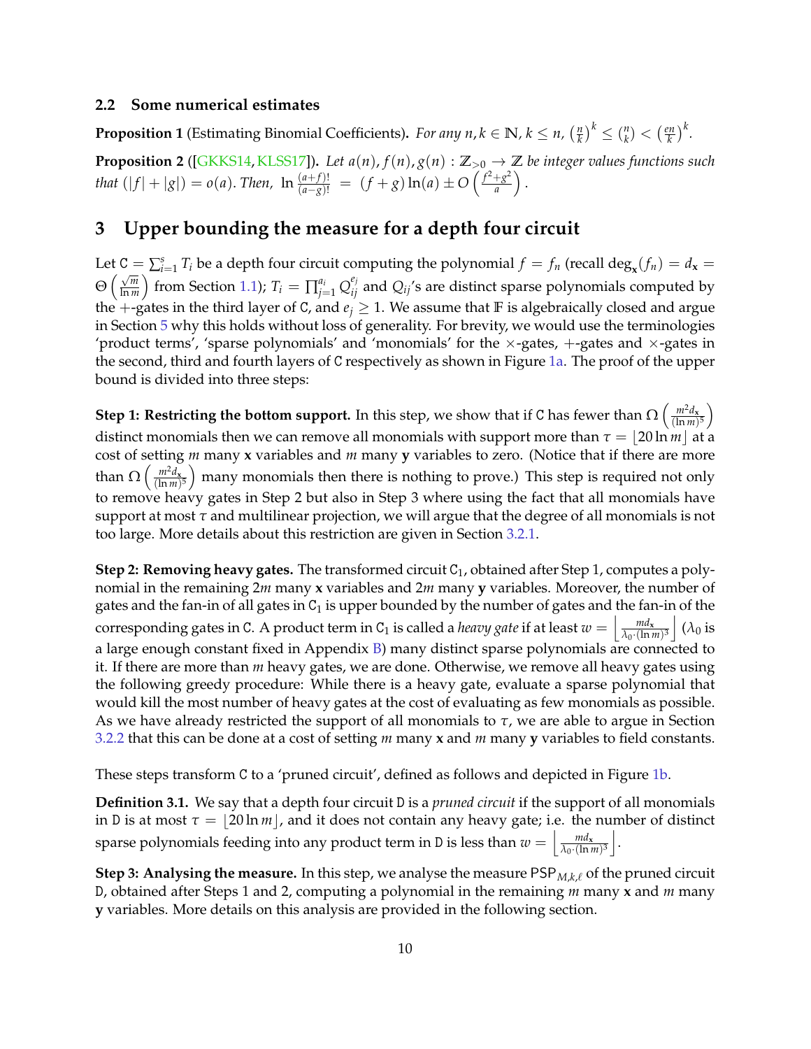### 2.2 Some numerical estimates

**Proposition 1** (Estimating Binomial Coefficients)**.** *For any $n, k \in \mathbb{N}$, $k \leq n$, $\left(\frac{n}{k}\right)^k \leq \binom{n}{k} < \left(\frac{en}{k}\right)^k$.*

**Proposition 2** ([GKKS14, KLSS17])**.** *Let $a(n), f(n), g(n) : \mathbb{Z}_{>0} \to \mathbb{Z}$ be integer values functions such that $(|f| + |g|) = o(a)$. Then, $\ln \frac{(a+f)!}{(a-g)!} = (f+g)\ln(a) \pm O\left(\frac{f^2+g^2}{a}\right)$.*

## 3 Upper bounding the measure for a depth four circuit

Let $\mathtt{C} = \sum_{i=1}^{s} T_i$ be a depth four circuit computing the polynomial $f = f_n$ (recall $\deg_{\mathbf{x}}(f_n) = d_{\mathbf{x}} = \Theta\left(\frac{\sqrt{m}}{\ln m}\right)$ from Section 1.1); $T_i = \prod_{j=1}^{a_i} Q_{ij}^{e_j}$ and $Q_{ij}$'s are distinct sparse polynomials computed by the $+$-gates in the third layer of $\mathtt{C}$, and $e_j \geq 1$. We assume that $\mathbb{F}$ is algebraically closed and argue in Section 5 why this holds without loss of generality. For brevity, we would use the terminologies 'product terms', 'sparse polynomials' and 'monomials' for the $\times$-gates, $+$-gates and $\times$-gates in the second, third and fourth layers of $\mathtt{C}$ respectively as shown in Figure 1a. The proof of the upper bound is divided into three steps:

**Step 1: Restricting the bottom support.** In this step, we show that if $\mathtt{C}$ has fewer than $\Omega\left(\frac{m^2 d_{\mathbf{x}}}{(\ln m)^5}\right)$ distinct monomials then we can remove all monomials with support more than $\tau = \lfloor 20 \ln m \rfloor$ at a cost of setting $m$ many $\mathbf{x}$ variables and $m$ many $\mathbf{y}$ variables to zero. (Notice that if there are more than $\Omega\left(\frac{m^2 d_{\mathbf{x}}}{(\ln m)^5}\right)$ many monomials then there is nothing to prove.) This step is required not only to remove heavy gates in Step 2 but also in Step 3 where using the fact that all monomials have support at most $\tau$ and multilinear projection, we will argue that the degree of all monomials is not too large. More details about this restriction are given in Section 3.2.1.

**Step 2: Removing heavy gates.** The transformed circuit $\mathtt{C}_1$, obtained after Step 1, computes a polynomial in the remaining $2m$ many $\mathbf{x}$ variables and $2m$ many $\mathbf{y}$ variables. Moreover, the number of gates and the fan-in of all gates in $\mathtt{C}_1$ is upper bounded by the number of gates and the fan-in of the corresponding gates in $\mathtt{C}$. A product term in $\mathtt{C}_1$ is called a *heavy gate* if at least $w = \left\lfloor \frac{m d_{\mathbf{x}}}{\lambda_0 \cdot (\ln m)^3} \right\rfloor$ ($\lambda_0$ is a large enough constant fixed in Appendix B) many distinct sparse polynomials are connected to it. If there are more than $m$ heavy gates, we are done. Otherwise, we remove all heavy gates using the following greedy procedure: While there is a heavy gate, evaluate a sparse polynomial that would kill the most number of heavy gates at the cost of evaluating as few monomials as possible. As we have already restricted the support of all monomials to $\tau$, we are able to argue in Section 3.2.2 that this can be done at a cost of setting $m$ many $\mathbf{x}$ and $m$ many $\mathbf{y}$ variables to field constants.

These steps transform $\mathtt{C}$ to a 'pruned circuit', defined as follows and depicted in Figure 1b.

**Definition 3.1.** We say that a depth four circuit $\mathtt{D}$ is a *pruned circuit* if the support of all monomials in $\mathtt{D}$ is at most $\tau = \lfloor 20 \ln m \rfloor$, and it does not contain any heavy gate; i.e. the number of distinct sparse polynomials feeding into any product term in $\mathtt{D}$ is less than $w = \left\lfloor \frac{m d_{\mathbf{x}}}{\lambda_0 \cdot (\ln m)^3} \right\rfloor$.

**Step 3: Analysing the measure.** In this step, we analyse the measure $\mathsf{PSP}_{M,k,\ell}$ of the pruned circuit $\mathtt{D}$, obtained after Steps 1 and 2, computing a polynomial in the remaining $m$ many $\mathbf{x}$ and $m$ many $\mathbf{y}$ variables. More details on this analysis are provided in the following section.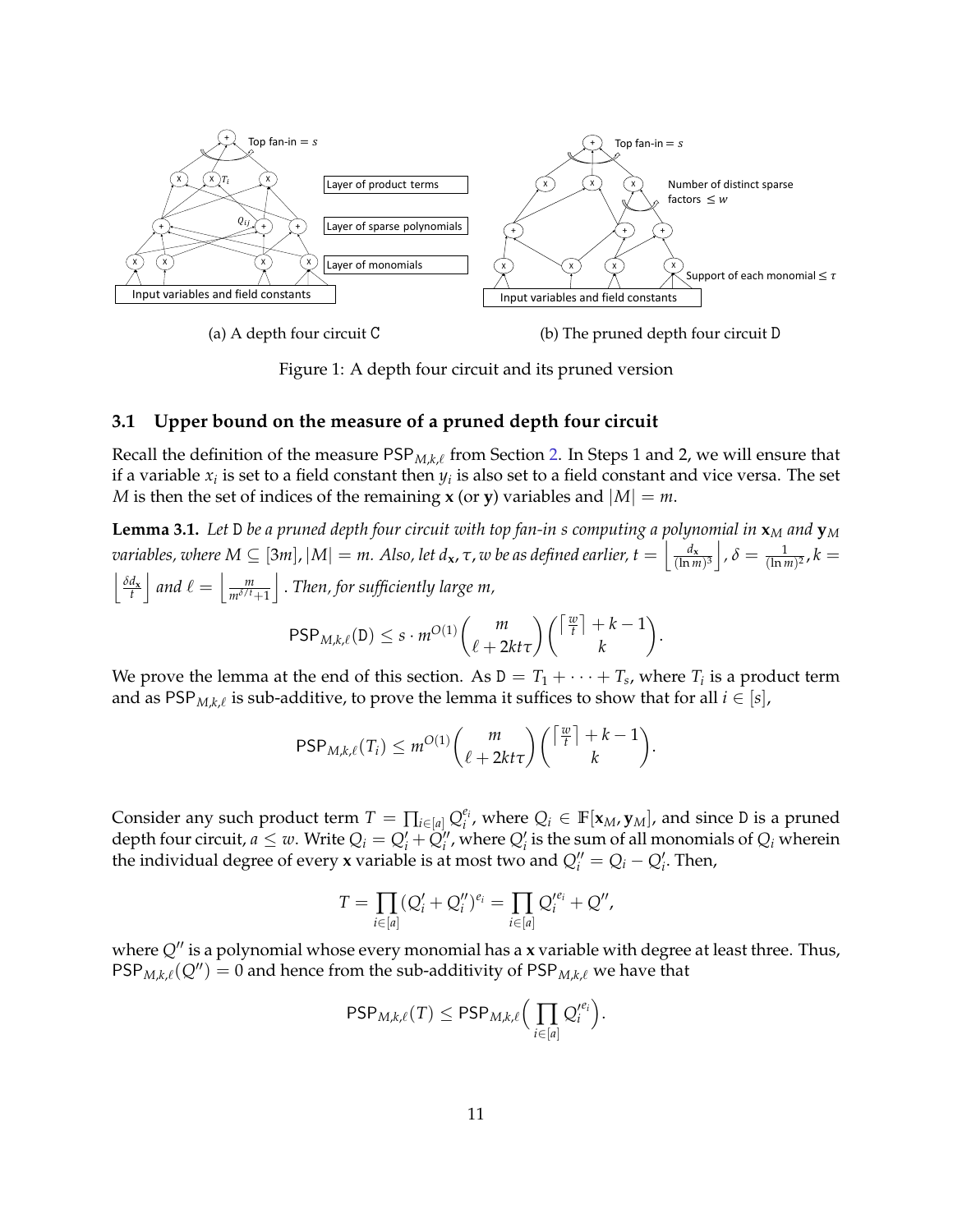(a) A depth four circuit C

(b) The pruned depth four circuit D

Figure 1: A depth four circuit and its pruned version

### 3.1 Upper bound on the measure of a pruned depth four circuit

Recall the definition of the measure $\mathsf{PSP}_{M,k,\ell}$ from Section 2. In Steps 1 and 2, we will ensure that if a variable $x_i$ is set to a field constant then $y_i$ is also set to a field constant and vice versa. The set $M$ is then the set of indices of the remaining $\mathbf{x}$ (or $\mathbf{y}$) variables and $|M| = m$.

**Lemma 3.1.** *Let* D *be a pruned depth four circuit with top fan-in $s$ computing a polynomial in $\mathbf{x}_M$ and $\mathbf{y}_M$ variables, where $M \subseteq [3m]$, $|M| = m$. Also, let $d_{\mathbf{x}}, \tau, w$ be as defined earlier, $t = \left\lfloor \frac{d_{\mathbf{x}}}{(\ln m)^3} \right\rfloor$, $\delta = \frac{1}{(\ln m)^2}$, $k = \left\lfloor \frac{\delta d_{\mathbf{x}}}{t} \right\rfloor$ and $\ell = \left\lfloor \frac{m}{m^{\delta/t}+1} \right\rfloor$. Then, for sufficiently large $m$,*

$$\mathsf{PSP}_{M,k,\ell}(\mathtt{D}) \leq s \cdot m^{O(1)} \binom{m}{\ell + 2kt\tau} \binom{\left\lceil \frac{w}{t} \right\rceil + k - 1}{k}.$$

We prove the lemma at the end of this section. As $\mathtt{D} = T_1 + \cdots + T_s$, where $T_i$ is a product term and as $\mathsf{PSP}_{M,k,\ell}$ is sub-additive, to prove the lemma it suffices to show that for all $i \in [s]$,

$$\mathsf{PSP}_{M,k,\ell}(T_i) \leq m^{O(1)} \binom{m}{\ell + 2kt\tau} \binom{\left\lceil \frac{w}{t} \right\rceil + k - 1}{k}.$$

Consider any such product term $T = \prod_{i \in [a]} Q_i^{e_i}$, where $Q_i \in \mathbb{F}[\mathbf{x}_M, \mathbf{y}_M]$, and since D is a pruned depth four circuit, $a \leq w$. Write $Q_i = Q_i' + Q_i''$, where $Q_i'$ is the sum of all monomials of $Q_i$ wherein the individual degree of every $\mathbf{x}$ variable is at most two and $Q_i'' = Q_i - Q_i'$. Then,

$$T = \prod_{i \in [a]} (Q_i' + Q_i'')^{e_i} = \prod_{i \in [a]} Q_i'^{e_i} + Q'',$$

where $Q''$ is a polynomial whose every monomial has a $\mathbf{x}$ variable with degree at least three. Thus, $\mathsf{PSP}_{M,k,\ell}(Q'') = 0$ and hence from the sub-additivity of $\mathsf{PSP}_{M,k,\ell}$ we have that

$$\mathsf{PSP}_{M,k,\ell}(T) \leq \mathsf{PSP}_{M,k,\ell}\Big( \prod_{i \in [a]} Q_i'^{e_i} \Big).$$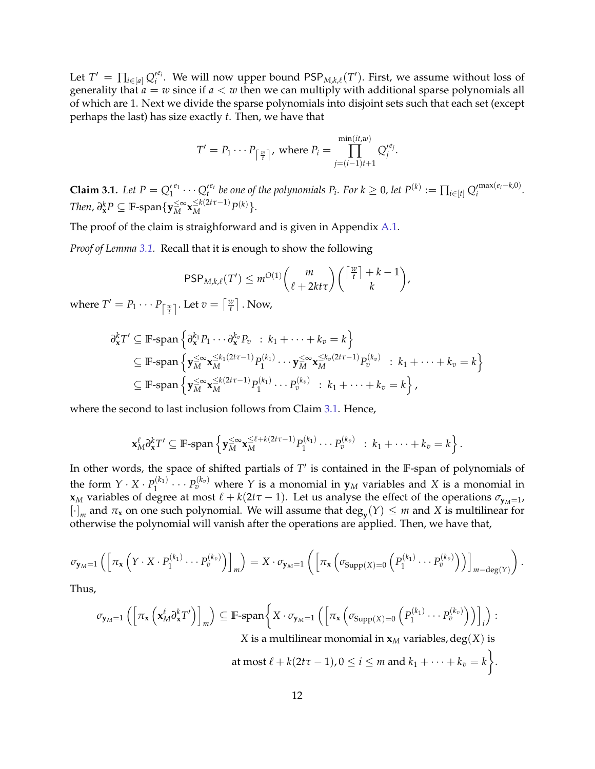Let $T' = \prod_{i\in[a]} Q_i'^{e_i}$. We will now upper bound $\mathsf{PSP}_{M,k,\ell}(T')$. First, we assume without loss of generality that $a = w$ since if $a < w$ then we can multiply with additional sparse polynomials all of which are 1. Next we divide the sparse polynomials into disjoint sets such that each set (except perhaps the last) has size exactly $t$. Then, we have that

$$T' = P_1 \cdots P_{\lceil \frac{w}{t} \rceil}, \text{ where } P_i = \prod_{j=(i-1)t+1}^{\min(it,w)} Q_j'^{e_j}.$$

**Claim 3.1.** *Let $P = Q_1'^{e_1} \cdots Q_t'^{e_t}$ be one of the polynomials $P_i$. For $k \geq 0$, let $P^{(k)} := \prod_{i\in[t]} Q_i'^{\max(e_i-k,0)}$. Then, $\partial_{\mathbf{x}}^k P \subseteq \mathbb{F}\text{-span}\{\mathbf{y}_M^{\leq\infty}\mathbf{x}_M^{\leq k(2t\tau-1)}P^{(k)}\}$.*

The proof of the claim is straighforward and is given in Appendix A.1.

*Proof of Lemma 3.1.* Recall that it is enough to show the following

$$\mathsf{PSP}_{M,k,\ell}(T') \leq m^{O(1)}\binom{m}{\ell+2kt\tau}\binom{\lceil \frac{w}{t}\rceil + k - 1}{k},$$

where $T' = P_1 \cdots P_{\lceil \frac{w}{t}\rceil}$. Let $v = \lceil \frac{w}{t} \rceil$. Now,

$$\begin{aligned}
\partial_{\mathbf{x}}^k T' &\subseteq \mathbb{F}\text{-span}\left\{\partial_{\mathbf{x}}^{k_1}P_1 \cdots \partial_{\mathbf{x}}^{k_v}P_v \;\; : \; k_1 + \cdots + k_v = k\right\} \\
&\subseteq \mathbb{F}\text{-span}\left\{\mathbf{y}_M^{\leq\infty}\mathbf{x}_M^{\leq k_1(2t\tau-1)}P_1^{(k_1)} \cdots \mathbf{y}_M^{\leq\infty}\mathbf{x}_M^{\leq k_v(2t\tau-1)}P_v^{(k_v)} \;\; : \; k_1 + \cdots + k_v = k\right\} \\
&\subseteq \mathbb{F}\text{-span}\left\{\mathbf{y}_M^{\leq\infty}\mathbf{x}_M^{\leq k(2t\tau-1)}P_1^{(k_1)} \cdots P_v^{(k_v)} \;\; : \; k_1 + \cdots + k_v = k\right\},
\end{aligned}$$

where the second to last inclusion follows from Claim 3.1. Hence,

$$\mathbf{x}_M^{\ell}\partial_{\mathbf{x}}^k T' \subseteq \mathbb{F}\text{-span}\left\{\mathbf{y}_M^{\leq\infty}\mathbf{x}_M^{\leq \ell + k(2t\tau-1)}P_1^{(k_1)} \cdots P_v^{(k_v)} \;\; : \; k_1 + \cdots + k_v = k\right\}.$$

In other words, the space of shifted partials of $T'$ is contained in the $\mathbb{F}$-span of polynomials of the form $Y \cdot X \cdot P_1^{(k_1)} \cdots P_v^{(k_v)}$ where $Y$ is a monomial in $\mathbf{y}_M$ variables and $X$ is a monomial in $\mathbf{x}_M$ variables of degree at most $\ell + k(2t\tau - 1)$. Let us analyse the effect of the operations $\sigma_{\mathbf{y}_M=1}$, $[\cdot]_m$ and $\pi_{\mathbf{x}}$ on one such polynomial. We will assume that $\deg_{\mathbf{y}}(Y) \leq m$ and $X$ is multilinear for otherwise the polynomial will vanish after the operations are applied. Then, we have that,

$$\sigma_{\mathbf{y}_M=1}\left(\left[\pi_{\mathbf{x}}\left(Y \cdot X \cdot P_1^{(k_1)} \cdots P_v^{(k_v)}\right)\right]_m\right) = X \cdot \sigma_{\mathbf{y}_M=1}\left(\left[\pi_{\mathbf{x}}\left(\sigma_{\mathrm{Supp}(X)=0}\left(P_1^{(k_1)} \cdots P_v^{(k_v)}\right)\right)\right]_{m-\deg(Y)}\right).$$

Thus,

$$\begin{aligned}
\sigma_{\mathbf{y}_M=1}\left(\left[\pi_{\mathbf{x}}\left(\mathbf{x}_M^{\ell}\partial_{\mathbf{x}}^k T'\right)\right]_m\right) \subseteq \mathbb{F}\text{-span}\Bigg\{ & X \cdot \sigma_{\mathbf{y}_M=1}\left(\left[\pi_{\mathbf{x}}\left(\sigma_{\mathrm{Supp}(X)=0}\left(P_1^{(k_1)} \cdots P_v^{(k_v)}\right)\right)\right]_i\right) : \\
& X \text{ is a multilinear monomial in } \mathbf{x}_M \text{ variables}, \deg(X) \text{ is} \\
& \text{at most } \ell + k(2t\tau - 1), 0 \leq i \leq m \text{ and } k_1 + \cdots + k_v = k\Bigg\}.
\end{aligned}$$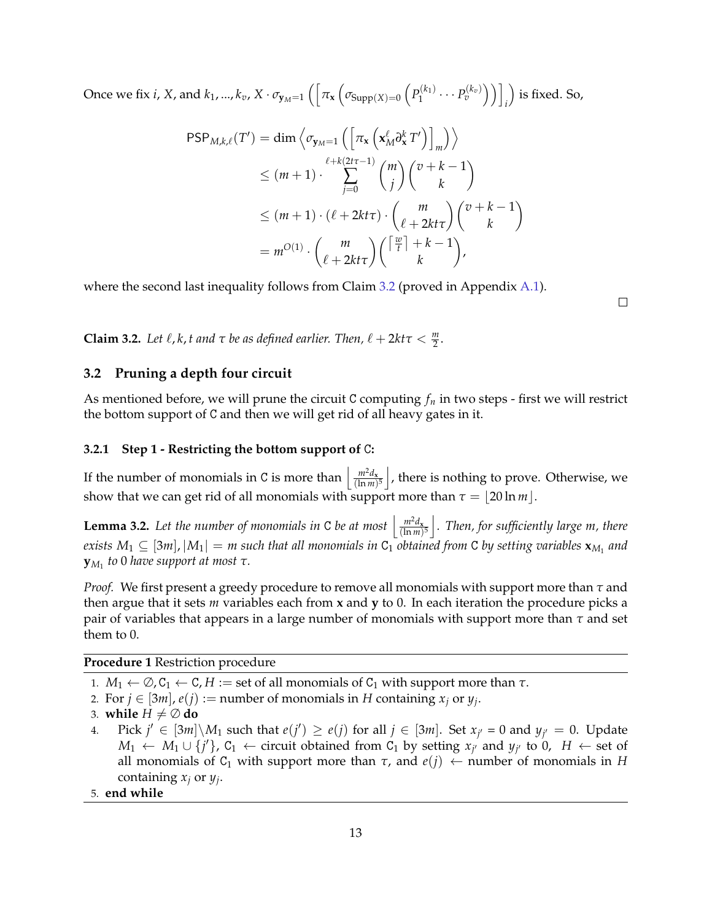Once we fix $i$, $X$, and $k_1, ..., k_v$, $X \cdot \sigma_{\mathbf{y}_M=1}\left(\left[\pi_{\mathbf{x}}\left(\sigma_{\text{Supp}(X)=0}\left(P_1^{(k_1)} \cdots P_v^{(k_v)}\right)\right)\right]_i\right)$ is fixed. So,

$$
\begin{aligned}
\mathsf{PSP}_{M,k,\ell}(T') &= \dim \left\langle \sigma_{\mathbf{y}_M=1}\left(\left[\pi_{\mathbf{x}}\left(\mathbf{x}_M^{\ell} \partial_{\mathbf{x}}^{k} T'\right)\right]_m\right)\right\rangle \\
&\leq (m+1) \cdot \sum_{j=0}^{\ell+k(2t\tau-1)} \binom{m}{j}\binom{v+k-1}{k} \\
&\leq (m+1) \cdot (\ell + 2kt\tau) \cdot \binom{m}{\ell+2kt\tau}\binom{v+k-1}{k} \\
&= m^{O(1)} \cdot \binom{m}{\ell+2kt\tau}\binom{\lceil \frac{w}{t} \rceil + k - 1}{k},
\end{aligned}
$$

where the second last inequality follows from Claim 3.2 (proved in Appendix A.1).

□

**Claim 3.2.** *Let $\ell, k, t$ and $\tau$ be as defined earlier. Then, $\ell + 2kt\tau < \frac{m}{2}$.*

## 3.2 Pruning a depth four circuit

As mentioned before, we will prune the circuit $\mathtt{C}$ computing $f_n$ in two steps - first we will restrict the bottom support of $\mathtt{C}$ and then we will get rid of all heavy gates in it.

### 3.2.1 Step 1 - Restricting the bottom support of $\mathtt{C}$:

If the number of monomials in $\mathtt{C}$ is more than $\left\lfloor \frac{m^2 d_{\mathbf{x}}}{(\ln m)^5} \right\rfloor$, there is nothing to prove. Otherwise, we show that we can get rid of all monomials with support more than $\tau = \lfloor 20 \ln m \rfloor$.

**Lemma 3.2.** *Let the number of monomials in $\mathtt{C}$ be at most $\left\lfloor \frac{m^2 d_{\mathbf{x}}}{(\ln m)^5} \right\rfloor$. Then, for sufficiently large $m$, there exists $M_1 \subseteq [3m]$, $|M_1| = m$ such that all monomials in $\mathtt{C}_1$ obtained from $\mathtt{C}$ by setting variables $\mathbf{x}_{M_1}$ and $\mathbf{y}_{M_1}$ to 0 have support at most $\tau$.*

*Proof.* We first present a greedy procedure to remove all monomials with support more than $\tau$ and then argue that it sets $m$ variables each from $\mathbf{x}$ and $\mathbf{y}$ to 0. In each iteration the procedure picks a pair of variables that appears in a large number of monomials with support more than $\tau$ and set them to 0.

**Procedure 1** Restriction procedure

1. $M_1 \leftarrow \emptyset, \mathtt{C}_1 \leftarrow \mathtt{C}, H :=$ set of all monomials of $\mathtt{C}_1$ with support more than $\tau$.
2. For $j \in [3m]$, $e(j) :=$ number of monomials in $H$ containing $x_j$ or $y_j$.
3. **while** $H \neq \emptyset$ **do**
4. Pick $j' \in [3m] \backslash M_1$ such that $e(j') \geq e(j)$ for all $j \in [3m]$. Set $x_{j'} = 0$ and $y_{j'} = 0$. Update $M_1 \leftarrow M_1 \cup \{j'\}$, $\mathtt{C}_1 \leftarrow$ circuit obtained from $\mathtt{C}_1$ by setting $x_{j'}$ and $y_{j'}$ to 0, $H \leftarrow$ set of all monomials of $\mathtt{C}_1$ with support more than $\tau$, and $e(j) \leftarrow$ number of monomials in $H$ containing $x_j$ or $y_j$.
5. **end while**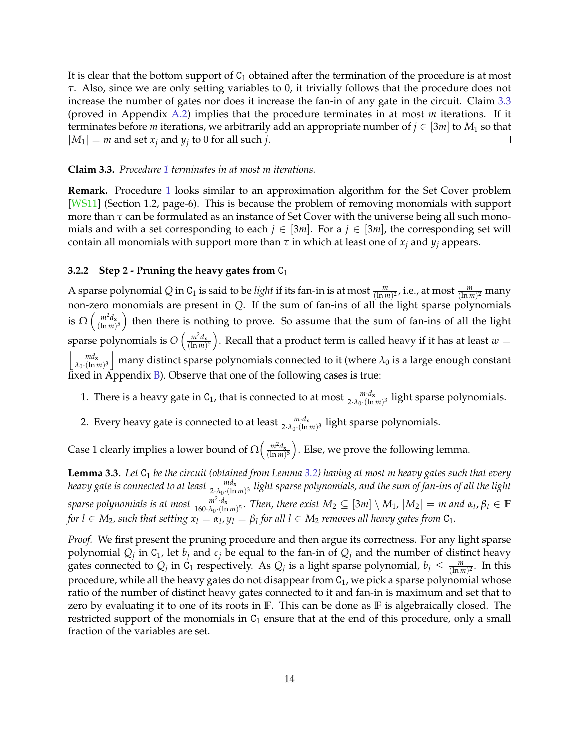It is clear that the bottom support of $\mathtt{C}_1$ obtained after the termination of the procedure is at most $\tau$. Also, since we are only setting variables to 0, it trivially follows that the procedure does not increase the number of gates nor does it increase the fan-in of any gate in the circuit. Claim 3.3 (proved in Appendix A.2) implies that the procedure terminates in at most $m$ iterations. If it terminates before $m$ iterations, we arbitrarily add an appropriate number of $j \in [3m]$ to $M_1$ so that $|M_1| = m$ and set $x_j$ and $y_j$ to 0 for all such $j$. $\square$

**Claim 3.3.** *Procedure 1 terminates in at most m iterations.*

**Remark.** Procedure 1 looks similar to an approximation algorithm for the Set Cover problem [WS11] (Section 1.2, page-6). This is because the problem of removing monomials with support more than $\tau$ can be formulated as an instance of Set Cover with the universe being all such monomials and with a set corresponding to each $j \in [3m]$. For a $j \in [3m]$, the corresponding set will contain all monomials with support more than $\tau$ in which at least one of $x_j$ and $y_j$ appears.

#### 3.2.2 Step 2 - Pruning the heavy gates from $\mathtt{C}_1$

A sparse polynomial $Q$ in $\mathtt{C}_1$ is said to be *light* if its fan-in is at most $\frac{m}{(\ln m)^2}$, i.e., at most $\frac{m}{(\ln m)^2}$ many non-zero monomials are present in $Q$. If the sum of fan-ins of all the light sparse polynomials is $\Omega\left(\frac{m^2 d_{\mathbf{x}}}{(\ln m)^5}\right)$ then there is nothing to prove. So assume that the sum of fan-ins of all the light sparse polynomials is $O\left(\frac{m^2 d_{\mathbf{x}}}{(\ln m)^5}\right)$. Recall that a product term is called heavy if it has at least $w = \left\lfloor \frac{m d_{\mathbf{x}}}{\lambda_0 \cdot (\ln m)^3} \right\rfloor$ many distinct sparse polynomials connected to it (where $\lambda_0$ is a large enough constant fixed in Appendix B). Observe that one of the following cases is true:

1. There is a heavy gate in $\mathtt{C}_1$, that is connected to at most $\frac{m \cdot d_{\mathbf{x}}}{2 \cdot \lambda_0 \cdot (\ln m)^3}$ light sparse polynomials.
2. Every heavy gate is connected to at least $\frac{m \cdot d_{\mathbf{x}}}{2 \cdot \lambda_0 \cdot (\ln m)^3}$ light sparse polynomials.

Case 1 clearly implies a lower bound of $\Omega\left(\frac{m^2 d_{\mathbf{x}}}{(\ln m)^5}\right)$. Else, we prove the following lemma.

**Lemma 3.3.** *Let $\mathtt{C}_1$ be the circuit (obtained from Lemma 3.2) having at most m heavy gates such that every heavy gate is connected to at least $\frac{m d_{\mathbf{x}}}{2 \cdot \lambda_0 \cdot (\ln m)^3}$ light sparse polynomials, and the sum of fan-ins of all the light sparse polynomials is at most $\frac{m^2 \cdot d_{\mathbf{x}}}{160 \cdot \lambda_0 \cdot (\ln m)^5}$. Then, there exist $M_2 \subseteq [3m] \setminus M_1$, $|M_2| = m$ and $\alpha_l, \beta_l \in \mathbb{F}$ for $l \in M_2$, such that setting $x_l = \alpha_l, y_l = \beta_l$ for all $l \in M_2$ removes all heavy gates from $\mathtt{C}_1$.*

*Proof.* We first present the pruning procedure and then argue its correctness. For any light sparse polynomial $Q_j$ in $\mathtt{C}_1$, let $b_j$ and $c_j$ be equal to the fan-in of $Q_j$ and the number of distinct heavy gates connected to $Q_j$ in $\mathtt{C}_1$ respectively. As $Q_j$ is a light sparse polynomial, $b_j \leq \frac{m}{(\ln m)^2}$. In this procedure, while all the heavy gates do not disappear from $\mathtt{C}_1$, we pick a sparse polynomial whose ratio of the number of distinct heavy gates connected to it and fan-in is maximum and set that to zero by evaluating it to one of its roots in $\mathbb{F}$. This can be done as $\mathbb{F}$ is algebraically closed. The restricted support of the monomials in $\mathtt{C}_1$ ensure that at the end of this procedure, only a small fraction of the variables are set.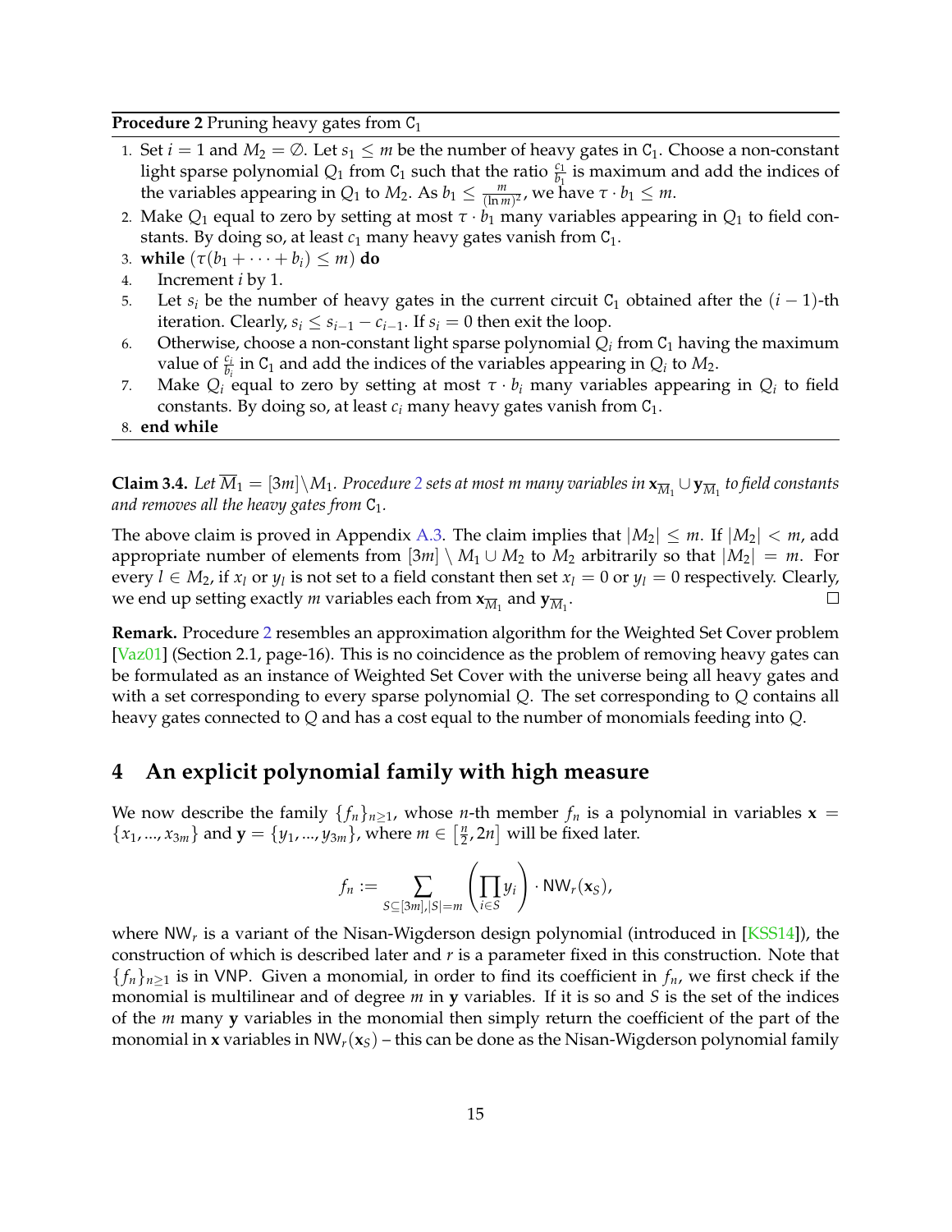**Procedure 2** Pruning heavy gates from $\mathtt{C}_1$

1. Set $i = 1$ and $M_2 = \emptyset$. Let $s_1 \leq m$ be the number of heavy gates in $\mathtt{C}_1$. Choose a non-constant light sparse polynomial $Q_1$ from $\mathtt{C}_1$ such that the ratio $\frac{c_1}{b_1}$ is maximum and add the indices of the variables appearing in $Q_1$ to $M_2$. As $b_1 \leq \frac{m}{(\ln m)^2}$, we have $\tau \cdot b_1 \leq m$.
2. Make $Q_1$ equal to zero by setting at most $\tau \cdot b_1$ many variables appearing in $Q_1$ to field constants. By doing so, at least $c_1$ many heavy gates vanish from $\mathtt{C}_1$.
3. **while** $(\tau(b_1 + \cdots + b_i) \leq m)$ **do**
4. Increment $i$ by 1.
5. Let $s_i$ be the number of heavy gates in the current circuit $\mathtt{C}_1$ obtained after the $(i-1)$-th iteration. Clearly, $s_i \leq s_{i-1} - c_{i-1}$. If $s_i = 0$ then exit the loop.
6. Otherwise, choose a non-constant light sparse polynomial $Q_i$ from $\mathtt{C}_1$ having the maximum value of $\frac{c_i}{b_i}$ in $\mathtt{C}_1$ and add the indices of the variables appearing in $Q_i$ to $M_2$.
7. Make $Q_i$ equal to zero by setting at most $\tau \cdot b_i$ many variables appearing in $Q_i$ to field constants. By doing so, at least $c_i$ many heavy gates vanish from $\mathtt{C}_1$.
8. **end while**

**Claim 3.4.** *Let $\overline{M}_1 = [3m] \setminus M_1$. Procedure 2 sets at most $m$ many variables in $\mathbf{x}_{\overline{M}_1} \cup \mathbf{y}_{\overline{M}_1}$ to field constants and removes all the heavy gates from $\mathtt{C}_1$.*

The above claim is proved in Appendix A.3. The claim implies that $|M_2| \leq m$. If $|M_2| < m$, add appropriate number of elements from $[3m] \setminus M_1 \cup M_2$ to $M_2$ arbitrarily so that $|M_2| = m$. For every $l \in M_2$, if $x_l$ or $y_l$ is not set to a field constant then set $x_l = 0$ or $y_l = 0$ respectively. Clearly, we end up setting exactly $m$ variables each from $\mathbf{x}_{\overline{M}_1}$ and $\mathbf{y}_{\overline{M}_1}$. $\square$

**Remark.** Procedure 2 resembles an approximation algorithm for the Weighted Set Cover problem [Vaz01] (Section 2.1, page-16). This is no coincidence as the problem of removing heavy gates can be formulated as an instance of Weighted Set Cover with the universe being all heavy gates and with a set corresponding to every sparse polynomial $Q$. The set corresponding to $Q$ contains all heavy gates connected to $Q$ and has a cost equal to the number of monomials feeding into $Q$.

## 4 An explicit polynomial family with high measure

We now describe the family $\{f_n\}_{n \geq 1}$, whose $n$-th member $f_n$ is a polynomial in variables $\mathbf{x} = \{x_1, ..., x_{3m}\}$ and $\mathbf{y} = \{y_1, ..., y_{3m}\}$, where $m \in \left[\frac{n}{2}, 2n\right]$ will be fixed later.

$$f_n := \sum_{S \subseteq [3m], |S| = m} \left( \prod_{i \in S} y_i \right) \cdot \mathsf{NW}_r(\mathbf{x}_S),$$

where $\mathsf{NW}_r$ is a variant of the Nisan-Wigderson design polynomial (introduced in [KSS14]), the construction of which is described later and $r$ is a parameter fixed in this construction. Note that $\{f_n\}_{n \geq 1}$ is in VNP. Given a monomial, in order to find its coefficient in $f_n$, we first check if the monomial is multilinear and of degree $m$ in $\mathbf{y}$ variables. If it is so and $S$ is the set of the indices of the $m$ many $\mathbf{y}$ variables in the monomial then simply return the coefficient of the part of the monomial in $\mathbf{x}$ variables in $\mathsf{NW}_r(\mathbf{x}_S)$ – this can be done as the Nisan-Wigderson polynomial family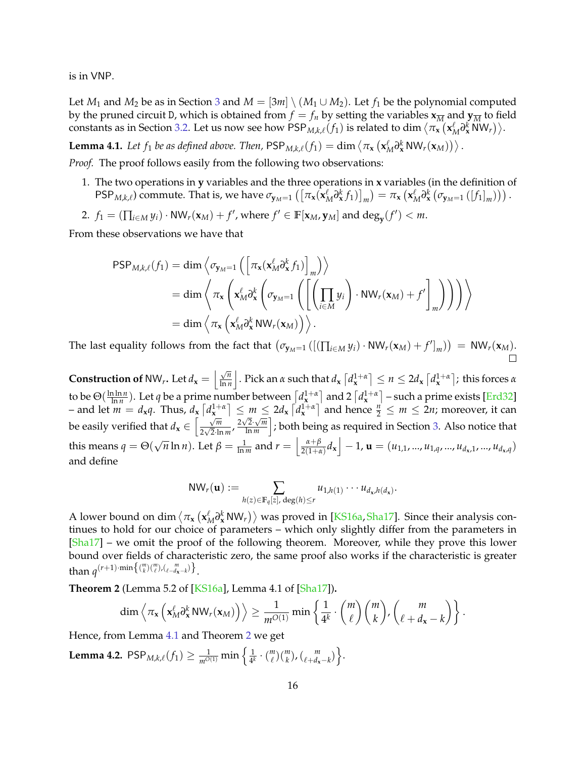is in VNP.

Let $M_1$ and $M_2$ be as in Section 3 and $M = [3m] \setminus (M_1 \cup M_2)$. Let $f_1$ be the polynomial computed by the pruned circuit D, which is obtained from $f = f_n$ by setting the variables $\mathbf{x}_{\overline{M}}$ and $\mathbf{y}_{\overline{M}}$ to field constants as in Section 3.2. Let us now see how $\mathsf{PSP}_{M,k,\ell}(f_1)$ is related to $\dim \left\langle \pi_{\mathbf{x}} \left( \mathbf{x}_M^{\ell} \partial_{\mathbf{x}}^{k} \mathsf{NW}_r \right) \right\rangle$.

**Lemma 4.1.** *Let $f_1$ be as defined above. Then,* $\mathsf{PSP}_{M,k,\ell}(f_1) = \dim \left\langle \pi_{\mathbf{x}} \left( \mathbf{x}_M^{\ell} \partial_{\mathbf{x}}^{k} \mathsf{NW}_r(\mathbf{x}_M) \right) \right\rangle$.

*Proof.* The proof follows easily from the following two observations:

1. The two operations in $\mathbf{y}$ variables and the three operations in $\mathbf{x}$ variables (in the definition of $\mathsf{PSP}_{M,k,\ell}$) commute. That is, we have $\sigma_{\mathbf{y}_M=1}\left( \left[ \pi_{\mathbf{x}}(\mathbf{x}_M^{\ell} \partial_{\mathbf{x}}^{k} f_1) \right]_m \right) = \pi_{\mathbf{x}} \left( \mathbf{x}_M^{\ell} \partial_{\mathbf{x}}^{k} \left( \sigma_{\mathbf{y}_M=1} \left( [f_1]_m \right) \right) \right)$.
2. $f_1 = \left(\prod_{i \in M} y_i\right) \cdot \mathsf{NW}_r(\mathbf{x}_M) + f'$, where $f' \in \mathbb{F}[\mathbf{x}_M, \mathbf{y}_M]$ and $\deg_{\mathbf{y}}(f') < m$.

From these observations we have that

$$
\begin{aligned}
\mathsf{PSP}_{M,k,\ell}(f_1) &= \dim \left\langle \sigma_{\mathbf{y}_M=1} \left( \left[ \pi_{\mathbf{x}}(\mathbf{x}_M^{\ell} \partial_{\mathbf{x}}^{k} f_1) \right]_m \right) \right\rangle \\
&= \dim \left\langle \pi_{\mathbf{x}} \left( \mathbf{x}_M^{\ell} \partial_{\mathbf{x}}^{k} \left( \sigma_{\mathbf{y}_M=1} \left( \left[ \left( \prod_{i \in M} y_i \right) \cdot \mathsf{NW}_r(\mathbf{x}_M) + f' \right]_m \right) \right) \right) \right\rangle \\
&= \dim \left\langle \pi_{\mathbf{x}} \left( \mathbf{x}_M^{\ell} \partial_{\mathbf{x}}^{k} \mathsf{NW}_r(\mathbf{x}_M) \right) \right\rangle .
\end{aligned}
$$

The last equality follows from the fact that $\left( \sigma_{\mathbf{y}_M=1} \left( \left[ \left( \prod_{i \in M} y_i \right) \cdot \mathsf{NW}_r(\mathbf{x}_M) + f' \right]_m \right) \right) = \mathsf{NW}_r(\mathbf{x}_M)$. ☐

**Construction of $\mathsf{NW}_r$.** Let $d_{\mathbf{x}} = \left\lfloor \frac{\sqrt{n}}{\ln n} \right\rfloor$. Pick an $\alpha$ such that $d_{\mathbf{x}} \left\lceil d_{\mathbf{x}}^{1+\alpha} \right\rceil \le n \le 2 d_{\mathbf{x}} \left\lceil d_{\mathbf{x}}^{1+\alpha} \right\rceil$; this forces $\alpha$ to be $\Theta(\frac{\ln \ln n}{\ln n})$. Let $q$ be a prime number between $\left\lceil d_{\mathbf{x}}^{1+\alpha} \right\rceil$ and $2 \left\lceil d_{\mathbf{x}}^{1+\alpha} \right\rceil$ – such a prime exists [Erd32] – and let $m = d_{\mathbf{x}} q$. Thus, $d_{\mathbf{x}} \left\lceil d_{\mathbf{x}}^{1+\alpha} \right\rceil \le m \le 2 d_{\mathbf{x}} \left\lceil d_{\mathbf{x}}^{1+\alpha} \right\rceil$ and hence $\frac{n}{2} \le m \le 2n$; moreover, it can be easily verified that $d_{\mathbf{x}} \in \left[ \frac{\sqrt{m}}{2\sqrt{2} \cdot \ln m}, \frac{2\sqrt{2} \cdot \sqrt{m}}{\ln m} \right]$; both being as required in Section 3. Also notice that this means $q = \Theta(\sqrt{n} \ln n)$. Let $\beta = \frac{1}{\ln m}$ and $r = \left\lfloor \frac{\alpha + \beta}{2(1+\alpha)} d_{\mathbf{x}} \right\rfloor - 1$, $\mathbf{u} = (u_{1,1}, \ldots, u_{1,q}, \ldots, u_{d_{\mathbf{x}},1}, \ldots, u_{d_{\mathbf{x}},q})$ and define

$$
\mathsf{NW}_r(\mathbf{u}) := \sum_{h(z) \in \mathbb{F}_q[z],\ \deg(h) \le r} u_{1,h(1)} \cdots u_{d_{\mathbf{x}},h(d_{\mathbf{x}})}.
$$

A lower bound on $\dim \left\langle \pi_{\mathbf{x}} \left( \mathbf{x}_M^{\ell} \partial_{\mathbf{x}}^{k} \mathsf{NW}_r \right) \right\rangle$ was proved in [KS16a, Sha17]. Since their analysis continues to hold for our choice of parameters – which only slightly differ from the parameters in [Sha17] – we omit the proof of the following theorem. Moreover, while they prove this lower bound over fields of characteristic zero, the same proof also works if the characteristic is greater than $q^{(r+1) \cdot \min\left\{ \binom{m}{k}\binom{m}{\ell}, \binom{m}{\ell - d_{\mathbf{x}} - k} \right\}}$.

**Theorem 2** (Lemma 5.2 of [KS16a], Lemma 4.1 of [Sha17])**.**

$$
\dim \left\langle \pi_{\mathbf{x}} \left( \mathbf{x}_M^{\ell} \partial_{\mathbf{x}}^{k} \mathsf{NW}_r(\mathbf{x}_M) \right) \right\rangle \ge \frac{1}{m^{O(1)}} \min \left\{ \frac{1}{4^k} \cdot \binom{m}{\ell} \binom{m}{k}, \binom{m}{\ell + d_{\mathbf{x}} - k} \right\}.
$$

Hence, from Lemma 4.1 and Theorem 2 we get

**Lemma 4.2.** $\mathsf{PSP}_{M,k,\ell}(f_1) \ge \frac{1}{m^{O(1)}} \min \left\{ \frac{1}{4^k} \cdot \binom{m}{\ell} \binom{m}{k}, \binom{m}{\ell + d_{\mathbf{x}} - k} \right\}$.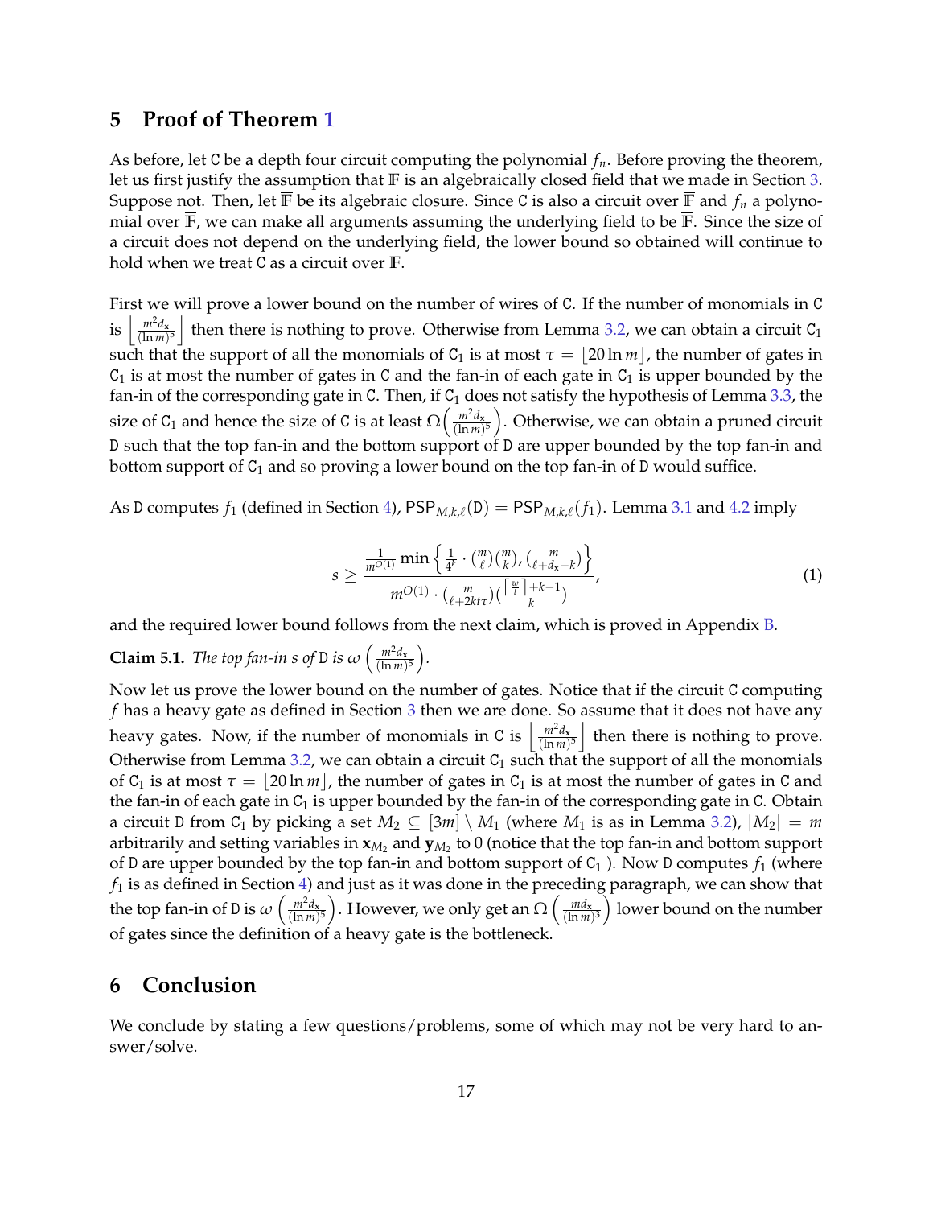## 5 Proof of Theorem 1

As before, let $\mathtt{C}$ be a depth four circuit computing the polynomial $f_n$. Before proving the theorem, let us first justify the assumption that $\mathbb{F}$ is an algebraically closed field that we made in Section 3. Suppose not. Then, let $\overline{\mathbb{F}}$ be its algebraic closure. Since $\mathtt{C}$ is also a circuit over $\overline{\mathbb{F}}$ and $f_n$ a polynomial over $\overline{\mathbb{F}}$, we can make all arguments assuming the underlying field to be $\overline{\mathbb{F}}$. Since the size of a circuit does not depend on the underlying field, the lower bound so obtained will continue to hold when we treat $\mathtt{C}$ as a circuit over $\mathbb{F}$.

First we will prove a lower bound on the number of wires of $\mathtt{C}$. If the number of monomials in $\mathtt{C}$ is $\left\lfloor \frac{m^2 d_{\mathbf{x}}}{(\ln m)^5} \right\rfloor$ then there is nothing to prove. Otherwise from Lemma 3.2, we can obtain a circuit $\mathtt{C}_1$ such that the support of all the monomials of $\mathtt{C}_1$ is at most $\tau = \lfloor 20 \ln m \rfloor$, the number of gates in $\mathtt{C}_1$ is at most the number of gates in $\mathtt{C}$ and the fan-in of each gate in $\mathtt{C}_1$ is upper bounded by the fan-in of the corresponding gate in $\mathtt{C}$. Then, if $\mathtt{C}_1$ does not satisfy the hypothesis of Lemma 3.3, the size of $\mathtt{C}_1$ and hence the size of $\mathtt{C}$ is at least $\Omega\left(\frac{m^2 d_{\mathbf{x}}}{(\ln m)^5}\right)$. Otherwise, we can obtain a pruned circuit $\mathtt{D}$ such that the top fan-in and the bottom support of $\mathtt{D}$ are upper bounded by the top fan-in and bottom support of $\mathtt{C}_1$ and so proving a lower bound on the top fan-in of $\mathtt{D}$ would suffice.

As $\mathtt{D}$ computes $f_1$ (defined in Section 4), $\mathsf{PSP}_{M,k,\ell}(\mathtt{D}) = \mathsf{PSP}_{M,k,\ell}(f_1)$. Lemma 3.1 and 4.2 imply

$$s \geq \frac{\frac{1}{m^{O(1)}} \min\left\{ \frac{1}{4^k} \cdot \binom{m}{\ell}\binom{m}{k}, \binom{m}{\ell + d_{\mathbf{x}} - k} \right\}}{m^{O(1)} \cdot \binom{m}{\ell + 2kt\tau} \binom{\left\lceil \frac{w}{t} \right\rceil + k - 1}{k}}, \tag{1}$$

and the required lower bound follows from the next claim, which is proved in Appendix B.

**Claim 5.1.** *The top fan-in $s$ of $\mathtt{D}$ is $\omega\left(\frac{m^2 d_{\mathbf{x}}}{(\ln m)^5}\right)$.*

Now let us prove the lower bound on the number of gates. Notice that if the circuit $\mathtt{C}$ computing $f$ has a heavy gate as defined in Section 3 then we are done. So assume that it does not have any heavy gates. Now, if the number of monomials in $\mathtt{C}$ is $\left\lfloor \frac{m^2 d_{\mathbf{x}}}{(\ln m)^5} \right\rfloor$ then there is nothing to prove. Otherwise from Lemma 3.2, we can obtain a circuit $\mathtt{C}_1$ such that the support of all the monomials of $\mathtt{C}_1$ is at most $\tau = \lfloor 20 \ln m \rfloor$, the number of gates in $\mathtt{C}_1$ is at most the number of gates in $\mathtt{C}$ and the fan-in of each gate in $\mathtt{C}_1$ is upper bounded by the fan-in of the corresponding gate in $\mathtt{C}$. Obtain a circuit $\mathtt{D}$ from $\mathtt{C}_1$ by picking a set $M_2 \subseteq [3m] \setminus M_1$ (where $M_1$ is as in Lemma 3.2), $|M_2| = m$ arbitrarily and setting variables in $\mathbf{x}_{M_2}$ and $\mathbf{y}_{M_2}$ to 0 (notice that the top fan-in and bottom support of $\mathtt{D}$ are upper bounded by the top fan-in and bottom support of $\mathtt{C}_1$ ). Now $\mathtt{D}$ computes $f_1$ (where $f_1$ is as defined in Section 4) and just as it was done in the preceding paragraph, we can show that the top fan-in of $\mathtt{D}$ is $\omega\left(\frac{m^2 d_{\mathbf{x}}}{(\ln m)^5}\right)$. However, we only get an $\Omega\left(\frac{m d_{\mathbf{x}}}{(\ln m)^3}\right)$ lower bound on the number of gates since the definition of a heavy gate is the bottleneck.

## 6 Conclusion

We conclude by stating a few questions/problems, some of which may not be very hard to answer/solve.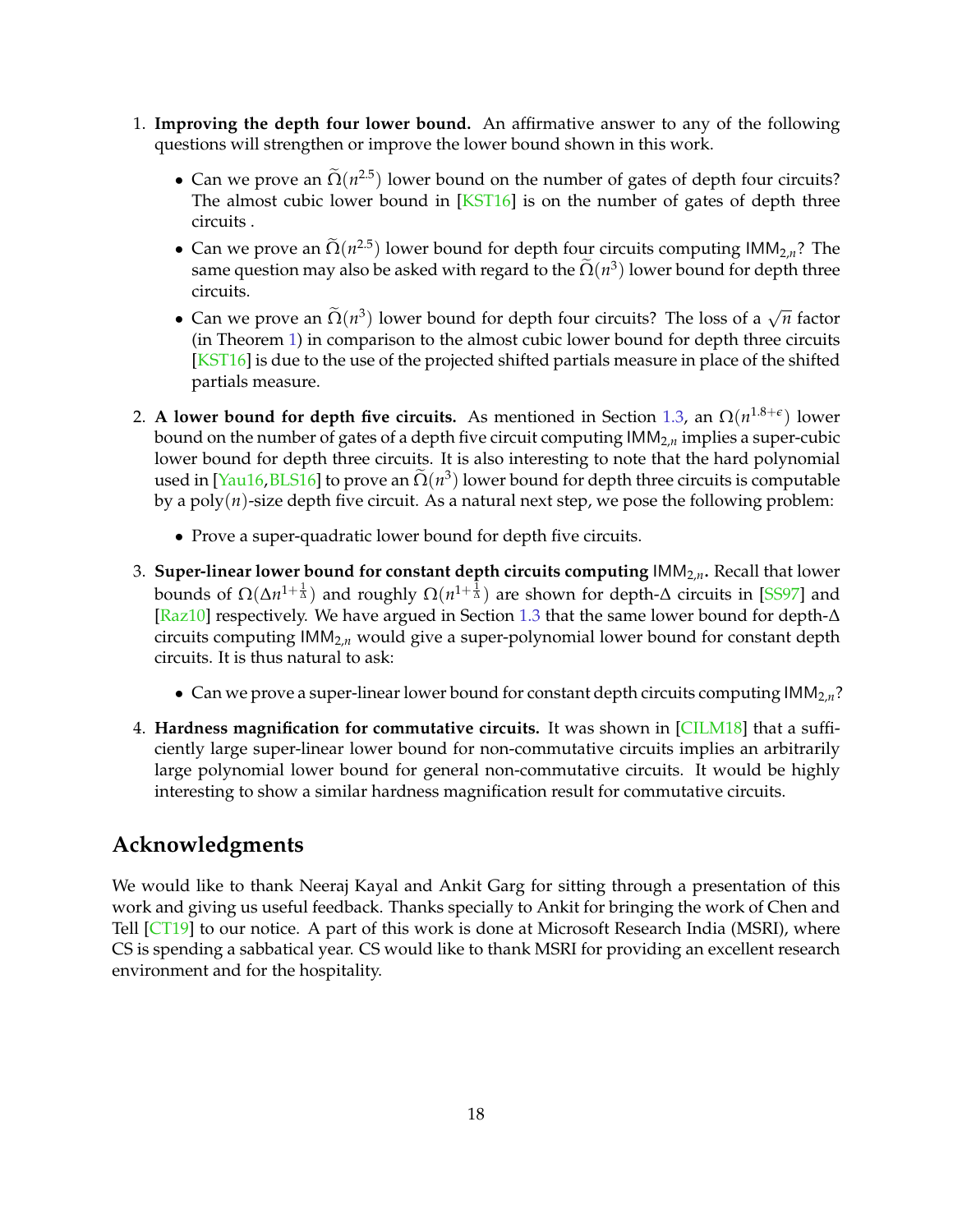1. **Improving the depth four lower bound.** An affirmative answer to any of the following questions will strengthen or improve the lower bound shown in this work.

   - Can we prove an $\widetilde{\Omega}(n^{2.5})$ lower bound on the number of gates of depth four circuits? The almost cubic lower bound in [KST16] is on the number of gates of depth three circuits .
   - Can we prove an $\widetilde{\Omega}(n^{2.5})$ lower bound for depth four circuits computing $\mathsf{IMM}_{2,n}$? The same question may also be asked with regard to the $\widetilde{\Omega}(n^3)$ lower bound for depth three circuits.
   - Can we prove an $\widetilde{\Omega}(n^3)$ lower bound for depth four circuits? The loss of a $\sqrt{n}$ factor (in Theorem 1) in comparison to the almost cubic lower bound for depth three circuits [KST16] is due to the use of the projected shifted partials measure in place of the shifted partials measure.

2. **A lower bound for depth five circuits.** As mentioned in Section 1.3, an $\Omega(n^{1.8+\epsilon})$ lower bound on the number of gates of a depth five circuit computing $\mathsf{IMM}_{2,n}$ implies a super-cubic lower bound for depth three circuits. It is also interesting to note that the hard polynomial used in [Yau16, BLS16] to prove an $\widetilde{\Omega}(n^3)$ lower bound for depth three circuits is computable by a poly$(n)$-size depth five circuit. As a natural next step, we pose the following problem:

   - Prove a super-quadratic lower bound for depth five circuits.

3. **Super-linear lower bound for constant depth circuits computing** $\mathsf{IMM}_{2,n}$**.** Recall that lower bounds of $\Omega(\Delta n^{1+\frac{1}{\Delta}})$ and roughly $\Omega(n^{1+\frac{1}{\Delta}})$ are shown for depth-$\Delta$ circuits in [SS97] and [Raz10] respectively. We have argued in Section 1.3 that the same lower bound for depth-$\Delta$ circuits computing $\mathsf{IMM}_{2,n}$ would give a super-polynomial lower bound for constant depth circuits. It is thus natural to ask:

   - Can we prove a super-linear lower bound for constant depth circuits computing $\mathsf{IMM}_{2,n}$?

4. **Hardness magnification for commutative circuits.** It was shown in [CILM18] that a sufficiently large super-linear lower bound for non-commutative circuits implies an arbitrarily large polynomial lower bound for general non-commutative circuits. It would be highly interesting to show a similar hardness magnification result for commutative circuits.

## Acknowledgments

We would like to thank Neeraj Kayal and Ankit Garg for sitting through a presentation of this work and giving us useful feedback. Thanks specially to Ankit for bringing the work of Chen and Tell [CT19] to our notice. A part of this work is done at Microsoft Research India (MSRI), where CS is spending a sabbatical year. CS would like to thank MSRI for providing an excellent research environment and for the hospitality.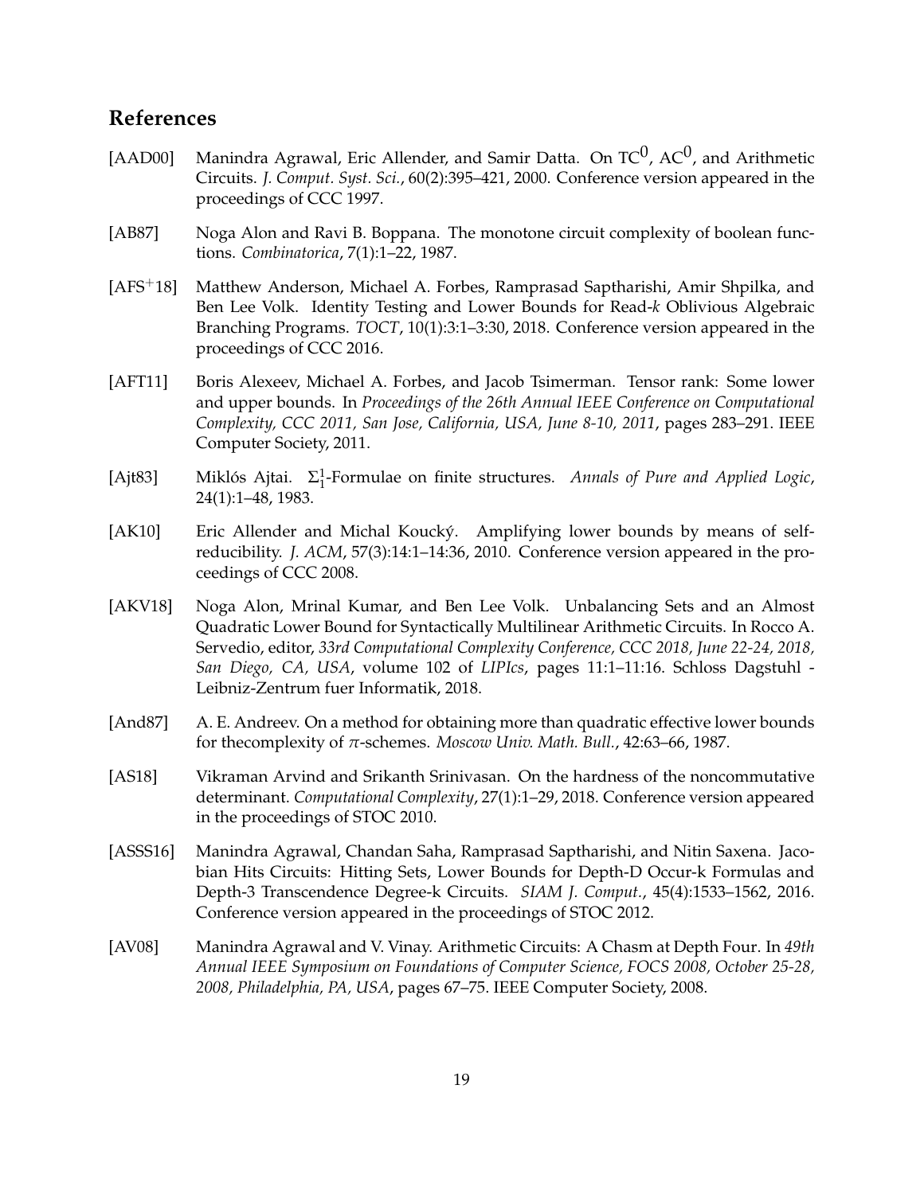## References

[AAD00] Manindra Agrawal, Eric Allender, and Samir Datta. On $\mathrm{TC}^0$, $\mathrm{AC}^0$, and Arithmetic Circuits. *J. Comput. Syst. Sci.*, 60(2):395–421, 2000. Conference version appeared in the proceedings of CCC 1997.

[AB87] Noga Alon and Ravi B. Boppana. The monotone circuit complexity of boolean functions. *Combinatorica*, 7(1):1–22, 1987.

[AFS+18] Matthew Anderson, Michael A. Forbes, Ramprasad Saptharishi, Amir Shpilka, and Ben Lee Volk. Identity Testing and Lower Bounds for Read-$k$ Oblivious Algebraic Branching Programs. *TOCT*, 10(1):3:1–3:30, 2018. Conference version appeared in the proceedings of CCC 2016.

[AFT11] Boris Alexeev, Michael A. Forbes, and Jacob Tsimerman. Tensor rank: Some lower and upper bounds. In *Proceedings of the 26th Annual IEEE Conference on Computational Complexity, CCC 2011, San Jose, California, USA, June 8-10, 2011*, pages 283–291. IEEE Computer Society, 2011.

[Ajt83] Miklós Ajtai. $\Sigma_1^1$-Formulae on finite structures. *Annals of Pure and Applied Logic*, 24(1):1–48, 1983.

[AK10] Eric Allender and Michal Koucký. Amplifying lower bounds by means of self-reducibility. *J. ACM*, 57(3):14:1–14:36, 2010. Conference version appeared in the proceedings of CCC 2008.

[AKV18] Noga Alon, Mrinal Kumar, and Ben Lee Volk. Unbalancing Sets and an Almost Quadratic Lower Bound for Syntactically Multilinear Arithmetic Circuits. In Rocco A. Servedio, editor, *33rd Computational Complexity Conference, CCC 2018, June 22-24, 2018, San Diego, CA, USA*, volume 102 of *LIPIcs*, pages 11:1–11:16. Schloss Dagstuhl - Leibniz-Zentrum fuer Informatik, 2018.

[And87] A. E. Andreev. On a method for obtaining more than quadratic effective lower bounds for thecomplexity of $\pi$-schemes. *Moscow Univ. Math. Bull.*, 42:63–66, 1987.

[AS18] Vikraman Arvind and Srikanth Srinivasan. On the hardness of the noncommutative determinant. *Computational Complexity*, 27(1):1–29, 2018. Conference version appeared in the proceedings of STOC 2010.

[ASSS16] Manindra Agrawal, Chandan Saha, Ramprasad Saptharishi, and Nitin Saxena. Jacobian Hits Circuits: Hitting Sets, Lower Bounds for Depth-D Occur-k Formulas and Depth-3 Transcendence Degree-k Circuits. *SIAM J. Comput.*, 45(4):1533–1562, 2016. Conference version appeared in the proceedings of STOC 2012.

[AV08] Manindra Agrawal and V. Vinay. Arithmetic Circuits: A Chasm at Depth Four. In *49th Annual IEEE Symposium on Foundations of Computer Science, FOCS 2008, October 25-28, 2008, Philadelphia, PA, USA*, pages 67–75. IEEE Computer Society, 2008.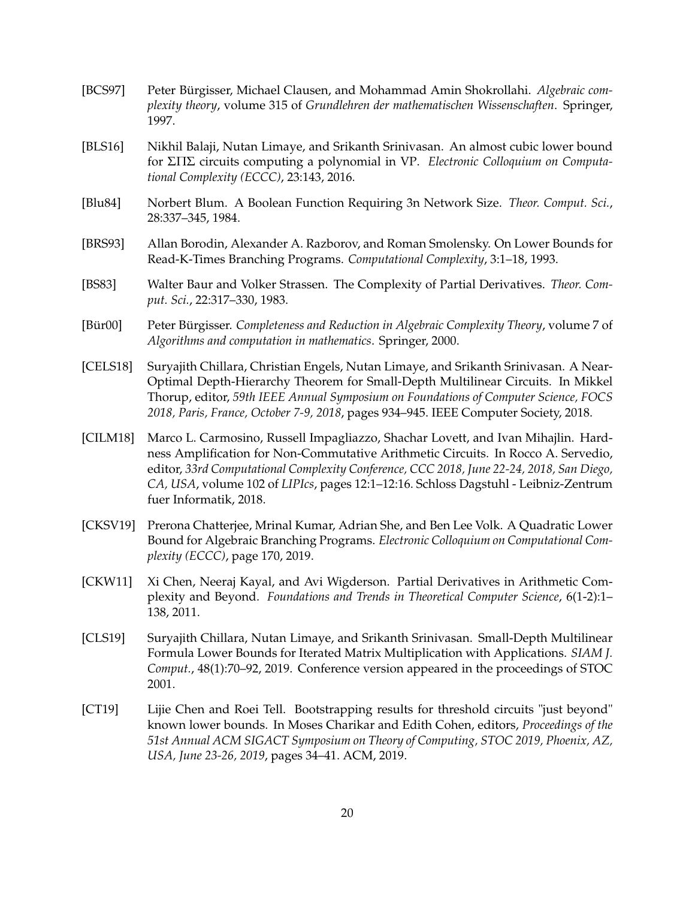[BCS97] Peter Bürgisser, Michael Clausen, and Mohammad Amin Shokrollahi. *Algebraic complexity theory*, volume 315 of *Grundlehren der mathematischen Wissenschaften*. Springer, 1997.

[BLS16] Nikhil Balaji, Nutan Limaye, and Srikanth Srinivasan. An almost cubic lower bound for $\Sigma\Pi\Sigma$ circuits computing a polynomial in VP. *Electronic Colloquium on Computational Complexity (ECCC)*, 23:143, 2016.

[Blu84] Norbert Blum. A Boolean Function Requiring 3n Network Size. *Theor. Comput. Sci.*, 28:337–345, 1984.

[BRS93] Allan Borodin, Alexander A. Razborov, and Roman Smolensky. On Lower Bounds for Read-K-Times Branching Programs. *Computational Complexity*, 3:1–18, 1993.

[BS83] Walter Baur and Volker Strassen. The Complexity of Partial Derivatives. *Theor. Comput. Sci.*, 22:317–330, 1983.

[Bür00] Peter Bürgisser. *Completeness and Reduction in Algebraic Complexity Theory*, volume 7 of *Algorithms and computation in mathematics*. Springer, 2000.

[CELS18] Suryajith Chillara, Christian Engels, Nutan Limaye, and Srikanth Srinivasan. A Near-Optimal Depth-Hierarchy Theorem for Small-Depth Multilinear Circuits. In Mikkel Thorup, editor, *59th IEEE Annual Symposium on Foundations of Computer Science, FOCS 2018, Paris, France, October 7-9, 2018*, pages 934–945. IEEE Computer Society, 2018.

[CILM18] Marco L. Carmosino, Russell Impagliazzo, Shachar Lovett, and Ivan Mihajlin. Hardness Amplification for Non-Commutative Arithmetic Circuits. In Rocco A. Servedio, editor, *33rd Computational Complexity Conference, CCC 2018, June 22-24, 2018, San Diego, CA, USA*, volume 102 of *LIPIcs*, pages 12:1–12:16. Schloss Dagstuhl - Leibniz-Zentrum fuer Informatik, 2018.

[CKSV19] Prerona Chatterjee, Mrinal Kumar, Adrian She, and Ben Lee Volk. A Quadratic Lower Bound for Algebraic Branching Programs. *Electronic Colloquium on Computational Complexity (ECCC)*, page 170, 2019.

[CKW11] Xi Chen, Neeraj Kayal, and Avi Wigderson. Partial Derivatives in Arithmetic Complexity and Beyond. *Foundations and Trends in Theoretical Computer Science*, 6(1-2):1–138, 2011.

[CLS19] Suryajith Chillara, Nutan Limaye, and Srikanth Srinivasan. Small-Depth Multilinear Formula Lower Bounds for Iterated Matrix Multiplication with Applications. *SIAM J. Comput.*, 48(1):70–92, 2019. Conference version appeared in the proceedings of STOC 2001.

[CT19] Lijie Chen and Roei Tell. Bootstrapping results for threshold circuits "just beyond" known lower bounds. In Moses Charikar and Edith Cohen, editors, *Proceedings of the 51st Annual ACM SIGACT Symposium on Theory of Computing, STOC 2019, Phoenix, AZ, USA, June 23-26, 2019*, pages 34–41. ACM, 2019.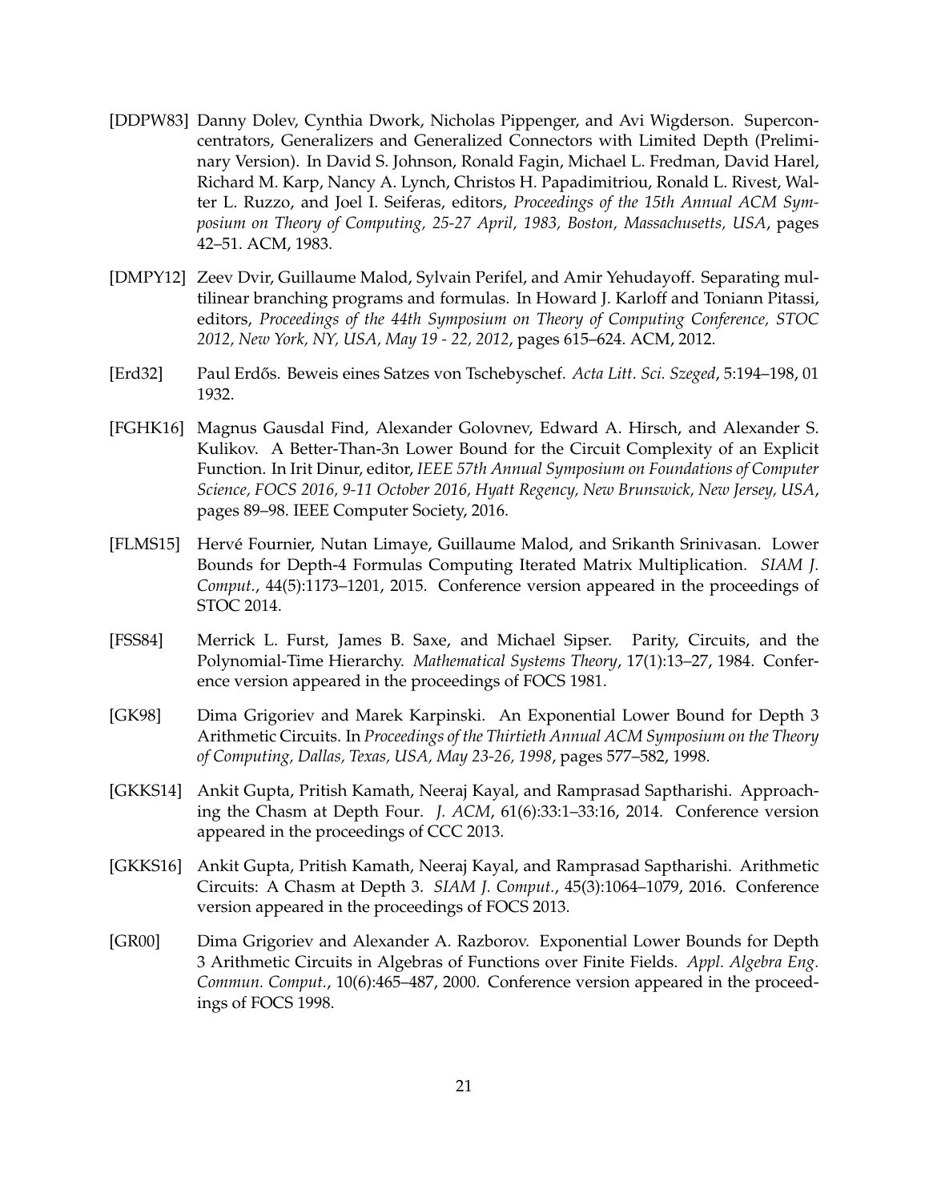[DDPW83] Danny Dolev, Cynthia Dwork, Nicholas Pippenger, and Avi Wigderson. Superconcentrators, Generalizers and Generalized Connectors with Limited Depth (Preliminary Version). In David S. Johnson, Ronald Fagin, Michael L. Fredman, David Harel, Richard M. Karp, Nancy A. Lynch, Christos H. Papadimitriou, Ronald L. Rivest, Walter L. Ruzzo, and Joel I. Seiferas, editors, *Proceedings of the 15th Annual ACM Symposium on Theory of Computing, 25-27 April, 1983, Boston, Massachusetts, USA*, pages 42–51. ACM, 1983.

[DMPY12] Zeev Dvir, Guillaume Malod, Sylvain Perifel, and Amir Yehudayoff. Separating multilinear branching programs and formulas. In Howard J. Karloff and Toniann Pitassi, editors, *Proceedings of the 44th Symposium on Theory of Computing Conference, STOC 2012, New York, NY, USA, May 19 - 22, 2012*, pages 615–624. ACM, 2012.

[Erd32] Paul Erdős. Beweis eines Satzes von Tschebyschef. *Acta Litt. Sci. Szeged*, 5:194–198, 01 1932.

[FGHK16] Magnus Gausdal Find, Alexander Golovnev, Edward A. Hirsch, and Alexander S. Kulikov. A Better-Than-3n Lower Bound for the Circuit Complexity of an Explicit Function. In Irit Dinur, editor, *IEEE 57th Annual Symposium on Foundations of Computer Science, FOCS 2016, 9-11 October 2016, Hyatt Regency, New Brunswick, New Jersey, USA*, pages 89–98. IEEE Computer Society, 2016.

[FLMS15] Hervé Fournier, Nutan Limaye, Guillaume Malod, and Srikanth Srinivasan. Lower Bounds for Depth-4 Formulas Computing Iterated Matrix Multiplication. *SIAM J. Comput.*, 44(5):1173–1201, 2015. Conference version appeared in the proceedings of STOC 2014.

[FSS84] Merrick L. Furst, James B. Saxe, and Michael Sipser. Parity, Circuits, and the Polynomial-Time Hierarchy. *Mathematical Systems Theory*, 17(1):13–27, 1984. Conference version appeared in the proceedings of FOCS 1981.

[GK98] Dima Grigoriev and Marek Karpinski. An Exponential Lower Bound for Depth 3 Arithmetic Circuits. In *Proceedings of the Thirtieth Annual ACM Symposium on the Theory of Computing, Dallas, Texas, USA, May 23-26, 1998*, pages 577–582, 1998.

[GKKS14] Ankit Gupta, Pritish Kamath, Neeraj Kayal, and Ramprasad Saptharishi. Approaching the Chasm at Depth Four. *J. ACM*, 61(6):33:1–33:16, 2014. Conference version appeared in the proceedings of CCC 2013.

[GKKS16] Ankit Gupta, Pritish Kamath, Neeraj Kayal, and Ramprasad Saptharishi. Arithmetic Circuits: A Chasm at Depth 3. *SIAM J. Comput.*, 45(3):1064–1079, 2016. Conference version appeared in the proceedings of FOCS 2013.

[GR00] Dima Grigoriev and Alexander A. Razborov. Exponential Lower Bounds for Depth 3 Arithmetic Circuits in Algebras of Functions over Finite Fields. *Appl. Algebra Eng. Commun. Comput.*, 10(6):465–487, 2000. Conference version appeared in the proceedings of FOCS 1998.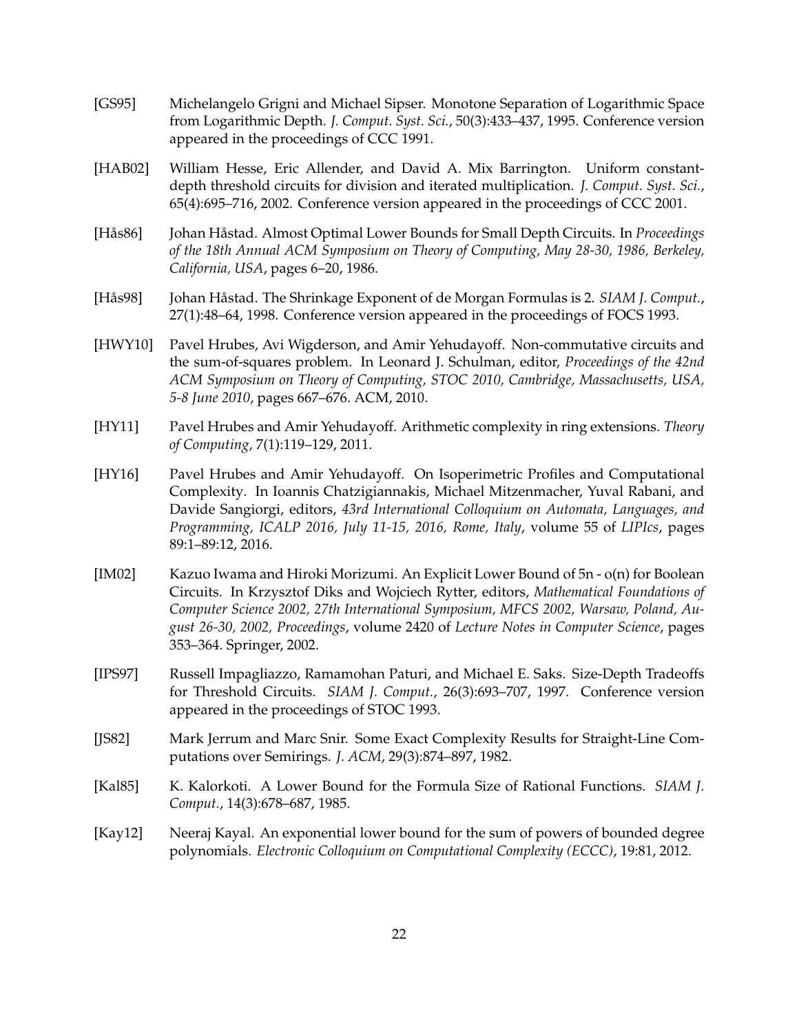- [GS95] Michelangelo Grigni and Michael Sipser. Monotone Separation of Logarithmic Space from Logarithmic Depth. *J. Comput. Syst. Sci.*, 50(3):433–437, 1995. Conference version appeared in the proceedings of CCC 1991.

- [HAB02] William Hesse, Eric Allender, and David A. Mix Barrington. Uniform constant-depth threshold circuits for division and iterated multiplication. *J. Comput. Syst. Sci.*, 65(4):695–716, 2002. Conference version appeared in the proceedings of CCC 2001.

- [Hås86] Johan Håstad. Almost Optimal Lower Bounds for Small Depth Circuits. In *Proceedings of the 18th Annual ACM Symposium on Theory of Computing, May 28-30, 1986, Berkeley, California, USA*, pages 6–20, 1986.

- [Hås98] Johan Håstad. The Shrinkage Exponent of de Morgan Formulas is 2. *SIAM J. Comput.*, 27(1):48–64, 1998. Conference version appeared in the proceedings of FOCS 1993.

- [HWY10] Pavel Hrubes, Avi Wigderson, and Amir Yehudayoff. Non-commutative circuits and the sum-of-squares problem. In Leonard J. Schulman, editor, *Proceedings of the 42nd ACM Symposium on Theory of Computing, STOC 2010, Cambridge, Massachusetts, USA, 5-8 June 2010*, pages 667–676. ACM, 2010.

- [HY11] Pavel Hrubes and Amir Yehudayoff. Arithmetic complexity in ring extensions. *Theory of Computing*, 7(1):119–129, 2011.

- [HY16] Pavel Hrubes and Amir Yehudayoff. On Isoperimetric Profiles and Computational Complexity. In Ioannis Chatzigiannakis, Michael Mitzenmacher, Yuval Rabani, and Davide Sangiorgi, editors, *43rd International Colloquium on Automata, Languages, and Programming, ICALP 2016, July 11-15, 2016, Rome, Italy*, volume 55 of *LIPIcs*, pages 89:1–89:12, 2016.

- [IM02] Kazuo Iwama and Hiroki Morizumi. An Explicit Lower Bound of 5n - o(n) for Boolean Circuits. In Krzysztof Diks and Wojciech Rytter, editors, *Mathematical Foundations of Computer Science 2002, 27th International Symposium, MFCS 2002, Warsaw, Poland, August 26-30, 2002, Proceedings*, volume 2420 of *Lecture Notes in Computer Science*, pages 353–364. Springer, 2002.

- [IPS97] Russell Impagliazzo, Ramamohan Paturi, and Michael E. Saks. Size-Depth Tradeoffs for Threshold Circuits. *SIAM J. Comput.*, 26(3):693–707, 1997. Conference version appeared in the proceedings of STOC 1993.

- [JS82] Mark Jerrum and Marc Snir. Some Exact Complexity Results for Straight-Line Computations over Semirings. *J. ACM*, 29(3):874–897, 1982.

- [Kal85] K. Kalorkoti. A Lower Bound for the Formula Size of Rational Functions. *SIAM J. Comput.*, 14(3):678–687, 1985.

- [Kay12] Neeraj Kayal. An exponential lower bound for the sum of powers of bounded degree polynomials. *Electronic Colloquium on Computational Complexity (ECCC)*, 19:81, 2012.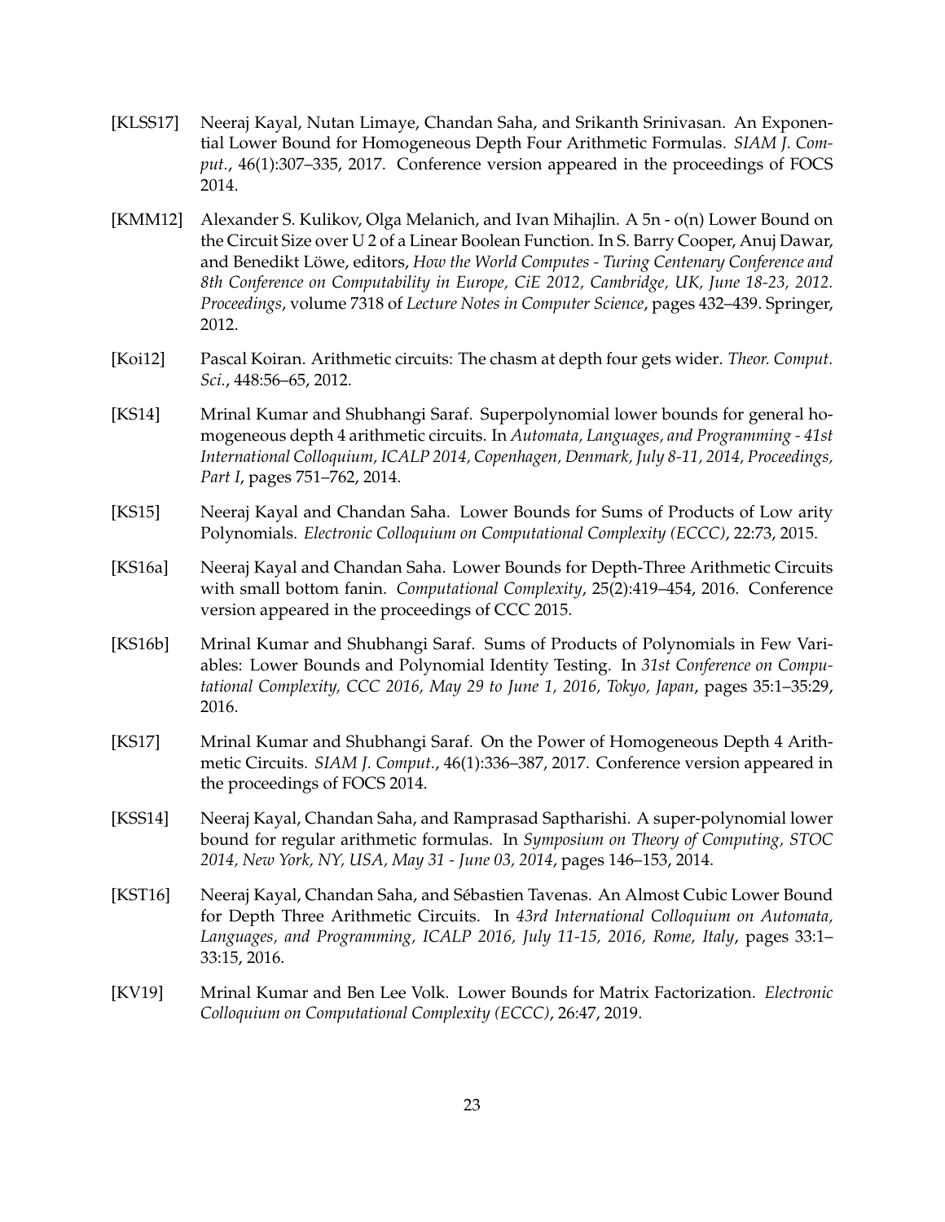[KLSS17] Neeraj Kayal, Nutan Limaye, Chandan Saha, and Srikanth Srinivasan. An Exponential Lower Bound for Homogeneous Depth Four Arithmetic Formulas. *SIAM J. Comput.*, 46(1):307–335, 2017. Conference version appeared in the proceedings of FOCS 2014.

[KMM12] Alexander S. Kulikov, Olga Melanich, and Ivan Mihajlin. A 5n - o(n) Lower Bound on the Circuit Size over U 2 of a Linear Boolean Function. In S. Barry Cooper, Anuj Dawar, and Benedikt Löwe, editors, *How the World Computes - Turing Centenary Conference and 8th Conference on Computability in Europe, CiE 2012, Cambridge, UK, June 18-23, 2012. Proceedings*, volume 7318 of *Lecture Notes in Computer Science*, pages 432–439. Springer, 2012.

[Koi12] Pascal Koiran. Arithmetic circuits: The chasm at depth four gets wider. *Theor. Comput. Sci.*, 448:56–65, 2012.

[KS14] Mrinal Kumar and Shubhangi Saraf. Superpolynomial lower bounds for general homogeneous depth 4 arithmetic circuits. In *Automata, Languages, and Programming - 41st International Colloquium, ICALP 2014, Copenhagen, Denmark, July 8-11, 2014, Proceedings, Part I*, pages 751–762, 2014.

[KS15] Neeraj Kayal and Chandan Saha. Lower Bounds for Sums of Products of Low arity Polynomials. *Electronic Colloquium on Computational Complexity (ECCC)*, 22:73, 2015.

[KS16a] Neeraj Kayal and Chandan Saha. Lower Bounds for Depth-Three Arithmetic Circuits with small bottom fanin. *Computational Complexity*, 25(2):419–454, 2016. Conference version appeared in the proceedings of CCC 2015.

[KS16b] Mrinal Kumar and Shubhangi Saraf. Sums of Products of Polynomials in Few Variables: Lower Bounds and Polynomial Identity Testing. In *31st Conference on Computational Complexity, CCC 2016, May 29 to June 1, 2016, Tokyo, Japan*, pages 35:1–35:29, 2016.

[KS17] Mrinal Kumar and Shubhangi Saraf. On the Power of Homogeneous Depth 4 Arithmetic Circuits. *SIAM J. Comput.*, 46(1):336–387, 2017. Conference version appeared in the proceedings of FOCS 2014.

[KSS14] Neeraj Kayal, Chandan Saha, and Ramprasad Saptharishi. A super-polynomial lower bound for regular arithmetic formulas. In *Symposium on Theory of Computing, STOC 2014, New York, NY, USA, May 31 - June 03, 2014*, pages 146–153, 2014.

[KST16] Neeraj Kayal, Chandan Saha, and Sébastien Tavenas. An Almost Cubic Lower Bound for Depth Three Arithmetic Circuits. In *43rd International Colloquium on Automata, Languages, and Programming, ICALP 2016, July 11-15, 2016, Rome, Italy*, pages 33:1–33:15, 2016.

[KV19] Mrinal Kumar and Ben Lee Volk. Lower Bounds for Matrix Factorization. *Electronic Colloquium on Computational Complexity (ECCC)*, 26:47, 2019.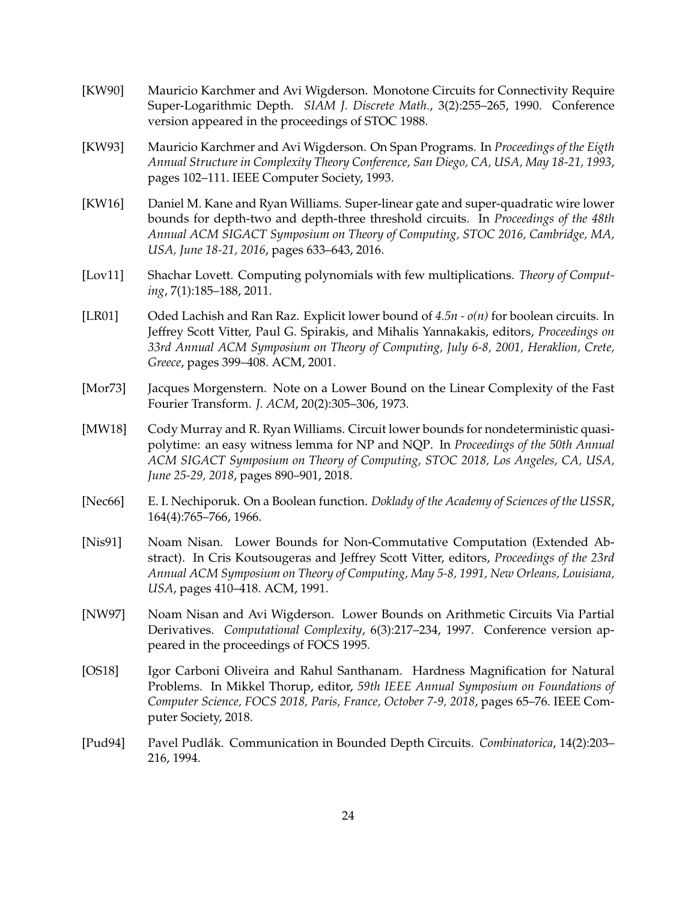[KW90] Mauricio Karchmer and Avi Wigderson. Monotone Circuits for Connectivity Require Super-Logarithmic Depth. *SIAM J. Discrete Math.*, 3(2):255–265, 1990. Conference version appeared in the proceedings of STOC 1988.

[KW93] Mauricio Karchmer and Avi Wigderson. On Span Programs. In *Proceedings of the Eigth Annual Structure in Complexity Theory Conference, San Diego, CA, USA, May 18-21, 1993*, pages 102–111. IEEE Computer Society, 1993.

[KW16] Daniel M. Kane and Ryan Williams. Super-linear gate and super-quadratic wire lower bounds for depth-two and depth-three threshold circuits. In *Proceedings of the 48th Annual ACM SIGACT Symposium on Theory of Computing, STOC 2016, Cambridge, MA, USA, June 18-21, 2016*, pages 633–643, 2016.

[Lov11] Shachar Lovett. Computing polynomials with few multiplications. *Theory of Computing*, 7(1):185–188, 2011.

[LR01] Oded Lachish and Ran Raz. Explicit lower bound of *4.5n - o(n)* for boolean circuits. In Jeffrey Scott Vitter, Paul G. Spirakis, and Mihalis Yannakakis, editors, *Proceedings on 33rd Annual ACM Symposium on Theory of Computing, July 6-8, 2001, Heraklion, Crete, Greece*, pages 399–408. ACM, 2001.

[Mor73] Jacques Morgenstern. Note on a Lower Bound on the Linear Complexity of the Fast Fourier Transform. *J. ACM*, 20(2):305–306, 1973.

[MW18] Cody Murray and R. Ryan Williams. Circuit lower bounds for nondeterministic quasi-polytime: an easy witness lemma for NP and NQP. In *Proceedings of the 50th Annual ACM SIGACT Symposium on Theory of Computing, STOC 2018, Los Angeles, CA, USA, June 25-29, 2018*, pages 890–901, 2018.

[Nec66] E. I. Nechiporuk. On a Boolean function. *Doklady of the Academy of Sciences of the USSR*, 164(4):765–766, 1966.

[Nis91] Noam Nisan. Lower Bounds for Non-Commutative Computation (Extended Abstract). In Cris Koutsougeras and Jeffrey Scott Vitter, editors, *Proceedings of the 23rd Annual ACM Symposium on Theory of Computing, May 5-8, 1991, New Orleans, Louisiana, USA*, pages 410–418. ACM, 1991.

[NW97] Noam Nisan and Avi Wigderson. Lower Bounds on Arithmetic Circuits Via Partial Derivatives. *Computational Complexity*, 6(3):217–234, 1997. Conference version appeared in the proceedings of FOCS 1995.

[OS18] Igor Carboni Oliveira and Rahul Santhanam. Hardness Magnification for Natural Problems. In Mikkel Thorup, editor, *59th IEEE Annual Symposium on Foundations of Computer Science, FOCS 2018, Paris, France, October 7-9, 2018*, pages 65–76. IEEE Computer Society, 2018.

[Pud94] Pavel Pudlák. Communication in Bounded Depth Circuits. *Combinatorica*, 14(2):203–216, 1994.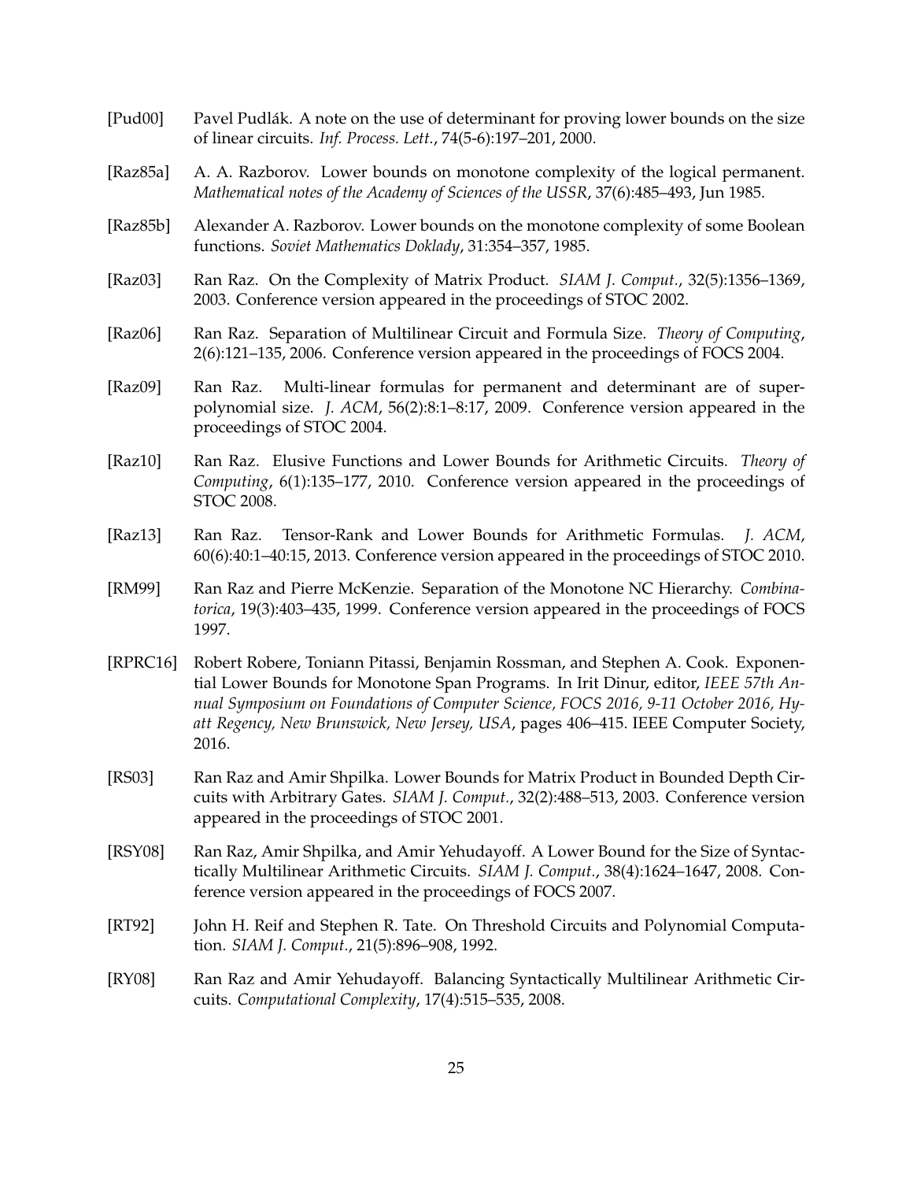[Pud00] Pavel Pudlák. A note on the use of determinant for proving lower bounds on the size of linear circuits. *Inf. Process. Lett.*, 74(5-6):197–201, 2000.

[Raz85a] A. A. Razborov. Lower bounds on monotone complexity of the logical permanent. *Mathematical notes of the Academy of Sciences of the USSR*, 37(6):485–493, Jun 1985.

[Raz85b] Alexander A. Razborov. Lower bounds on the monotone complexity of some Boolean functions. *Soviet Mathematics Doklady*, 31:354–357, 1985.

[Raz03] Ran Raz. On the Complexity of Matrix Product. *SIAM J. Comput.*, 32(5):1356–1369, 2003. Conference version appeared in the proceedings of STOC 2002.

[Raz06] Ran Raz. Separation of Multilinear Circuit and Formula Size. *Theory of Computing*, 2(6):121–135, 2006. Conference version appeared in the proceedings of FOCS 2004.

[Raz09] Ran Raz. Multi-linear formulas for permanent and determinant are of super-polynomial size. *J. ACM*, 56(2):8:1–8:17, 2009. Conference version appeared in the proceedings of STOC 2004.

[Raz10] Ran Raz. Elusive Functions and Lower Bounds for Arithmetic Circuits. *Theory of Computing*, 6(1):135–177, 2010. Conference version appeared in the proceedings of STOC 2008.

[Raz13] Ran Raz. Tensor-Rank and Lower Bounds for Arithmetic Formulas. *J. ACM*, 60(6):40:1–40:15, 2013. Conference version appeared in the proceedings of STOC 2010.

[RM99] Ran Raz and Pierre McKenzie. Separation of the Monotone NC Hierarchy. *Combinatorica*, 19(3):403–435, 1999. Conference version appeared in the proceedings of FOCS 1997.

[RPRC16] Robert Robere, Toniann Pitassi, Benjamin Rossman, and Stephen A. Cook. Exponential Lower Bounds for Monotone Span Programs. In Irit Dinur, editor, *IEEE 57th Annual Symposium on Foundations of Computer Science, FOCS 2016, 9-11 October 2016, Hyatt Regency, New Brunswick, New Jersey, USA*, pages 406–415. IEEE Computer Society, 2016.

[RS03] Ran Raz and Amir Shpilka. Lower Bounds for Matrix Product in Bounded Depth Circuits with Arbitrary Gates. *SIAM J. Comput.*, 32(2):488–513, 2003. Conference version appeared in the proceedings of STOC 2001.

[RSY08] Ran Raz, Amir Shpilka, and Amir Yehudayoff. A Lower Bound for the Size of Syntactically Multilinear Arithmetic Circuits. *SIAM J. Comput.*, 38(4):1624–1647, 2008. Conference version appeared in the proceedings of FOCS 2007.

[RT92] John H. Reif and Stephen R. Tate. On Threshold Circuits and Polynomial Computation. *SIAM J. Comput.*, 21(5):896–908, 1992.

[RY08] Ran Raz and Amir Yehudayoff. Balancing Syntactically Multilinear Arithmetic Circuits. *Computational Complexity*, 17(4):515–535, 2008.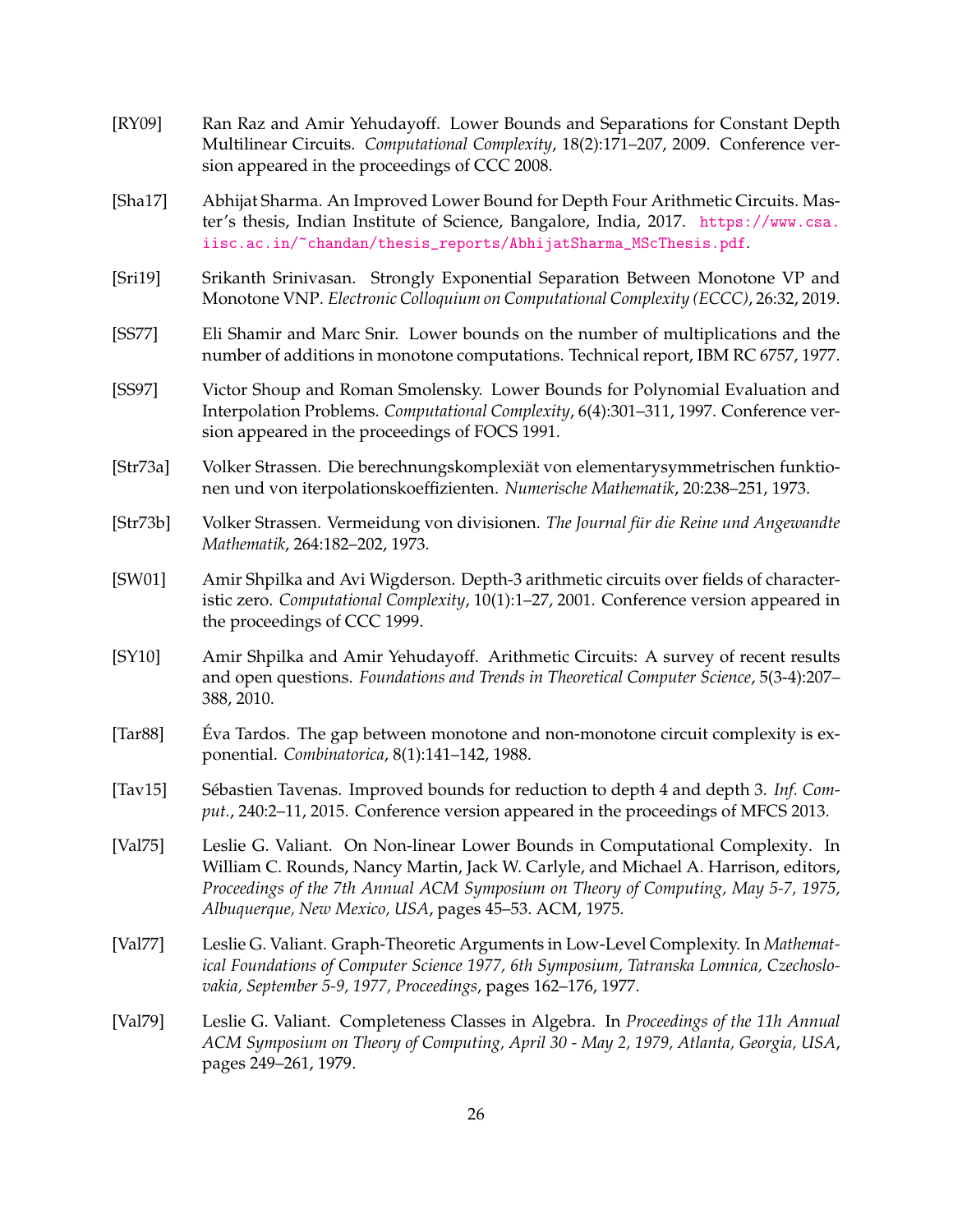[RY09] Ran Raz and Amir Yehudayoff. Lower Bounds and Separations for Constant Depth Multilinear Circuits. *Computational Complexity*, 18(2):171–207, 2009. Conference version appeared in the proceedings of CCC 2008.

[Sha17] Abhijat Sharma. An Improved Lower Bound for Depth Four Arithmetic Circuits. Master's thesis, Indian Institute of Science, Bangalore, India, 2017. https://www.csa.iisc.ac.in/~chandan/thesis_reports/AbhijatSharma_MScThesis.pdf.

[Sri19] Srikanth Srinivasan. Strongly Exponential Separation Between Monotone VP and Monotone VNP. *Electronic Colloquium on Computational Complexity (ECCC)*, 26:32, 2019.

[SS77] Eli Shamir and Marc Snir. Lower bounds on the number of multiplications and the number of additions in monotone computations. Technical report, IBM RC 6757, 1977.

[SS97] Victor Shoup and Roman Smolensky. Lower Bounds for Polynomial Evaluation and Interpolation Problems. *Computational Complexity*, 6(4):301–311, 1997. Conference version appeared in the proceedings of FOCS 1991.

[Str73a] Volker Strassen. Die berechnungskomplexiät von elementarysymmetrischen funktionen und von iterpolationskoeffizienten. *Numerische Mathematik*, 20:238–251, 1973.

[Str73b] Volker Strassen. Vermeidung von divisionen. *The Journal für die Reine und Angewandte Mathematik*, 264:182–202, 1973.

[SW01] Amir Shpilka and Avi Wigderson. Depth-3 arithmetic circuits over fields of characteristic zero. *Computational Complexity*, 10(1):1–27, 2001. Conference version appeared in the proceedings of CCC 1999.

[SY10] Amir Shpilka and Amir Yehudayoff. Arithmetic Circuits: A survey of recent results and open questions. *Foundations and Trends in Theoretical Computer Science*, 5(3-4):207–388, 2010.

[Tar88] Éva Tardos. The gap between monotone and non-monotone circuit complexity is exponential. *Combinatorica*, 8(1):141–142, 1988.

[Tav15] Sébastien Tavenas. Improved bounds for reduction to depth 4 and depth 3. *Inf. Comput.*, 240:2–11, 2015. Conference version appeared in the proceedings of MFCS 2013.

[Val75] Leslie G. Valiant. On Non-linear Lower Bounds in Computational Complexity. In William C. Rounds, Nancy Martin, Jack W. Carlyle, and Michael A. Harrison, editors, *Proceedings of the 7th Annual ACM Symposium on Theory of Computing, May 5-7, 1975, Albuquerque, New Mexico, USA*, pages 45–53. ACM, 1975.

[Val77] Leslie G. Valiant. Graph-Theoretic Arguments in Low-Level Complexity. In *Mathematical Foundations of Computer Science 1977, 6th Symposium, Tatranska Lomnica, Czechoslovakia, September 5-9, 1977, Proceedings*, pages 162–176, 1977.

[Val79] Leslie G. Valiant. Completeness Classes in Algebra. In *Proceedings of the 11h Annual ACM Symposium on Theory of Computing, April 30 - May 2, 1979, Atlanta, Georgia, USA*, pages 249–261, 1979.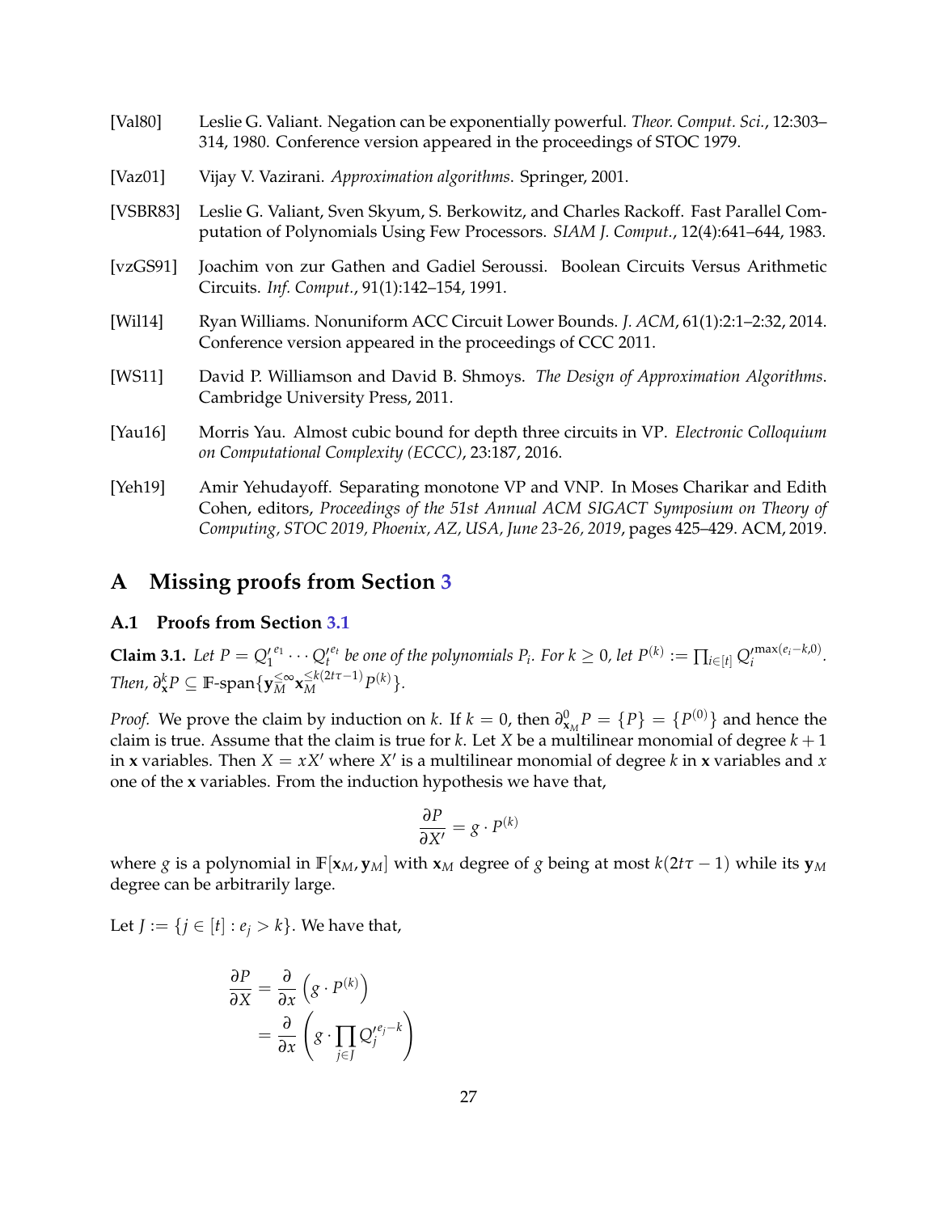[Val80] Leslie G. Valiant. Negation can be exponentially powerful. *Theor. Comput. Sci.*, 12:303–314, 1980. Conference version appeared in the proceedings of STOC 1979.

[Vaz01] Vijay V. Vazirani. *Approximation algorithms*. Springer, 2001.

[VSBR83] Leslie G. Valiant, Sven Skyum, S. Berkowitz, and Charles Rackoff. Fast Parallel Computation of Polynomials Using Few Processors. *SIAM J. Comput.*, 12(4):641–644, 1983.

[vzGS91] Joachim von zur Gathen and Gadiel Seroussi. Boolean Circuits Versus Arithmetic Circuits. *Inf. Comput.*, 91(1):142–154, 1991.

[Wil14] Ryan Williams. Nonuniform ACC Circuit Lower Bounds. *J. ACM*, 61(1):2:1–2:32, 2014. Conference version appeared in the proceedings of CCC 2011.

[WS11] David P. Williamson and David B. Shmoys. *The Design of Approximation Algorithms*. Cambridge University Press, 2011.

[Yau16] Morris Yau. Almost cubic bound for depth three circuits in VP. *Electronic Colloquium on Computational Complexity (ECCC)*, 23:187, 2016.

[Yeh19] Amir Yehudayoff. Separating monotone VP and VNP. In Moses Charikar and Edith Cohen, editors, *Proceedings of the 51st Annual ACM SIGACT Symposium on Theory of Computing, STOC 2019, Phoenix, AZ, USA, June 23-26, 2019*, pages 425–429. ACM, 2019.

# A Missing proofs from Section 3

## A.1 Proofs from Section 3.1

**Claim 3.1.** *Let $P = {Q'_1}^{e_1} \cdots {Q'_t}^{e_t}$ be one of the polynomials $P_i$. For $k \geq 0$, let $P^{(k)} := \prod_{i \in [t]} {Q'_i}^{\max(e_i - k, 0)}$. Then, $\partial^k_{\mathbf{x}} P \subseteq \mathbb{F}\text{-span}\{\mathbf{y}_M^{\leq \infty} \mathbf{x}_M^{\leq k(2t\tau - 1)} P^{(k)}\}$.*

*Proof.* We prove the claim by induction on $k$. If $k = 0$, then $\partial^0_{\mathbf{x}_M} P = \{P\} = \{P^{(0)}\}$ and hence the claim is true. Assume that the claim is true for $k$. Let $X$ be a multilinear monomial of degree $k+1$ in $\mathbf{x}$ variables. Then $X = xX'$ where $X'$ is a multilinear monomial of degree $k$ in $\mathbf{x}$ variables and $x$ one of the $\mathbf{x}$ variables. From the induction hypothesis we have that,

$$\frac{\partial P}{\partial X'} = g \cdot P^{(k)}$$

where $g$ is a polynomial in $\mathbb{F}[\mathbf{x}_M, \mathbf{y}_M]$ with $\mathbf{x}_M$ degree of $g$ being at most $k(2t\tau - 1)$ while its $\mathbf{y}_M$ degree can be arbitrarily large.

Let $J := \{j \in [t] : e_j > k\}$. We have that,

$$\begin{aligned}
\frac{\partial P}{\partial X} &= \frac{\partial}{\partial x}\left(g \cdot P^{(k)}\right) \\
&= \frac{\partial}{\partial x}\left(g \cdot \prod_{j \in J} {Q'_j}^{e_j - k}\right)
\end{aligned}$$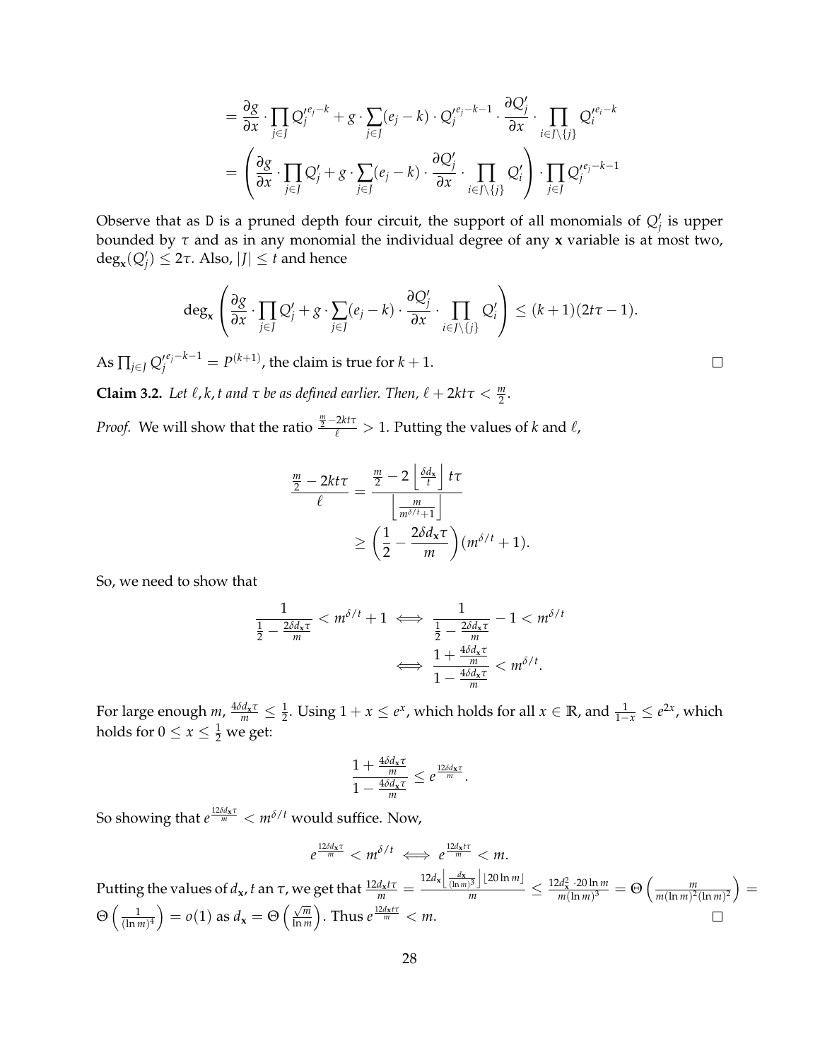$$= \frac{\partial g}{\partial x} \cdot \prod_{j \in J} Q_j'^{e_j - k} + g \cdot \sum_{j \in J} (e_j - k) \cdot Q_j'^{e_j - k - 1} \cdot \frac{\partial Q_j'}{\partial x} \cdot \prod_{i \in J \setminus \{j\}} Q_i'^{e_i - k}$$

$$= \left( \frac{\partial g}{\partial x} \cdot \prod_{j \in J} Q_j' + g \cdot \sum_{j \in J} (e_j - k) \cdot \frac{\partial Q_j'}{\partial x} \cdot \prod_{i \in J \setminus \{j\}} Q_i' \right) \cdot \prod_{j \in J} Q_j'^{e_j - k - 1}$$

Observe that as D is a pruned depth four circuit, the support of all monomials of $Q_j'$ is upper bounded by $\tau$ and as in any monomial the individual degree of any $\mathbf{x}$ variable is at most two, $\deg_{\mathbf{x}}(Q_j') \leq 2\tau$. Also, $|J| \leq t$ and hence

$$\deg_{\mathbf{x}} \left( \frac{\partial g}{\partial x} \cdot \prod_{j \in J} Q_j' + g \cdot \sum_{j \in J} (e_j - k) \cdot \frac{\partial Q_j'}{\partial x} \cdot \prod_{i \in J \setminus \{j\}} Q_i' \right) \leq (k+1)(2t\tau - 1).$$

As $\prod_{j \in J} Q_j'^{e_j - k - 1} = P^{(k+1)}$, the claim is true for $k+1$. $\square$

**Claim 3.2.** *Let $\ell, k, t$ and $\tau$ be as defined earlier. Then, $\ell + 2kt\tau < \frac{m}{2}$.*

*Proof.* We will show that the ratio $\frac{\frac{m}{2} - 2kt\tau}{\ell} > 1$. Putting the values of $k$ and $\ell$,

$$\frac{\frac{m}{2} - 2kt\tau}{\ell} = \frac{\frac{m}{2} - 2\left\lfloor \frac{\delta d_{\mathbf{x}}}{t} \right\rfloor t\tau}{\left\lfloor \frac{m}{m^{\delta/t} + 1} \right\rfloor}$$
$$\geq \left( \frac{1}{2} - \frac{2\delta d_{\mathbf{x}} \tau}{m} \right)(m^{\delta/t} + 1).$$

So, we need to show that

$$\frac{1}{\frac{1}{2} - \frac{2\delta d_{\mathbf{x}} \tau}{m}} < m^{\delta/t} + 1 \iff \frac{1}{\frac{1}{2} - \frac{2\delta d_{\mathbf{x}} \tau}{m}} - 1 < m^{\delta/t}$$
$$\iff \frac{1 + \frac{4\delta d_{\mathbf{x}} \tau}{m}}{1 - \frac{4\delta d_{\mathbf{x}} \tau}{m}} < m^{\delta/t}.$$

For large enough $m$, $\frac{4\delta d_{\mathbf{x}} \tau}{m} \leq \frac{1}{2}$. Using $1 + x \leq e^x$, which holds for all $x \in \mathbb{R}$, and $\frac{1}{1-x} \leq e^{2x}$, which holds for $0 \leq x \leq \frac{1}{2}$ we get:

$$\frac{1 + \frac{4\delta d_{\mathbf{x}} \tau}{m}}{1 - \frac{4\delta d_{\mathbf{x}} \tau}{m}} \leq e^{\frac{12\delta d_{\mathbf{x}} \tau}{m}}.$$

So showing that $e^{\frac{12\delta d_{\mathbf{x}} \tau}{m}} < m^{\delta/t}$ would suffice. Now,

$$e^{\frac{12\delta d_{\mathbf{x}} \tau}{m}} < m^{\delta/t} \iff e^{\frac{12 d_{\mathbf{x}} t\tau}{m}} < m.$$

Putting the values of $d_{\mathbf{x}}, t$ an $\tau$, we get that $\frac{12 d_{\mathbf{x}} t\tau}{m} = \frac{12 d_{\mathbf{x}} \left\lfloor \frac{d_{\mathbf{x}}}{(\ln m)^3} \right\rfloor \lfloor 20 \ln m \rfloor}{m} \leq \frac{12 d_{\mathbf{x}}^2 \cdot 20 \ln m}{m (\ln m)^3} = \Theta\left( \frac{m}{m (\ln m)^2 (\ln m)^2} \right) = \Theta\left( \frac{1}{(\ln m)^4} \right) = o(1)$ as $d_{\mathbf{x}} = \Theta\left( \frac{\sqrt{m}}{\ln m} \right)$. Thus $e^{\frac{12 d_{\mathbf{x}} t\tau}{m}} < m$. $\square$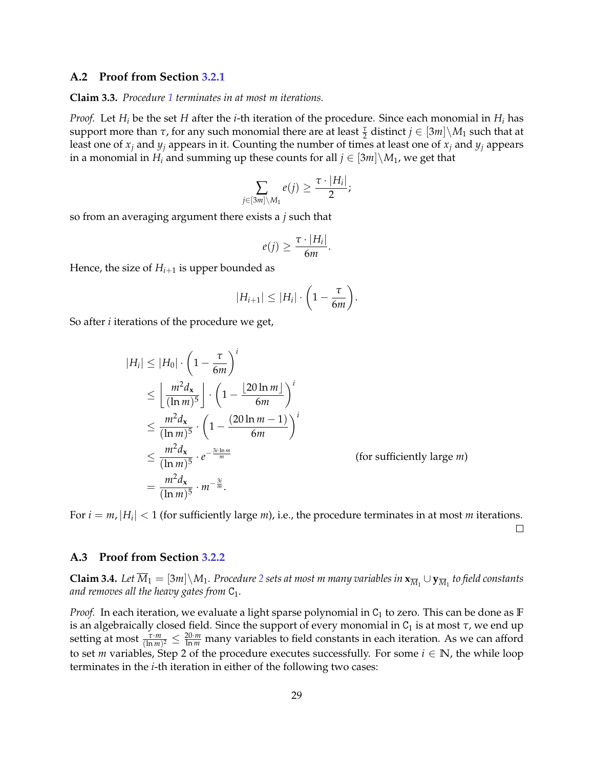## A.2 Proof from Section 3.2.1

**Claim 3.3.** *Procedure 1 terminates in at most $m$ iterations.*

*Proof.* Let $H_i$ be the set $H$ after the $i$-th iteration of the procedure. Since each monomial in $H_i$ has support more than $\tau$, for any such monomial there are at least $\frac{\tau}{2}$ distinct $j \in [3m]\backslash M_1$ such that at least one of $x_j$ and $y_j$ appears in it. Counting the number of times at least one of $x_j$ and $y_j$ appears in a monomial in $H_i$ and summing up these counts for all $j \in [3m]\backslash M_1$, we get that

$$\sum_{j\in[3m]\backslash M_1} e(j) \geq \frac{\tau \cdot |H_i|}{2};$$

so from an averaging argument there exists a $j$ such that

$$e(j) \geq \frac{\tau \cdot |H_i|}{6m}.$$

Hence, the size of $H_{i+1}$ is upper bounded as

$$|H_{i+1}| \leq |H_i| \cdot \left(1 - \frac{\tau}{6m}\right).$$

So after $i$ iterations of the procedure we get,

$$\begin{aligned}
|H_i| &\leq |H_0| \cdot \left(1 - \frac{\tau}{6m}\right)^i \\
&\leq \left\lfloor \frac{m^2 d_{\mathbf{x}}}{(\ln m)^5} \right\rfloor \cdot \left(1 - \frac{\lfloor 20 \ln m \rfloor}{6m}\right)^i \\
&\leq \frac{m^2 d_{\mathbf{x}}}{(\ln m)^5} \cdot \left(1 - \frac{(20 \ln m - 1)}{6m}\right)^i \\
&\leq \frac{m^2 d_{\mathbf{x}}}{(\ln m)^5} \cdot e^{-\frac{3i \cdot \ln m}{m}} && \text{(for sufficiently large } m\text{)} \\
&= \frac{m^2 d_{\mathbf{x}}}{(\ln m)^5} \cdot m^{-\frac{3i}{m}}.
\end{aligned}$$

For $i = m$, $|H_i| < 1$ (for sufficiently large $m$), i.e., the procedure terminates in at most $m$ iterations. □

## A.3 Proof from Section 3.2.2

**Claim 3.4.** *Let $\overline{M}_1 = [3m]\backslash M_1$. Procedure 2 sets at most $m$ many variables in $\mathbf{x}_{\overline{M}_1} \cup \mathbf{y}_{\overline{M}_1}$ to field constants and removes all the heavy gates from $\mathsf{C}_1$.*

*Proof.* In each iteration, we evaluate a light sparse polynomial in $\mathsf{C}_1$ to zero. This can be done as $\mathbb{F}$ is an algebraically closed field. Since the support of every monomial in $\mathsf{C}_1$ is at most $\tau$, we end up setting at most $\frac{\tau \cdot m}{(\ln m)^2} \leq \frac{20 \cdot m}{\ln m}$ many variables to field constants in each iteration. As we can afford to set $m$ variables, Step 2 of the procedure executes successfully. For some $i \in \mathbb{N}$, the while loop terminates in the $i$-th iteration in either of the following two cases: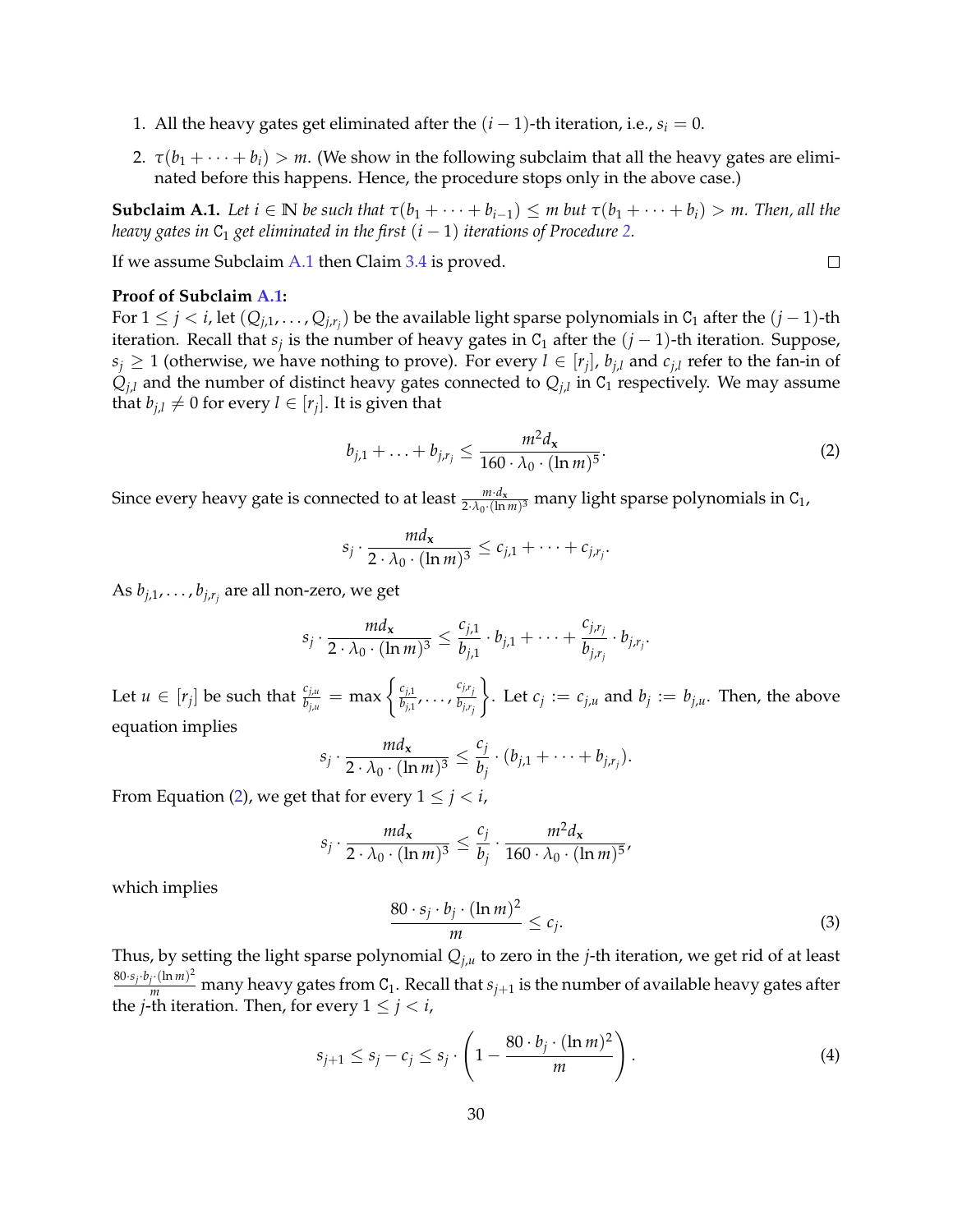1. All the heavy gates get eliminated after the $(i-1)$-th iteration, i.e., $s_i = 0$.
2. $\tau(b_1 + \cdots + b_i) > m$. (We show in the following subclaim that all the heavy gates are eliminated before this happens. Hence, the procedure stops only in the above case.)

**Subclaim A.1.** *Let $i \in \mathbb{N}$ be such that $\tau(b_1 + \cdots + b_{i-1}) \leq m$ but $\tau(b_1 + \cdots + b_i) > m$. Then, all the heavy gates in $\mathtt{C}_1$ get eliminated in the first $(i-1)$ iterations of Procedure 2.*

If we assume Subclaim A.1 then Claim 3.4 is proved. $\square$

**Proof of Subclaim A.1:**
For $1 \leq j < i$, let $(Q_{j,1}, \ldots, Q_{j,r_j})$ be the available light sparse polynomials in $\mathtt{C}_1$ after the $(j-1)$-th iteration. Recall that $s_j$ is the number of heavy gates in $\mathtt{C}_1$ after the $(j-1)$-th iteration. Suppose, $s_j \geq 1$ (otherwise, we have nothing to prove). For every $l \in [r_j]$, $b_{j,l}$ and $c_{j,l}$ refer to the fan-in of $Q_{j,l}$ and the number of distinct heavy gates connected to $Q_{j,l}$ in $\mathtt{C}_1$ respectively. We may assume that $b_{j,l} \neq 0$ for every $l \in [r_j]$. It is given that

$$b_{j,1} + \ldots + b_{j,r_j} \leq \frac{m^2 d_{\mathbf{x}}}{160 \cdot \lambda_0 \cdot (\ln m)^5}. \tag{2}$$

Since every heavy gate is connected to at least $\frac{m \cdot d_{\mathbf{x}}}{2 \cdot \lambda_0 \cdot (\ln m)^3}$ many light sparse polynomials in $\mathtt{C}_1$,

$$s_j \cdot \frac{m d_{\mathbf{x}}}{2 \cdot \lambda_0 \cdot (\ln m)^3} \leq c_{j,1} + \cdots + c_{j,r_j}.$$

As $b_{j,1}, \ldots, b_{j,r_j}$ are all non-zero, we get

$$s_j \cdot \frac{m d_{\mathbf{x}}}{2 \cdot \lambda_0 \cdot (\ln m)^3} \leq \frac{c_{j,1}}{b_{j,1}} \cdot b_{j,1} + \cdots + \frac{c_{j,r_j}}{b_{j,r_j}} \cdot b_{j,r_j}.$$

Let $u \in [r_j]$ be such that $\frac{c_{j,u}}{b_{j,u}} = \max\left\{\frac{c_{j,1}}{b_{j,1}}, \ldots, \frac{c_{j,r_j}}{b_{j,r_j}}\right\}$. Let $c_j := c_{j,u}$ and $b_j := b_{j,u}$. Then, the above equation implies

$$s_j \cdot \frac{m d_{\mathbf{x}}}{2 \cdot \lambda_0 \cdot (\ln m)^3} \leq \frac{c_j}{b_j} \cdot (b_{j,1} + \cdots + b_{j,r_j}).$$

From Equation (2), we get that for every $1 \leq j < i$,

$$s_j \cdot \frac{m d_{\mathbf{x}}}{2 \cdot \lambda_0 \cdot (\ln m)^3} \leq \frac{c_j}{b_j} \cdot \frac{m^2 d_{\mathbf{x}}}{160 \cdot \lambda_0 \cdot (\ln m)^5},$$

which implies

$$\frac{80 \cdot s_j \cdot b_j \cdot (\ln m)^2}{m} \leq c_j. \tag{3}$$

Thus, by setting the light sparse polynomial $Q_{j,u}$ to zero in the $j$-th iteration, we get rid of at least $\frac{80 \cdot s_j \cdot b_j \cdot (\ln m)^2}{m}$ many heavy gates from $\mathtt{C}_1$. Recall that $s_{j+1}$ is the number of available heavy gates after the $j$-th iteration. Then, for every $1 \leq j < i$,

$$s_{j+1} \leq s_j - c_j \leq s_j \cdot \left(1 - \frac{80 \cdot b_j \cdot (\ln m)^2}{m}\right). \tag{4}$$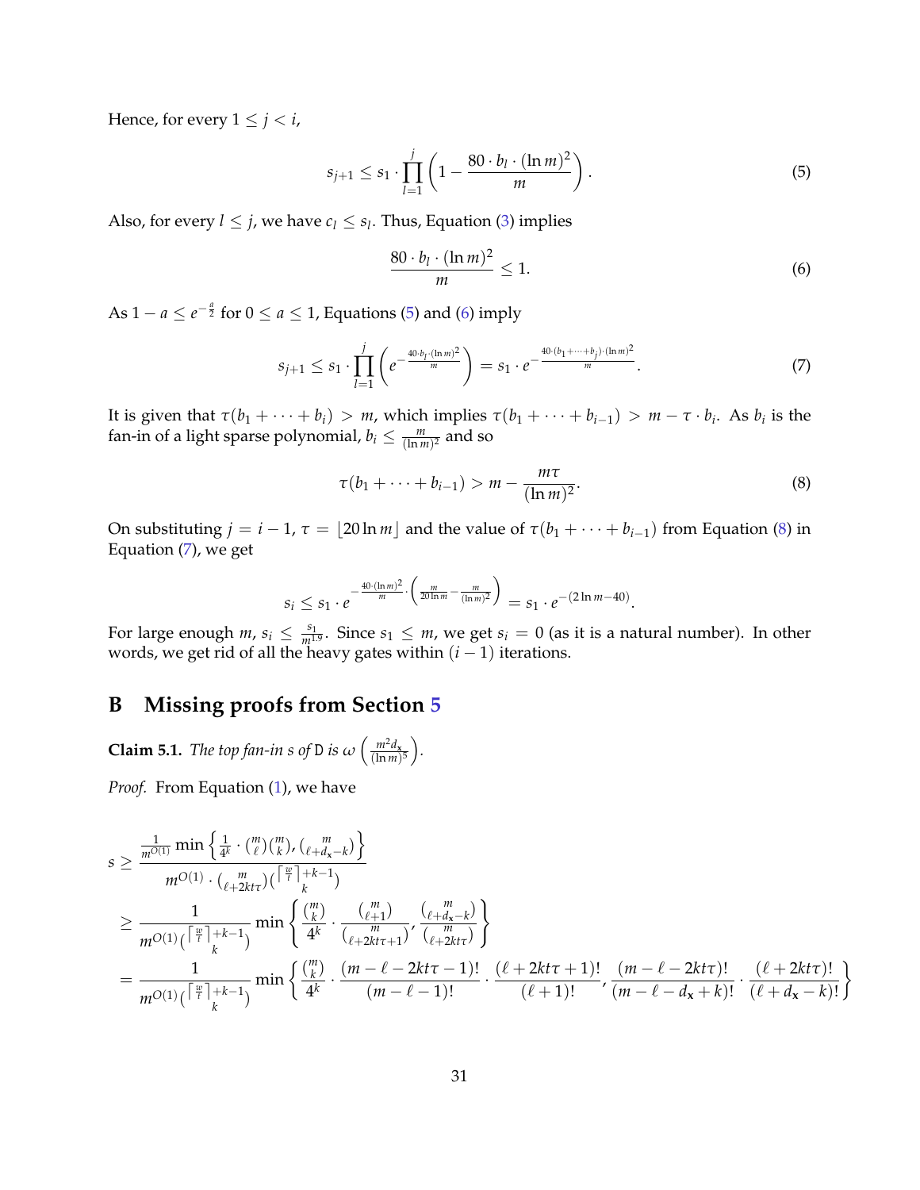Hence, for every $1 \le j < i$,

$$s_{j+1} \le s_1 \cdot \prod_{l=1}^{j} \left(1 - \frac{80 \cdot b_l \cdot (\ln m)^2}{m}\right). \tag{5}$$

Also, for every $l \le j$, we have $c_l \le s_l$. Thus, Equation (3) implies

$$\frac{80 \cdot b_l \cdot (\ln m)^2}{m} \le 1. \tag{6}$$

As $1 - a \le e^{-\frac{a}{2}}$ for $0 \le a \le 1$, Equations (5) and (6) imply

$$s_{j+1} \le s_1 \cdot \prod_{l=1}^{j} \left(e^{-\frac{40 \cdot b_l \cdot (\ln m)^2}{m}}\right) = s_1 \cdot e^{-\frac{40 \cdot (b_1 + \cdots + b_j) \cdot (\ln m)^2}{m}}. \tag{7}$$

It is given that $\tau(b_1 + \cdots + b_i) > m$, which implies $\tau(b_1 + \cdots + b_{i-1}) > m - \tau \cdot b_i$. As $b_i$ is the fan-in of a light sparse polynomial, $b_i \le \frac{m}{(\ln m)^2}$ and so

$$\tau(b_1 + \cdots + b_{i-1}) > m - \frac{m\tau}{(\ln m)^2}. \tag{8}$$

On substituting $j = i - 1$, $\tau = \lfloor 20 \ln m \rfloor$ and the value of $\tau(b_1 + \cdots + b_{i-1})$ from Equation (8) in Equation (7), we get

$$s_i \le s_1 \cdot e^{-\frac{40 \cdot (\ln m)^2}{m} \cdot \left(\frac{m}{20 \ln m} - \frac{m}{(\ln m)^2}\right)} = s_1 \cdot e^{-(2 \ln m - 40)}.$$

For large enough $m$, $s_i \le \frac{s_1}{m^{1.9}}$. Since $s_1 \le m$, we get $s_i = 0$ (as it is a natural number). In other words, we get rid of all the heavy gates within $(i-1)$ iterations.

## B Missing proofs from Section 5

**Claim 5.1.** *The top fan-in $s$ of $\mathtt{D}$ is $\omega\left(\frac{m^2 d_{\mathbf{x}}}{(\ln m)^5}\right)$.*

*Proof.* From Equation (1), we have

$$\begin{aligned}
s &\ge \frac{\frac{1}{m^{O(1)}} \min\left\{\frac{1}{4^k} \cdot \binom{m}{\ell}\binom{m}{k}, \binom{m}{\ell + d_{\mathbf{x}} - k}\right\}}{m^{O(1)} \cdot \binom{m}{\ell + 2kt\tau}\binom{\lceil \frac{w}{\tau} \rceil + k - 1}{k}} \\
&\ge \frac{1}{m^{O(1)} \binom{\lceil \frac{w}{\tau} \rceil + k - 1}{k}} \min\left\{\frac{\binom{m}{k}}{4^k} \cdot \frac{\binom{m}{\ell+1}}{\binom{m}{\ell + 2kt\tau + 1}}, \frac{\binom{m}{\ell + d_{\mathbf{x}} - k}}{\binom{m}{\ell + 2kt\tau}}\right\} \\
&= \frac{1}{m^{O(1)} \binom{\lceil \frac{w}{\tau} \rceil + k - 1}{k}} \min\left\{\frac{\binom{m}{k}}{4^k} \cdot \frac{(m - \ell - 2kt\tau - 1)!}{(m - \ell - 1)!} \cdot \frac{(\ell + 2kt\tau + 1)!}{(\ell + 1)!}, \frac{(m - \ell - 2kt\tau)!}{(m - \ell - d_{\mathbf{x}} + k)!} \cdot \frac{(\ell + 2kt\tau)!}{(\ell + d_{\mathbf{x}} - k)!}\right\}
\end{aligned}$$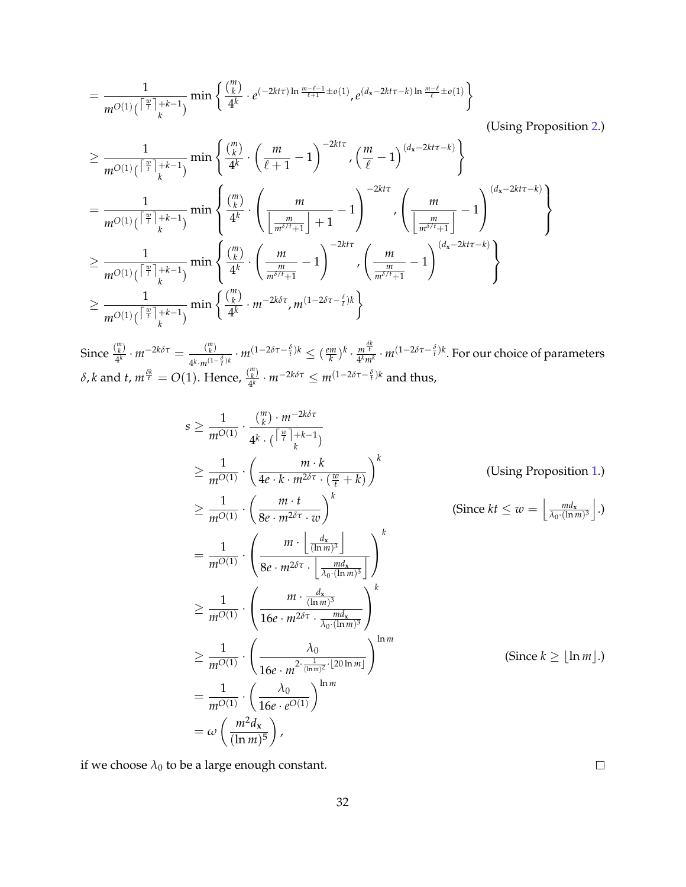$$
\begin{aligned}
&= \frac{1}{m^{O(1)\binom{\lceil \frac{w}{t}\rceil + k-1}{k}}} \min\left\{ \frac{\binom{m}{k}}{4^k} \cdot e^{(-2kt\tau)\ln\frac{m-\ell-1}{\ell+1} \pm o(1)}, e^{(d_{\mathbf{x}}-2kt\tau-k)\ln\frac{m-\ell}{\ell} \pm o(1)} \right\} \\
&\hspace{25em} \text{(Using Proposition 2.)} \\
&\geq \frac{1}{m^{O(1)\binom{\lceil \frac{w}{t}\rceil + k-1}{k}}} \min\left\{ \frac{\binom{m}{k}}{4^k} \cdot \left(\frac{m}{\ell+1} - 1\right)^{-2kt\tau}, \left(\frac{m}{\ell} - 1\right)^{(d_{\mathbf{x}}-2kt\tau-k)} \right\} \\
&= \frac{1}{m^{O(1)\binom{\lceil \frac{w}{t}\rceil + k-1}{k}}} \min\left\{ \frac{\binom{m}{k}}{4^k} \cdot \left(\frac{m}{\left\lfloor \frac{m}{m^{\delta/t}+1} \right\rfloor + 1} - 1\right)^{-2kt\tau}, \left(\frac{m}{\left\lfloor \frac{m}{m^{\delta/t}+1} \right\rfloor} - 1\right)^{(d_{\mathbf{x}}-2kt\tau-k)} \right\} \\
&\geq \frac{1}{m^{O(1)\binom{\lceil \frac{w}{t}\rceil + k-1}{k}}} \min\left\{ \frac{\binom{m}{k}}{4^k} \cdot \left(\frac{m}{\frac{m}{m^{\delta/t}+1}} - 1\right)^{-2kt\tau}, \left(\frac{m}{\frac{m}{m^{\delta/t}+1}} - 1\right)^{(d_{\mathbf{x}}-2kt\tau-k)} \right\} \\
&\geq \frac{1}{m^{O(1)\binom{\lceil \frac{w}{t}\rceil + k-1}{k}}} \min\left\{ \frac{\binom{m}{k}}{4^k} \cdot m^{-2k\delta\tau}, m^{(1-2\delta\tau-\frac{\delta}{t})k} \right\}
\end{aligned}
$$

Since $\frac{\binom{m}{k}}{4^k} \cdot m^{-2k\delta\tau} = \frac{\binom{m}{k}}{4^k \cdot m^{(1-\frac{\delta}{t})k}} \cdot m^{(1-2\delta\tau-\frac{\delta}{t})k} \leq \left(\frac{em}{k}\right)^k \cdot \frac{m^{\frac{\delta k}{t}}}{4^k m^k} \cdot m^{(1-2\delta\tau-\frac{\delta}{t})k}$. For our choice of parameters $\delta, k$ and $t$, $m^{\frac{\delta k}{t}} = O(1)$. Hence, $\frac{\binom{m}{k}}{4^k} \cdot m^{-2k\delta\tau} \leq m^{(1-2\delta\tau-\frac{\delta}{t})k}$ and thus,

$$
\begin{aligned}
s &\geq \frac{1}{m^{O(1)}} \cdot \frac{\binom{m}{k} \cdot m^{-2k\delta\tau}}{4^k \cdot \binom{\lceil \frac{w}{t}\rceil + k-1}{k}} \\
&\geq \frac{1}{m^{O(1)}} \cdot \left(\frac{m \cdot k}{4e \cdot k \cdot m^{2\delta\tau} \cdot (\frac{w}{t} + k)}\right)^k && \text{(Using Proposition 1.)} \\
&\geq \frac{1}{m^{O(1)}} \cdot \left(\frac{m \cdot t}{8e \cdot m^{2\delta\tau} \cdot w}\right)^k && \left(\text{Since } kt \leq w = \left\lfloor \frac{md_{\mathbf{x}}}{\lambda_0 \cdot (\ln m)^3} \right\rfloor.\right) \\
&= \frac{1}{m^{O(1)}} \cdot \left(\frac{m \cdot \left\lfloor \frac{d_{\mathbf{x}}}{(\ln m)^3} \right\rfloor}{8e \cdot m^{2\delta\tau} \cdot \left\lfloor \frac{md_{\mathbf{x}}}{\lambda_0 \cdot (\ln m)^3} \right\rfloor}\right)^k \\
&\geq \frac{1}{m^{O(1)}} \cdot \left(\frac{m \cdot \frac{d_{\mathbf{x}}}{(\ln m)^3}}{16e \cdot m^{2\delta\tau} \cdot \frac{md_{\mathbf{x}}}{\lambda_0 \cdot (\ln m)^3}}\right)^k \\
&\geq \frac{1}{m^{O(1)}} \cdot \left(\frac{\lambda_0}{16e \cdot m^{2 \cdot \frac{1}{(\ln m)^2} \cdot \lfloor 20 \ln m \rfloor}}\right)^{\ln m} && (\text{Since } k \geq \lfloor \ln m \rfloor.) \\
&= \frac{1}{m^{O(1)}} \cdot \left(\frac{\lambda_0}{16e \cdot e^{O(1)}}\right)^{\ln m} \\
&= \omega\left(\frac{m^2 d_{\mathbf{x}}}{(\ln m)^5}\right),
\end{aligned}
$$

if we choose $\lambda_0$ to be a large enough constant. ◻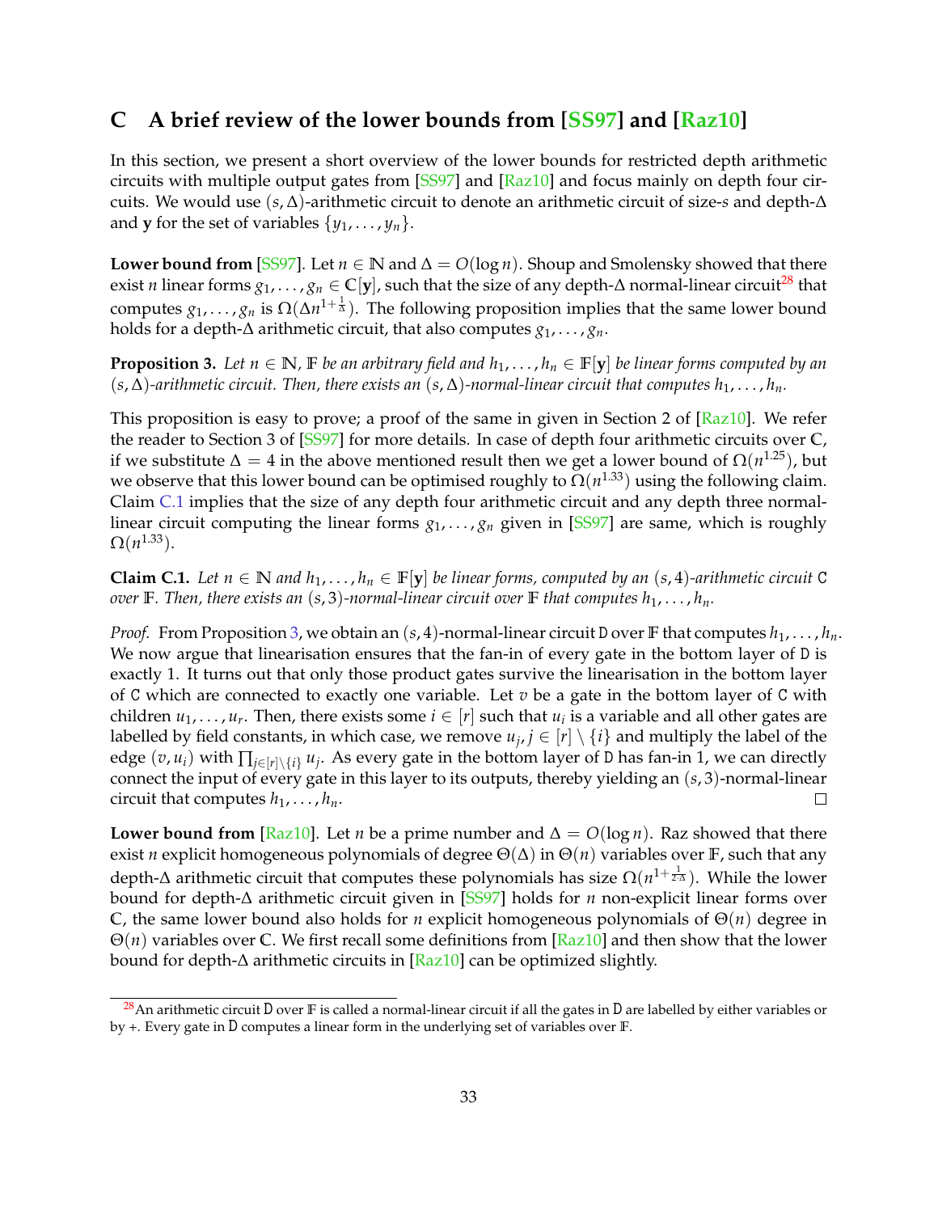# C A brief review of the lower bounds from [SS97] and [Raz10]

In this section, we present a short overview of the lower bounds for restricted depth arithmetic circuits with multiple output gates from [SS97] and [Raz10] and focus mainly on depth four circuits. We would use $(s, \Delta)$-arithmetic circuit to denote an arithmetic circuit of size-$s$ and depth-$\Delta$ and $\mathbf{y}$ for the set of variables $\{y_1, \ldots, y_n\}$.

**Lower bound from** [SS97]. Let $n \in \mathbb{N}$ and $\Delta = O(\log n)$. Shoup and Smolensky showed that there exist $n$ linear forms $g_1, \ldots, g_n \in \mathbb{C}[\mathbf{y}]$, such that the size of any depth-$\Delta$ normal-linear circuit[28] that computes $g_1, \ldots, g_n$ is $\Omega(\Delta n^{1+\frac{1}{\Delta}})$. The following proposition implies that the same lower bound holds for a depth-$\Delta$ arithmetic circuit, that also computes $g_1, \ldots, g_n$.

**Proposition 3.** *Let $n \in \mathbb{N}$, $\mathbb{F}$ be an arbitrary field and $h_1, \ldots, h_n \in \mathbb{F}[\mathbf{y}]$ be linear forms computed by an $(s, \Delta)$-arithmetic circuit. Then, there exists an $(s, \Delta)$-normal-linear circuit that computes $h_1, \ldots, h_n$.*

This proposition is easy to prove; a proof of the same in given in Section 2 of [Raz10]. We refer the reader to Section 3 of [SS97] for more details. In case of depth four arithmetic circuits over $\mathbb{C}$, if we substitute $\Delta = 4$ in the above mentioned result then we get a lower bound of $\Omega(n^{1.25})$, but we observe that this lower bound can be optimised roughly to $\Omega(n^{1.33})$ using the following claim. Claim C.1 implies that the size of any depth four arithmetic circuit and any depth three normal-linear circuit computing the linear forms $g_1, \ldots, g_n$ given in [SS97] are same, which is roughly $\Omega(n^{1.33})$.

**Claim C.1.** *Let $n \in \mathbb{N}$ and $h_1, \ldots, h_n \in \mathbb{F}[\mathbf{y}]$ be linear forms, computed by an $(s, 4)$-arithmetic circuit $\mathtt{C}$ over $\mathbb{F}$. Then, there exists an $(s, 3)$-normal-linear circuit over $\mathbb{F}$ that computes $h_1, \ldots, h_n$.*

*Proof.* From Proposition 3, we obtain an $(s, 4)$-normal-linear circuit $\mathtt{D}$ over $\mathbb{F}$ that computes $h_1, \ldots, h_n$. We now argue that linearisation ensures that the fan-in of every gate in the bottom layer of $\mathtt{D}$ is exactly 1. It turns out that only those product gates survive the linearisation in the bottom layer of $\mathtt{C}$ which are connected to exactly one variable. Let $v$ be a gate in the bottom layer of $\mathtt{C}$ with children $u_1, \ldots, u_r$. Then, there exists some $i \in [r]$ such that $u_i$ is a variable and all other gates are labelled by field constants, in which case, we remove $u_j, j \in [r] \setminus \{i\}$ and multiply the label of the edge $(v, u_i)$ with $\prod_{j \in [r] \setminus \{i\}} u_j$. As every gate in the bottom layer of $\mathtt{D}$ has fan-in 1, we can directly connect the input of every gate in this layer to its outputs, thereby yielding an $(s, 3)$-normal-linear circuit that computes $h_1, \ldots, h_n$. $\square$

**Lower bound from** [Raz10]. Let $n$ be a prime number and $\Delta = O(\log n)$. Raz showed that there exist $n$ explicit homogeneous polynomials of degree $\Theta(\Delta)$ in $\Theta(n)$ variables over $\mathbb{F}$, such that any depth-$\Delta$ arithmetic circuit that computes these polynomials has size $\Omega(n^{1+\frac{1}{2 \cdot \Delta}})$. While the lower bound for depth-$\Delta$ arithmetic circuit given in [SS97] holds for $n$ non-explicit linear forms over $\mathbb{C}$, the same lower bound also holds for $n$ explicit homogeneous polynomials of $\Theta(n)$ degree in $\Theta(n)$ variables over $\mathbb{C}$. We first recall some definitions from [Raz10] and then show that the lower bound for depth-$\Delta$ arithmetic circuits in [Raz10] can be optimized slightly.

[28] An arithmetic circuit $\mathtt{D}$ over $\mathbb{F}$ is called a normal-linear circuit if all the gates in $\mathtt{D}$ are labelled by either variables or by $+$. Every gate in $\mathtt{D}$ computes a linear form in the underlying set of variables over $\mathbb{F}$.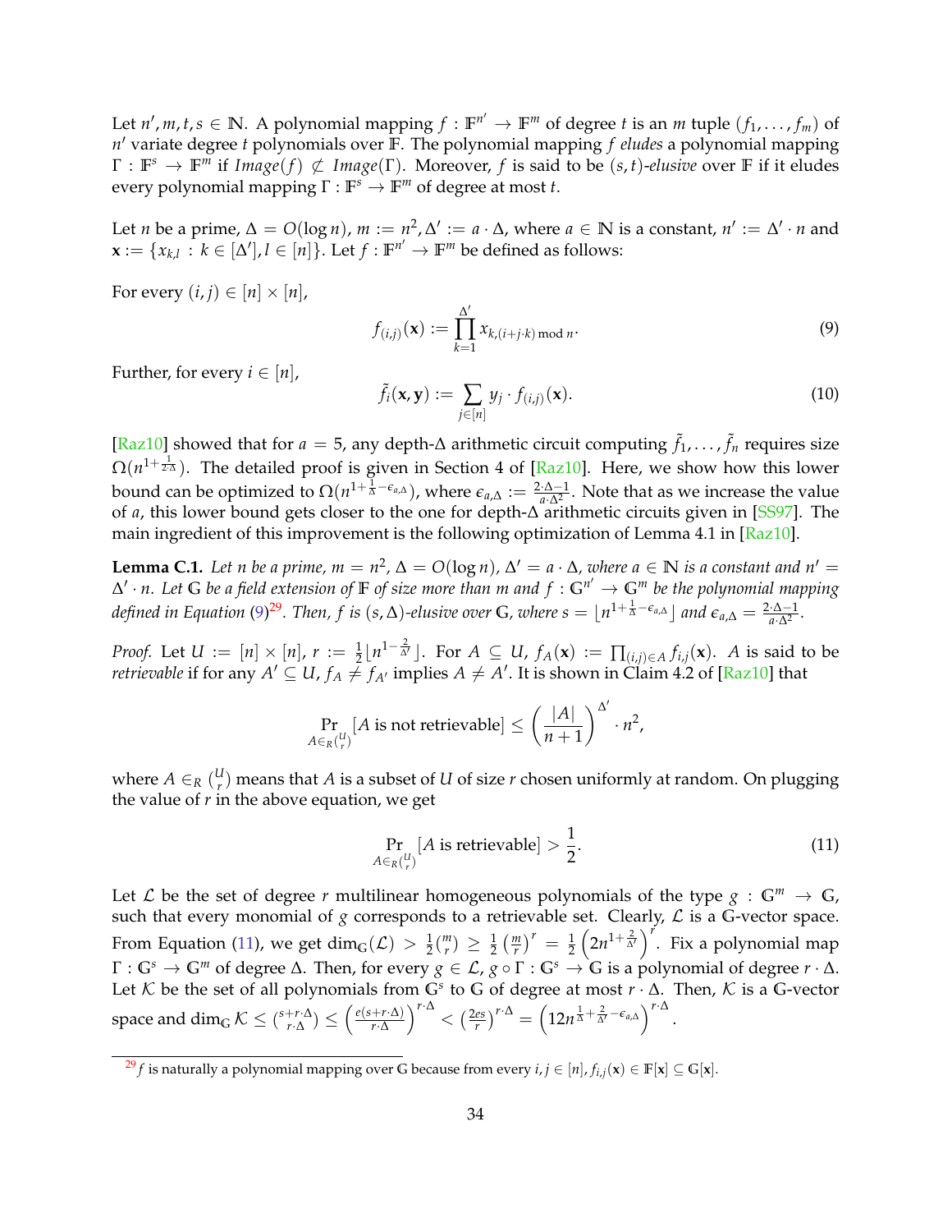Let $n', m, t, s \in \mathbb{N}$. A polynomial mapping $f : \mathbb{F}^{n'} \to \mathbb{F}^m$ of degree $t$ is an $m$ tuple $(f_1, \ldots, f_m)$ of $n'$ variate degree $t$ polynomials over $\mathbb{F}$. The polynomial mapping $f$ *eludes* a polynomial mapping $\Gamma : \mathbb{F}^s \to \mathbb{F}^m$ if $Image(f) \not\subseteq Image(\Gamma)$. Moreover, $f$ is said to be $(s,t)$*-elusive* over $\mathbb{F}$ if it eludes every polynomial mapping $\Gamma : \mathbb{F}^s \to \mathbb{F}^m$ of degree at most $t$.

Let $n$ be a prime, $\Delta = O(\log n)$, $m := n^2, \Delta' := a \cdot \Delta$, where $a \in \mathbb{N}$ is a constant, $n' := \Delta' \cdot n$ and $\mathbf{x} := \{x_{k,l} : k \in [\Delta'], l \in [n]\}$. Let $f : \mathbb{F}^{n'} \to \mathbb{F}^m$ be defined as follows:

For every $(i,j) \in [n] \times [n]$,

$$f_{(i,j)}(\mathbf{x}) := \prod_{k=1}^{\Delta'} x_{k,(i+j\cdot k) \bmod n}. \tag{9}$$

Further, for every $i \in [n]$,

$$\tilde{f}_i(\mathbf{x}, \mathbf{y}) := \sum_{j \in [n]} y_j \cdot f_{(i,j)}(\mathbf{x}). \tag{10}$$

[Raz10] showed that for $a = 5$, any depth-$\Delta$ arithmetic circuit computing $\tilde{f}_1, \ldots, \tilde{f}_n$ requires size $\Omega(n^{1+\frac{1}{2\cdot\Delta}})$. The detailed proof is given in Section 4 of [Raz10]. Here, we show how this lower bound can be optimized to $\Omega(n^{1+\frac{1}{\Delta}-\epsilon_{a,\Delta}})$, where $\epsilon_{a,\Delta} := \frac{2\cdot\Delta-1}{a\cdot\Delta^2}$. Note that as we increase the value of $a$, this lower bound gets closer to the one for depth-$\Delta$ arithmetic circuits given in [SS97]. The main ingredient of this improvement is the following optimization of Lemma 4.1 in [Raz10].

**Lemma C.1.** *Let $n$ be a prime, $m = n^2$, $\Delta = O(\log n)$, $\Delta' = a \cdot \Delta$, where $a \in \mathbb{N}$ is a constant and $n' = \Delta' \cdot n$. Let $\mathbb{G}$ be a field extension of $\mathbb{F}$ of size more than $m$ and $f : \mathbb{G}^{n'} \to \mathbb{G}^m$ be the polynomial mapping defined in Equation (9)[29]. Then, $f$ is $(s, \Delta)$-elusive over $\mathbb{G}$, where $s = \lfloor n^{1+\frac{1}{\Delta}-\epsilon_{a,\Delta}} \rfloor$ and $\epsilon_{a,\Delta} = \frac{2\cdot\Delta-1}{a\cdot\Delta^2}$.*

*Proof.* Let $U := [n] \times [n]$, $r := \frac{1}{2}\lfloor n^{1-\frac{2}{\Delta'}} \rfloor$. For $A \subseteq U$, $f_A(\mathbf{x}) := \prod_{(i,j)\in A} f_{i,j}(\mathbf{x})$. $A$ is said to be *retrievable* if for any $A' \subseteq U$, $f_A \neq f_{A'}$ implies $A \neq A'$. It is shown in Claim 4.2 of [Raz10] that

$$\Pr_{A \in_R \binom{U}{r}}[A \text{ is not retrievable}] \leq \left(\frac{|A|}{n+1}\right)^{\Delta'} \cdot n^2,$$

where $A \in_R \binom{U}{r}$ means that $A$ is a subset of $U$ of size $r$ chosen uniformly at random. On plugging the value of $r$ in the above equation, we get

$$\Pr_{A \in_R \binom{U}{r}}[A \text{ is retrievable}] > \frac{1}{2}. \tag{11}$$

Let $\mathcal{L}$ be the set of degree $r$ multilinear homogeneous polynomials of the type $g : \mathbb{G}^m \to \mathbb{G}$, such that every monomial of $g$ corresponds to a retrievable set. Clearly, $\mathcal{L}$ is a $\mathbb{G}$-vector space. From Equation (11), we get $\dim_{\mathbb{G}}(\mathcal{L}) > \frac{1}{2}\binom{m}{r} \geq \frac{1}{2}\left(\frac{m}{r}\right)^r = \frac{1}{2}\left(2n^{1+\frac{2}{\Delta'}}\right)^r$. Fix a polynomial map $\Gamma : \mathbb{G}^s \to \mathbb{G}^m$ of degree $\Delta$. Then, for every $g \in \mathcal{L}$, $g \circ \Gamma : \mathbb{G}^s \to \mathbb{G}$ is a polynomial of degree $r \cdot \Delta$. Let $\mathcal{K}$ be the set of all polynomials from $\mathbb{G}^s$ to $\mathbb{G}$ of degree at most $r \cdot \Delta$. Then, $\mathcal{K}$ is a $\mathbb{G}$-vector space and $\dim_{\mathbb{G}} \mathcal{K} \leq \binom{s+r\cdot\Delta}{r\cdot\Delta} \leq \left(\frac{e(s+r\cdot\Delta)}{r\cdot\Delta}\right)^{r\cdot\Delta} < \left(\frac{2es}{r}\right)^{r\cdot\Delta} = \left(12n^{\frac{1}{\Delta}+\frac{2}{\Delta'}-\epsilon_{a,\Delta}}\right)^{r\cdot\Delta}$.

[29] $f$ is naturally a polynomial mapping over $\mathbb{G}$ because from every $i,j \in [n]$, $f_{i,j}(\mathbf{x}) \in \mathbb{F}[\mathbf{x}] \subseteq \mathbb{G}[\mathbf{x}]$.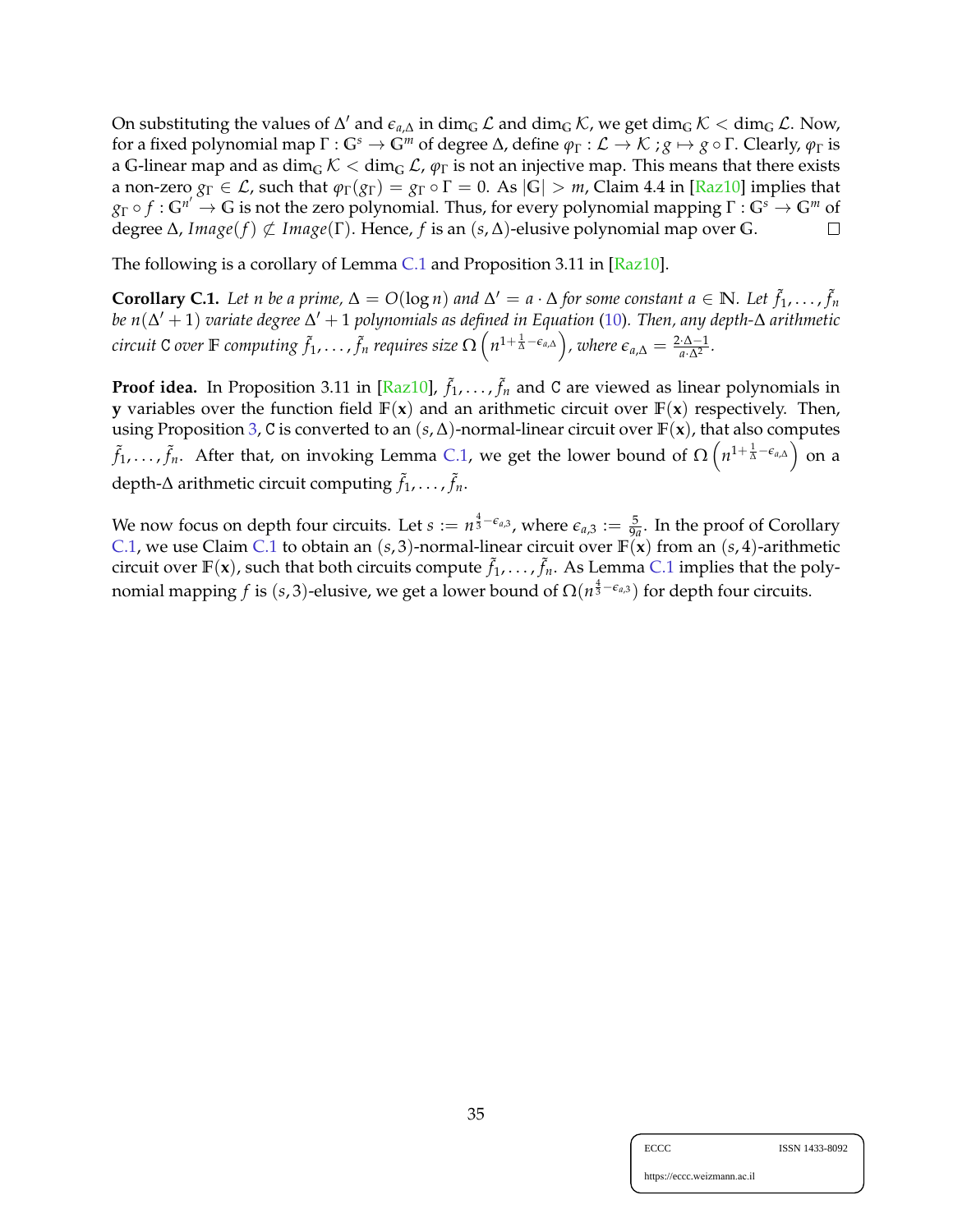On substituting the values of $\Delta'$ and $\epsilon_{a,\Delta}$ in $\dim_{\mathbb{G}} \mathcal{L}$ and $\dim_{\mathbb{G}} \mathcal{K}$, we get $\dim_{\mathbb{G}} \mathcal{K} < \dim_{\mathbb{G}} \mathcal{L}$. Now, for a fixed polynomial map $\Gamma : \mathbb{G}^s \to \mathbb{G}^m$ of degree $\Delta$, define $\varphi_\Gamma : \mathcal{L} \to \mathcal{K} ; g \mapsto g \circ \Gamma$. Clearly, $\varphi_\Gamma$ is a $\mathbb{G}$-linear map and as $\dim_{\mathbb{G}} \mathcal{K} < \dim_{\mathbb{G}} \mathcal{L}$, $\varphi_\Gamma$ is not an injective map. This means that there exists a non-zero $g_\Gamma \in \mathcal{L}$, such that $\varphi_\Gamma(g_\Gamma) = g_\Gamma \circ \Gamma = 0$. As $|\mathbb{G}| > m$, Claim 4.4 in [Raz10] implies that $g_\Gamma \circ f : \mathbb{G}^{n'} \to \mathbb{G}$ is not the zero polynomial. Thus, for every polynomial mapping $\Gamma : \mathbb{G}^s \to \mathbb{G}^m$ of degree $\Delta$, $Image(f) \not\subset Image(\Gamma)$. Hence, $f$ is an $(s, \Delta)$-elusive polynomial map over $\mathbb{G}$. ☐

The following is a corollary of Lemma C.1 and Proposition 3.11 in [Raz10].

**Corollary C.1.** *Let $n$ be a prime, $\Delta = O(\log n)$ and $\Delta' = a \cdot \Delta$ for some constant $a \in \mathbb{N}$. Let $\tilde{f}_1, \ldots, \tilde{f}_n$ be $n(\Delta' + 1)$ variate degree $\Delta' + 1$ polynomials as defined in Equation (10). Then, any depth-$\Delta$ arithmetic circuit $\mathtt{C}$ over $\mathbb{F}$ computing $\tilde{f}_1, \ldots, \tilde{f}_n$ requires size $\Omega\left(n^{1+\frac{1}{\Delta}-\epsilon_{a,\Delta}}\right)$, where $\epsilon_{a,\Delta} = \frac{2\cdot\Delta-1}{a\cdot\Delta^2}$.*

**Proof idea.** In Proposition 3.11 in [Raz10], $\tilde{f}_1, \ldots, \tilde{f}_n$ and $\mathtt{C}$ are viewed as linear polynomials in **y** variables over the function field $\mathbb{F}(\mathbf{x})$ and an arithmetic circuit over $\mathbb{F}(\mathbf{x})$ respectively. Then, using Proposition 3, $\mathtt{C}$ is converted to an $(s, \Delta)$-normal-linear circuit over $\mathbb{F}(\mathbf{x})$, that also computes $\tilde{f}_1, \ldots, \tilde{f}_n$. After that, on invoking Lemma C.1, we get the lower bound of $\Omega\left(n^{1+\frac{1}{\Delta}-\epsilon_{a,\Delta}}\right)$ on a depth-$\Delta$ arithmetic circuit computing $\tilde{f}_1, \ldots, \tilde{f}_n$.

We now focus on depth four circuits. Let $s := n^{\frac{4}{3}-\epsilon_{a,3}}$, where $\epsilon_{a,3} := \frac{5}{9a}$. In the proof of Corollary C.1, we use Claim C.1 to obtain an $(s, 3)$-normal-linear circuit over $\mathbb{F}(\mathbf{x})$ from an $(s, 4)$-arithmetic circuit over $\mathbb{F}(\mathbf{x})$, such that both circuits compute $\tilde{f}_1, \ldots, \tilde{f}_n$. As Lemma C.1 implies that the polynomial mapping $f$ is $(s, 3)$-elusive, we get a lower bound of $\Omega(n^{\frac{4}{3}-\epsilon_{a,3}})$ for depth four circuits.